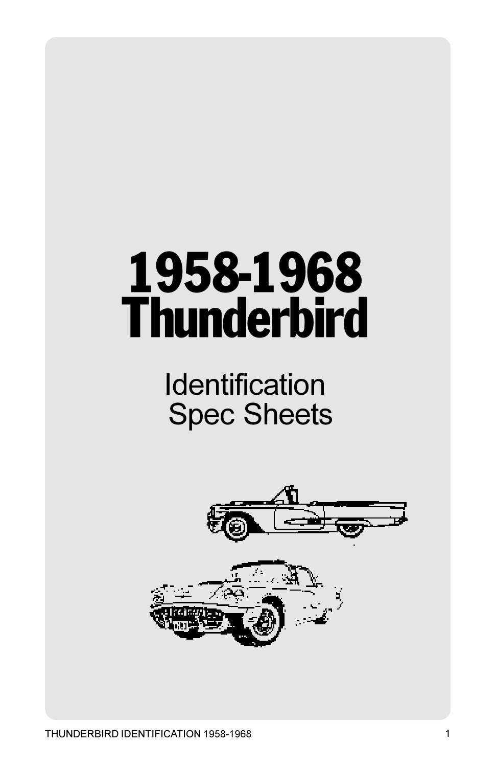# 1958-1968 Thunderbird

## Identification Spec Sheets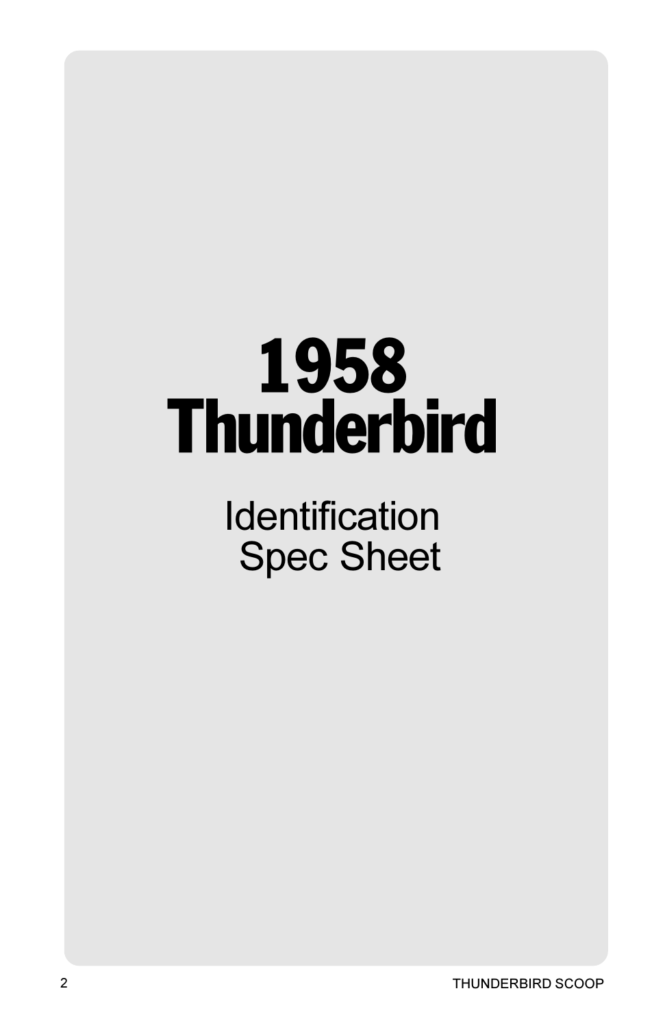# 1958 Thunderbird

Identification
Spec Sheet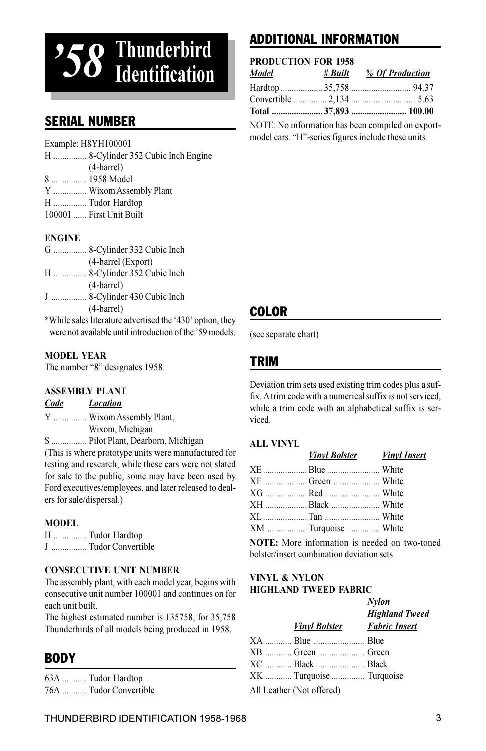# '58 Thunderbird Identification

## SERIAL NUMBER

Example: H8YH100001

H ............... 8-Cylinder 352 Cubic Inch Engine (4-barrel)
8 ................ 1958 Model
Y ............... Wixom Assembly Plant
H ............... Tudor Hardtop
100001 ...... First Unit Built

### ENGINE

G ............... 8-Cylinder 332 Cubic Inch (4-barrel (Export)
H ............... 8-Cylinder 352 Cubic Inch (4-barrel)
J ................ 8-Cylinder 430 Cubic Inch (4-barrel)

*While sales literature advertised the '430' option, they were not available until introduction of the '59 models.

### MODEL YEAR

The number "8" designates 1958.

### ASSEMBLY PLANT

| *Code* | *Location* |
|---|---|
| Y | Wixom Assembly Plant, Wixom, Michigan |
| S | Pilot Plant, Dearborn, Michigan |

(This is where prototype units were manufactured for testing and research; while these cars were not slated for sale to the public, some may have been used by Ford executives/employees, and later released to dealers for sale/dispersal.)

### MODEL

H ............... Tudor Hardtop
J ................ Tudor Convertible

### CONSECUTIVE UNIT NUMBER

The assembly plant, with each model year, begins with consecutive unit number 100001 and continues on for each unit built.

The highest estimated number is 135758, for 35,758 Thunderbirds of all models being produced in 1958.

## BODY

63A ........... Tudor Hardtop
76A ........... Tudor Convertible

## ADDITIONAL INFORMATION

### PRODUCTION FOR 1958

| *Model* | *# Built* | *% Of Production* |
|---|---|---|
| Hardtop | 35,758 | 94.37 |
| Convertible | 2,134 | 5.63 |
| **Total** | **37,893** | **100.00** |

NOTE: No information has been compiled on export-model cars. "H"-series figures include these units.

## COLOR

(see separate chart)

## TRIM

Deviation trim sets used existing trim codes plus a suffix. A trim code with a numerical suffix is not serviced, while a trim code with an alphabetical suffix is serviced.

### ALL VINYL

| | *Vinyl Bolster* | *Vinyl Insert* |
|---|---|---|
| XE | Blue | White |
| XF | Green | White |
| XG | Red | White |
| XH | Black | White |
| XL | Tan | White |
| XM | Turquoise | White |

**NOTE:** More information is needed on two-toned bolster/insert combination deviation sets.

### VINYL & NYLON HIGHLAND TWEED FABRIC

| | *Vinyl Bolster* | *Nylon Highland Tweed Fabric Insert* |
|---|---|---|
| XA | Blue | Blue |
| XB | Green | Green |
| XC | Black | Black |
| XK | Turquoise | Turquoise |

All Leather (Not offered)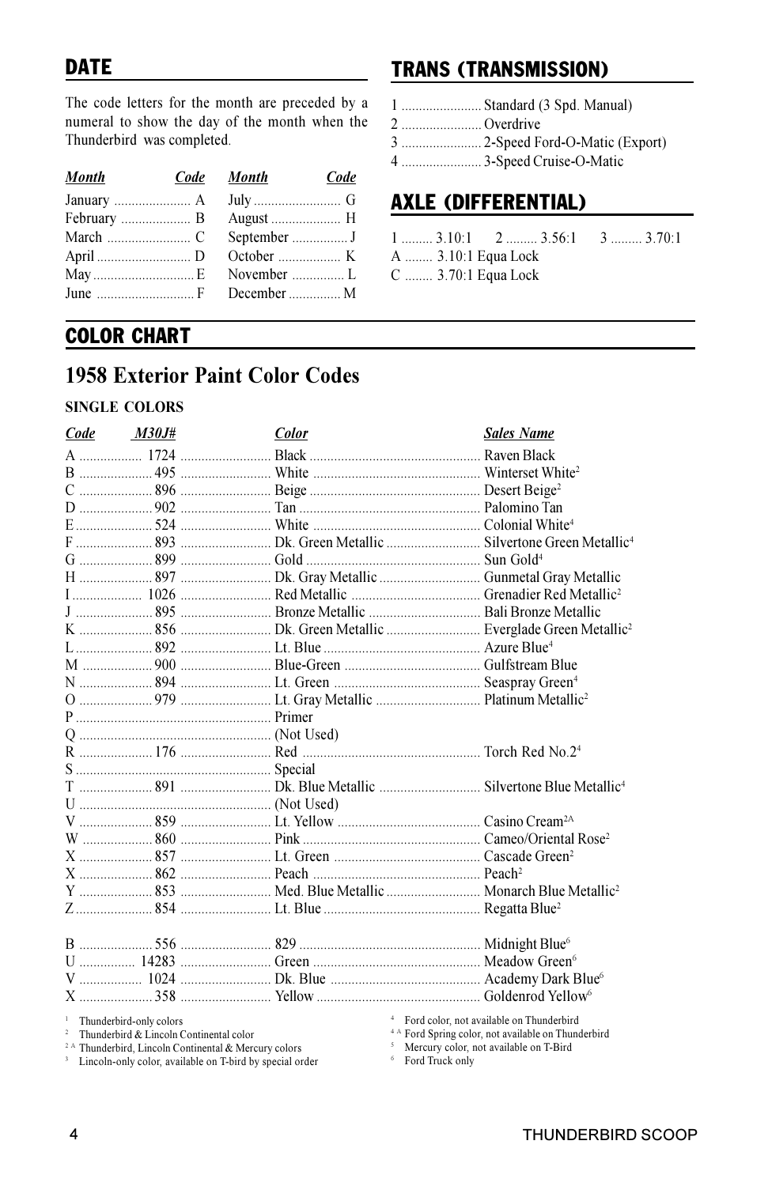## DATE

The code letters for the month are preceded by a numeral to show the day of the month when the Thunderbird was completed.

| *Month* | *Code* | *Month* | *Code* |
|---|---|---|---|
| January | A | July | G |
| February | B | August | H |
| March | C | September | J |
| April | D | October | K |
| May | E | November | L |
| June | F | December | M |

## TRANS (TRANSMISSION)[6]

| | |
|---|---|
| 1 | Standard (3 Spd. Manual) |
| 2 | Overdrive |
| 3 | 2-Speed Ford-O-Matic (Export) |
| 4 | 3-Speed Cruise-O-Matic |

## AXLE (DIFFERENTIAL)

1 ......... 3.10:1  2 ......... 3.56:1  3 ......... 3.70:1
A ........ 3.10:1 Equa Lock
C ........ 3.70:1 Equa Lock

## COLOR CHART

# 1958 Exterior Paint Color Codes

**SINGLE COLORS**

| *Code* | *M30J#* | *Color* | *Sales Name* |
|---|---|---|---|
| A | 1724 | Black | Raven Black |
| B | 495 | White | Winterset White[2] |
| C | 896 | Beige | Desert Beige[2] |
| D | 902 | Tan | Palomino Tan |
| E | 524 | White | Colonial White[4] |
| F | 893 | Dk. Green Metallic | Silvertone Green Metallic[4] |
| G | 899 | Gold | Sun Gold[4] |
| H | 897 | Dk. Gray Metallic | Gunmetal Gray Metallic |
| I | 1026 | Red Metallic | Grenadier Red Metallic[2] |
| J | 895 | Bronze Metallic | Bali Bronze Metallic |
| K | 856 | Dk. Green Metallic | Everglade Green Metallic[2] |
| L | 892 | Lt. Blue | Azure Blue[4] |
| M | 900 | Blue-Green | Gulfstream Blue |
| N | 894 | Lt. Green | Seaspray Green[4] |
| O | 979 | Lt. Gray Metallic | Platinum Metallic[2] |
| P | | Primer | |
| Q | | (Not Used) | |
| R | 176 | Red | Torch Red No.2[4] |
| S | | Special | |
| T | 891 | Dk. Blue Metallic | Silvertone Blue Metallic[4] |
| U | | (Not Used) | |
| V | 859 | Lt. Yellow | Casino Cream[2A] |
| W | 860 | Pink | Cameo/Oriental Rose[2] |
| X | 857 | Lt. Green | Cascade Green[2] |
| X | 862 | Peach | Peach[2] |
| Y | 853 | Med. Blue Metallic | Monarch Blue Metallic[2] |
| Z | 854 | Lt. Blue | Regatta Blue[2] |
| | | | |
| B | 556 | 829 | Midnight Blue[6] |
| U | 14283 | Green | Meadow Green[6] |
| V | 1024 | Dk. Blue | Academy Dark Blue[6] |
| X | 358 | Yellow | Goldenrod Yellow[6] |

[1] Thunderbird-only colors
[2] Thunderbird & Lincoln Continental color
[2 A] Thunderbird, Lincoln Continental & Mercury colors
[3] Lincoln-only color, available on T-bird by special order
[4] Ford color, not available on Thunderbird
[4 A] Ford Spring color, not available on Thunderbird
[5] Mercury color, not available on T-Bird
[6] Ford Truck only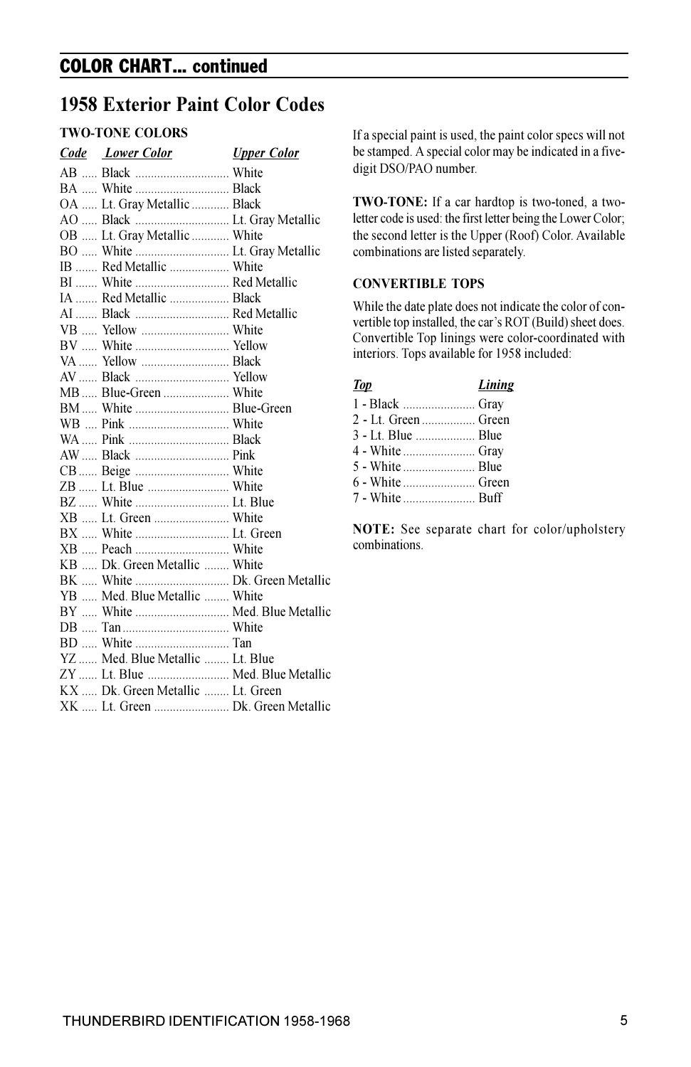## COLOR CHART... continued

# 1958 Exterior Paint Color Codes

**TWO-TONE COLORS**

| Code | Lower Color | Upper Color |
|---|---|---|
| AB | Black | White |
| BA | White | Black |
| OA | Lt. Gray Metallic | Black |
| AO | Black | Lt. Gray Metallic |
| OB | Lt. Gray Metallic | White |
| BO | White | Lt. Gray Metallic |
| IB | Red Metallic | White |
| BI | White | Red Metallic |
| IA | Red Metallic | Black |
| AI | Black | Red Metallic |
| VB | Yellow | White |
| BV | White | Yellow |
| VA | Yellow | Black |
| AV | Black | Yellow |
| MB | Blue-Green | White |
| BM | White | Blue-Green |
| WB | Pink | White |
| WA | Pink | Black |
| AW | Black | Pink |
| CB | Beige | White |
| ZB | Lt. Blue | White |
| BZ | White | Lt. Blue |
| XB | Lt. Green | White |
| BX | White | Lt. Green |
| XB | Peach | White |
| KB | Dk. Green Metallic | White |
| BK | White | Dk. Green Metallic |
| YB | Med. Blue Metallic | White |
| BY | White | Med. Blue Metallic |
| DB | Tan | White |
| BD | White | Tan |
| YZ | Med. Blue Metallic | Lt. Blue |
| ZY | Lt. Blue | Med. Blue Metallic |
| KX | Dk. Green Metallic | Lt. Green |
| XK | Lt. Green | Dk. Green Metallic |

If a special paint is used, the paint color specs will not be stamped. A special color may be indicated in a five-digit DSO/PAO number.

**TWO-TONE:** If a car hardtop is two-toned, a two-letter code is used: the first letter being the Lower Color; the second letter is the Upper (Roof) Color. Available combinations are listed separately.

**CONVERTIBLE TOPS**

While the date plate does not indicate the color of convertible top installed, the car's ROT (Build) sheet does. Convertible Top linings were color-coordinated with interiors. Tops available for 1958 included:

| Top | Lining |
|---|---|
| 1 - Black | Gray |
| 2 - Lt. Green | Green |
| 3 - Lt. Blue | Blue |
| 4 - White | Gray |
| 5 - White | Blue |
| 6 - White | Green |
| 7 - White | Buff |

**NOTE:** See separate chart for color/upholstery combinations.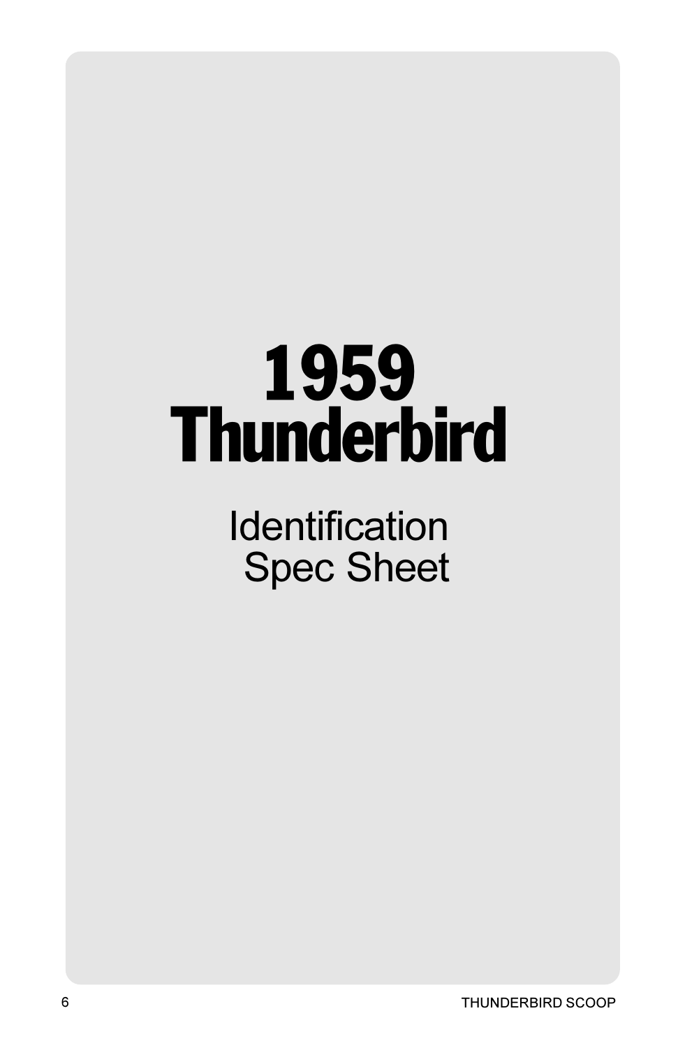# 1959 Thunderbird

Identification Spec Sheet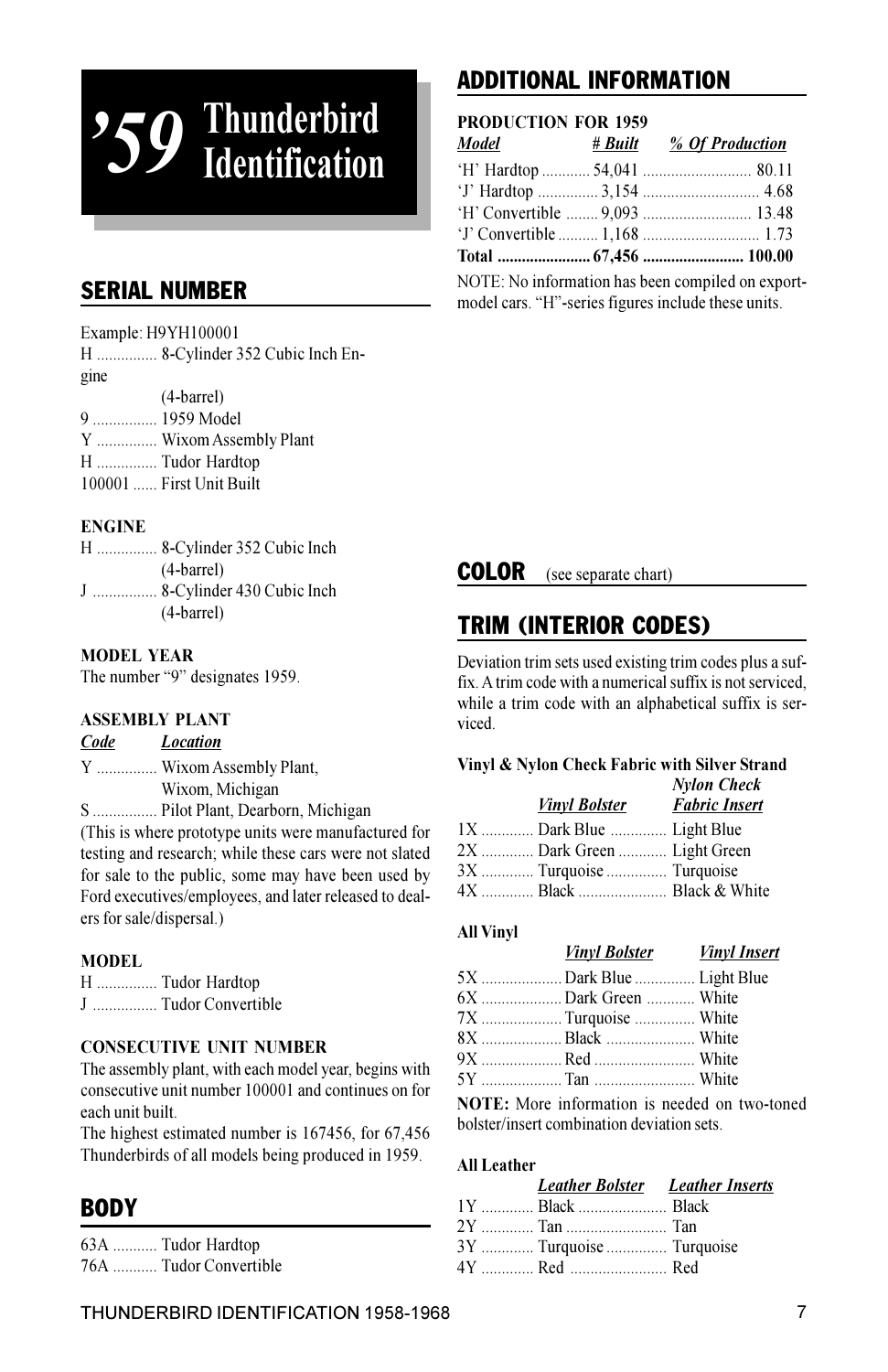# ’59 Thunderbird Identification

## SERIAL NUMBER

Example: H9YH100001

H ............... 8-Cylinder 352 Cubic Inch Engine (4-barrel)
9 ................ 1959 Model
Y ............... Wixom Assembly Plant
H ............... Tudor Hardtop
100001 ...... First Unit Built

### ENGINE

H ............... 8-Cylinder 352 Cubic Inch (4-barrel)
J ................ 8-Cylinder 430 Cubic Inch (4-barrel)

### MODEL YEAR

The number “9” designates 1959.

### ASSEMBLY PLANT

| *Code* | *Location* |
|---|---|
| Y | Wixom Assembly Plant, Wixom, Michigan |
| S | Pilot Plant, Dearborn, Michigan |

(This is where prototype units were manufactured for testing and research; while these cars were not slated for sale to the public, some may have been used by Ford executives/employees, and later released to dealers for sale/dispersal.)

### MODEL

H ............... Tudor Hardtop
J ................ Tudor Convertible

### CONSECUTIVE UNIT NUMBER

The assembly plant, with each model year, begins with consecutive unit number 100001 and continues on for each unit built.

The highest estimated number is 167456, for 67,456 Thunderbirds of all models being produced in 1959.

## BODY

63A ........... Tudor Hardtop
76A ........... Tudor Convertible

## ADDITIONAL INFORMATION

### PRODUCTION FOR 1959

| *Model* | *# Built* | *% Of Production* |
|---|---|---|
| ‘H’ Hardtop | 54,041 | 80.11 |
| ‘J’ Hardtop | 3,154 | 4.68 |
| ‘H’ Convertible | 9,093 | 13.48 |
| ‘J’ Convertible | 1,168 | 1.73 |
| **Total** | **67,456** | **100.00** |

NOTE: No information has been compiled on export-model cars. “H”-series figures include these units.

## COLOR (see separate chart)

## TRIM (INTERIOR CODES)

Deviation trim sets used existing trim codes plus a suffix. A trim code with a numerical suffix is not serviced, while a trim code with an alphabetical suffix is serviced.

### Vinyl & Nylon Check Fabric with Silver Strand

| | *Vinyl Bolster* | *Nylon Check Fabric Insert* |
|---|---|---|
| 1X | Dark Blue | Light Blue |
| 2X | Dark Green | Light Green |
| 3X | Turquoise | Turquoise |
| 4X | Black | Black & White |

### All Vinyl

| | *Vinyl Bolster* | *Vinyl Insert* |
|---|---|---|
| 5X | Dark Blue | Light Blue |
| 6X | Dark Green | White |
| 7X | Turquoise | White |
| 8X | Black | White |
| 9X | Red | White |
| 5Y | Tan | White |

**NOTE:** More information is needed on two-toned bolster/insert combination deviation sets.

### All Leather

| | *Leather Bolster* | *Leather Inserts* |
|---|---|---|
| 1Y | Black | Black |
| 2Y | Tan | Tan |
| 3Y | Turquoise | Turquoise |
| 4Y | Red | Red |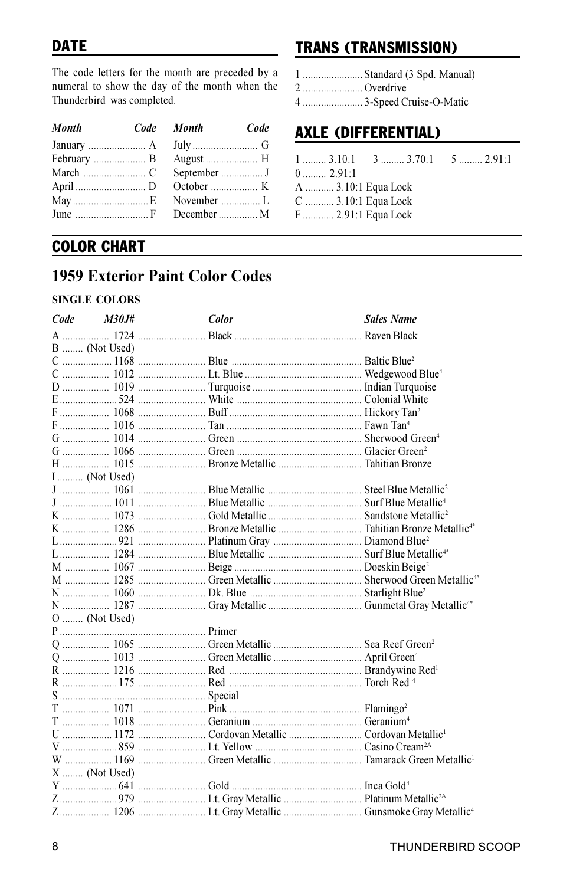## DATE

The code letters for the month are preceded by a numeral to show the day of the month when the Thunderbird was completed.

| *Month* | *Code* | *Month* | *Code* |
|---|---|---|---|
| January | A | July | G |
| February | B | August | H |
| March | C | September | J |
| April | D | October | K |
| May | E | November | L |
| June | F | December | M |

## TRANS (TRANSMISSION)

1 ....................... Standard (3 Spd. Manual)
2 ....................... Overdrive
4 ....................... 3-Speed Cruise-O-Matic

## AXLE (DIFFERENTIAL)

1 ......... 3.10:1 3 ......... 3.70:1 5 ......... 2.91:1
0 ......... 2.91:1
A ........... 3.10:1 Equa Lock
C ........... 3.10:1 Equa Lock
F ........... 2.91:1 Equa Lock

## COLOR CHART

# 1959 Exterior Paint Color Codes

**SINGLE COLORS**

| *Code* | *M30J#* | *Color* | *Sales Name* |
|---|---|---|---|
| A | 1724 | Black | Raven Black |
| B | (Not Used) | | |
| C | 1168 | Blue | Baltic Blue[2] |
| C | 1012 | Lt. Blue | Wedgewood Blue[4] |
| D | 1019 | Turquoise | Indian Turquoise |
| E | 524 | White | Colonial White |
| F | 1068 | Buff | Hickory Tan[2] |
| F | 1016 | Tan | Fawn Tan[4] |
| G | 1014 | Green | Sherwood Green[4] |
| G | 1066 | Green | Glacier Green[2] |
| H | 1015 | Bronze Metallic | Tahitian Bronze |
| I | (Not Used) | | |
| J | 1061 | Blue Metallic | Steel Blue Metallic[2] |
| J | 1011 | Blue Metallic | Surf Blue Metallic[4] |
| K | 1073 | Gold Metallic | Sandstone Metallic[2] |
| K | 1286 | Bronze Metallic | Tahitian Bronze Metallic[4*] |
| L | 921 | Platinum Gray | Diamond Blue[2] |
| L | 1284 | Blue Metallic | Surf Blue Metallic[4*] |
| M | 1067 | Beige | Doeskin Beige[2] |
| M | 1285 | Green Metallic | Sherwood Green Metallic[4*] |
| N | 1060 | Dk. Blue | Starlight Blue[2] |
| N | 1287 | Gray Metallic | Gunmetal Gray Metallic[4*] |
| O | (Not Used) | | |
| P | | Primer | |
| Q | 1065 | Green Metallic | Sea Reef Green[2] |
| Q | 1013 | Green Metallic | April Green[4] |
| R | 1216 | Red | Brandywine Red[1] |
| R | 175 | Red | Torch Red[4] |
| S | | Special | |
| T | 1071 | Pink | Flamingo[2] |
| T | 1018 | Geranium | Geranium[4] |
| U | 1172 | Cordovan Metallic | Cordovan Metallic[1] |
| V | 859 | Lt. Yellow | Casino Cream[2A] |
| W | 1169 | Green Metallic | Tamarack Green Metallic[1] |
| X | (Not Used) | | |
| Y | 641 | Gold | Inca Gold[4] |
| Z | 979 | Lt. Gray Metallic | Platinum Metallic[2A] |
| Z | 1206 | Lt. Gray Metallic | Gunsmoke Gray Metallic[4] |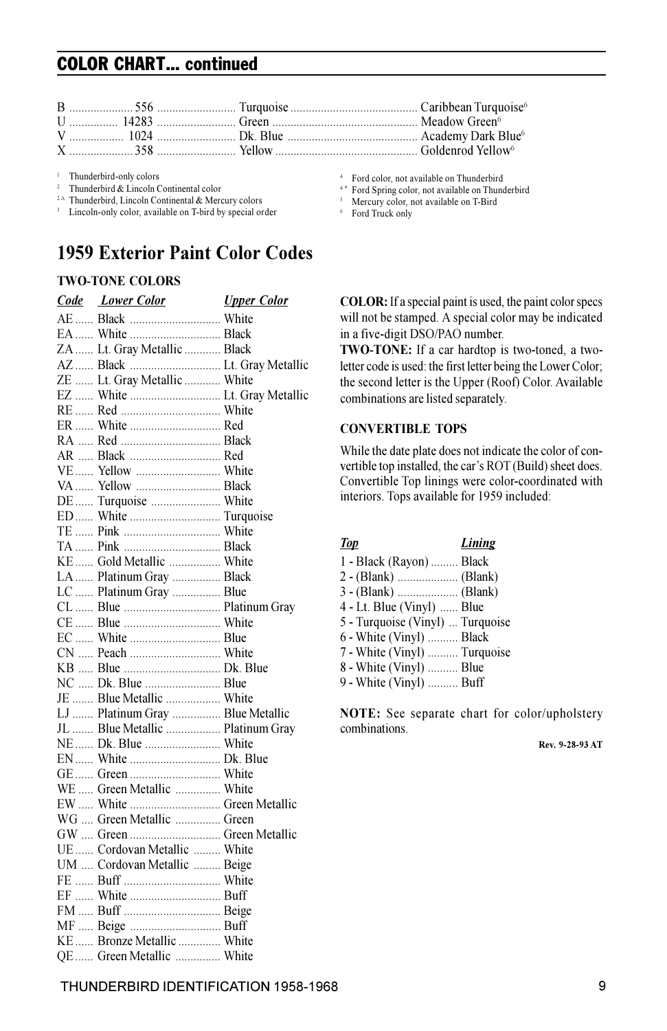## COLOR CHART... continued

| | | | |
|---|---|---|---|
| B | 556 | Turquoise | Caribbean Turquoise[6] |
| U | 14283 | Green | Meadow Green[6] |
| V | 1024 | Dk. Blue | Academy Dark Blue[6] |
| X | 358 | Yellow | Goldenrod Yellow[6] |

[1] Thunderbird-only colors
[2] Thunderbird & Lincoln Continental color
[2A] Thunderbird, Lincoln Continental & Mercury colors
[3] Lincoln-only color, available on T-bird by special order
[4] Ford color, not available on Thunderbird
[4*] Ford Spring color, not available on Thunderbird
[5] Mercury color, not available on T-Bird
[6] Ford Truck only

# 1959 Exterior Paint Color Codes

### TWO-TONE COLORS

| *Code* | *Lower Color* | *Upper Color* |
|---|---|---|
| AE | Black | White |
| EA | White | Black |
| ZA | Lt. Gray Metallic | Black |
| AZ | Black | Lt. Gray Metallic |
| ZE | Lt. Gray Metallic | White |
| EZ | White | Lt. Gray Metallic |
| RE | Red | White |
| ER | White | Red |
| RA | Red | Black |
| AR | Black | Red |
| VE | Yellow | White |
| VA | Yellow | Black |
| DE | Turquoise | White |
| ED | White | Turquoise |
| TE | Pink | White |
| TA | Pink | Black |
| KE | Gold Metallic | White |
| LA | Platinum Gray | Black |
| LC | Platinum Gray | Blue |
| CL | Blue | Platinum Gray |
| CE | Blue | White |
| EC | White | Blue |
| CN | Peach | White |
| KB | Blue | Dk. Blue |
| NC | Dk. Blue | Blue |
| JE | Blue Metallic | White |
| LJ | Platinum Gray | Blue Metallic |
| JL | Blue Metallic | Platinum Gray |
| NE | Dk. Blue | White |
| EN | White | Dk. Blue |
| GE | Green | White |
| WE | Green Metallic | White |
| EW | White | Green Metallic |
| WG | Green Metallic | Green |
| GW | Green | Green Metallic |
| UE | Cordovan Metallic | White |
| UM | Cordovan Metallic | Beige |
| FE | Buff | White |
| EF | White | Buff |
| FM | Buff | Beige |
| MF | Beige | Buff |
| KE | Bronze Metallic | White |
| QE | Green Metallic | White |

**COLOR:** If a special paint is used, the paint color specs will not be stamped. A special color may be indicated in a five-digit DSO/PAO number.

**TWO-TONE:** If a car hardtop is two-toned, a two-letter code is used: the first letter being the Lower Color; the second letter is the Upper (Roof) Color. Available combinations are listed separately.

### CONVERTIBLE TOPS

While the date plate does not indicate the color of convertible top installed, the car's ROT (Build) sheet does. Convertible Top linings were color-coordinated with interiors. Tops available for 1959 included:

| *Top* | *Lining* |
|---|---|
| 1 - Black (Rayon) | Black |
| 2 - (Blank) | (Blank) |
| 3 - (Blank) | (Blank) |
| 4 - Lt. Blue (Vinyl) | Blue |
| 5 - Turquoise (Vinyl) | Turquoise |
| 6 - White (Vinyl) | Black |
| 7 - White (Vinyl) | Turquoise |
| 8 - White (Vinyl) | Blue |
| 9 - White (Vinyl) | Buff |

**NOTE:** See separate chart for color/upholstery combinations.

**Rev. 9-28-93 AT**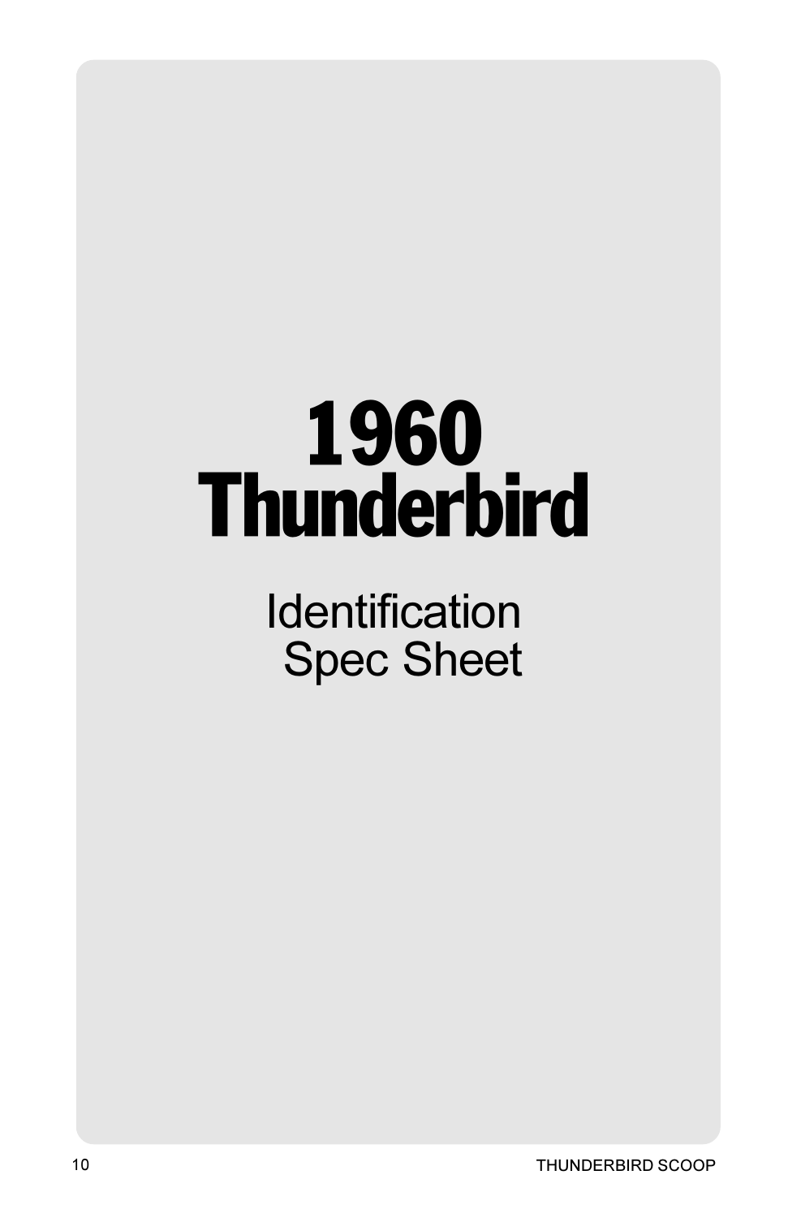# 1960 Thunderbird

Identification Spec Sheet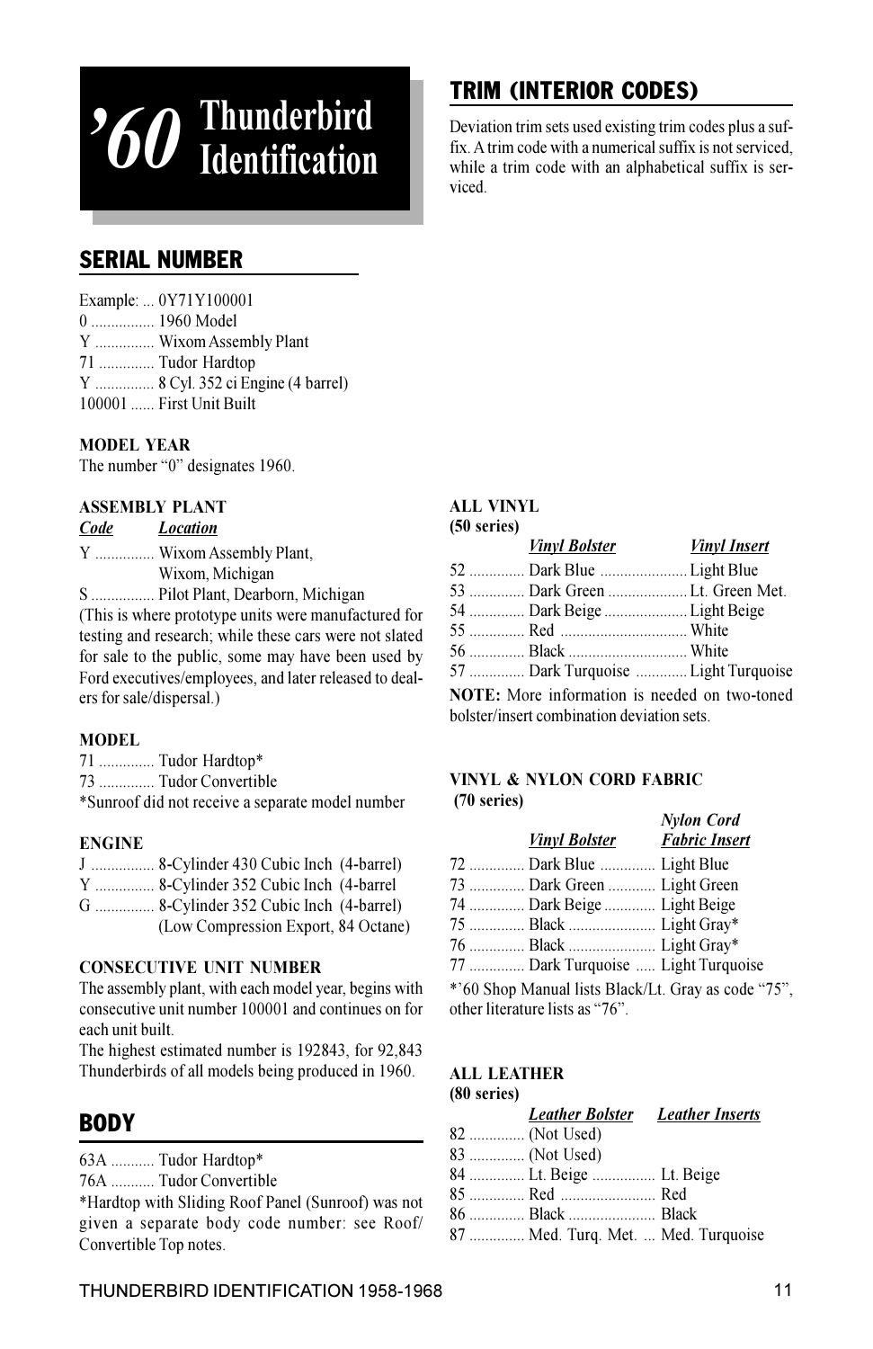# ’60 Thunderbird Identification

## SERIAL NUMBER

Example: ... 0Y71Y100001
0 ................ 1960 Model
Y ............... Wixom Assembly Plant
71 .............. Tudor Hardtop
Y ............... 8 Cyl. 352 ci Engine (4 barrel)
100001 ...... First Unit Built

**MODEL YEAR**

The number “0” designates 1960.

**ASSEMBLY PLANT**

| *Code* | *Location* |
|---|---|
| Y | Wixom Assembly Plant, Wixom, Michigan |
| S | Pilot Plant, Dearborn, Michigan |

(This is where prototype units were manufactured for testing and research; while these cars were not slated for sale to the public, some may have been used by Ford executives/employees, and later released to dealers for sale/dispersal.)

**MODEL**

71 .............. Tudor Hardtop*
73 .............. Tudor Convertible
*Sunroof did not receive a separate model number

**ENGINE**

J ................ 8-Cylinder 430 Cubic Inch (4-barrel)
Y ............... 8-Cylinder 352 Cubic Inch (4-barrel
G ............... 8-Cylinder 352 Cubic Inch (4-barrel) (Low Compression Export, 84 Octane)

**CONSECUTIVE UNIT NUMBER**

The assembly plant, with each model year, begins with consecutive unit number 100001 and continues on for each unit built.
The highest estimated number is 192843, for 92,843 Thunderbirds of all models being produced in 1960.

## BODY

63A ........... Tudor Hardtop*
76A ........... Tudor Convertible
*Hardtop with Sliding Roof Panel (Sunroof) was not given a separate body code number: see Roof/Convertible Top notes.

## TRIM (INTERIOR CODES)

Deviation trim sets used existing trim codes plus a suffix. A trim code with a numerical suffix is not serviced, while a trim code with an alphabetical suffix is serviced.

**ALL VINYL**
**(50 series)**

| | *Vinyl Bolster* | *Vinyl Insert* |
|---|---|---|
| 52 | Dark Blue | Light Blue |
| 53 | Dark Green | Lt. Green Met. |
| 54 | Dark Beige | Light Beige |
| 55 | Red | White |
| 56 | Black | White |
| 57 | Dark Turquoise | Light Turquoise |

**NOTE:** More information is needed on two-toned bolster/insert combination deviation sets.

**VINYL & NYLON CORD FABRIC**
**(70 series)**

| | *Vinyl Bolster* | *Nylon Cord Fabric Insert* |
|---|---|---|
| 72 | Dark Blue | Light Blue |
| 73 | Dark Green | Light Green |
| 74 | Dark Beige | Light Beige |
| 75 | Black | Light Gray* |
| 76 | Black | Light Gray* |
| 77 | Dark Turquoise | Light Turquoise |

*’60 Shop Manual lists Black/Lt. Gray as code “75”, other literature lists as “76”.

**ALL LEATHER**
**(80 series)**

| | *Leather Bolster* | *Leather Inserts* |
|---|---|---|
| 82 | (Not Used) | |
| 83 | (Not Used) | |
| 84 | Lt. Beige | Lt. Beige |
| 85 | Red | Red |
| 86 | Black | Black |
| 87 | Med. Turq. Met. | Med. Turquoise |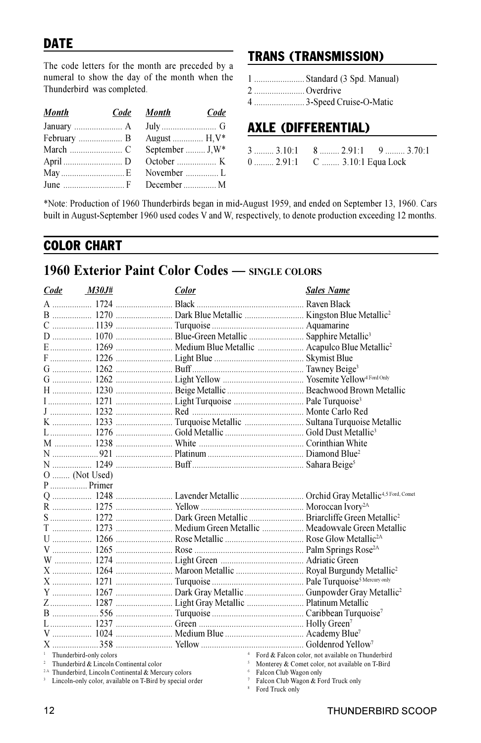## DATE

The code letters for the month are preceded by a numeral to show the day of the month when the Thunderbird was completed.

| *Month* | *Code* | *Month* | *Code* |
|---|---|---|---|
| January | A | July | G |
| February | B | August | H,V* |
| March | C | September | J,W* |
| April | D | October | K |
| May | E | November | L |
| June | F | December | M |

## TRANS (TRANSMISSION)

1 ....... Standard (3 Spd. Manual)
2 ....... Overdrive
4 ....... 3-Speed Cruise-O-Matic

## AXLE (DIFFERENTIAL)

| | | |
|---|---|---|
| 3 ......... 3.10:1 | 8 ......... 2.91:1 | 9 ......... 3.70:1 |
| 0 ......... 2.91:1 | C ........ 3.10:1 Equa Lock | |

*Note: Production of 1960 Thunderbirds began in mid-August 1959, and ended on September 13, 1960. Cars built in August-September 1960 used codes V and W, respectively, to denote production exceeding 12 months.

## COLOR CHART

## 1960 Exterior Paint Color Codes — SINGLE COLORS

| *Code* | *M30J#* | *Color* | *Sales Name* |
|---|---|---|---|
| A | 1724 | Black | Raven Black |
| B | 1270 | Dark Blue Metallic | Kingston Blue Metallic[2] |
| C | 1139 | Turquoise | Aquamarine |
| D | 1070 | Blue-Green Metallic | Sapphire Metallic[3] |
| E | 1269 | Medium Blue Metallic | Acapulco Blue Metallic[2] |
| F | 1226 | Light Blue | Skymist Blue |
| G | 1262 | Buff | Tawney Beige[3] |
| G | 1262 | Light Yellow | Yosemite Yellow[4 Ford Only] |
| H | 1230 | Beige Metallic | Beachwood Brown Metallic |
| I | 1271 | Light Turquoise | Pale Turquoise[3] |
| J | 1232 | Red | Monte Carlo Red |
| K | 1233 | Turquoise Metallic | Sultana Turquoise Metallic |
| L | 1276 | Gold Metallic | Gold Dust Metallic[3] |
| M | 1238 | White | Corinthian White |
| N | 921 | Platinum | Diamond Blue[2] |
| N | 1249 | Buff | Sahara Beige[5] |
| O | (Not Used) | | |
| P | Primer | | |
| Q | 1248 | Lavender Metallic | Orchid Gray Metallic[4,5 Ford, Comet] |
| R | 1275 | Yellow | Moroccan Ivory[2A] |
| S | 1272 | Dark Green Metallic | Briarcliffe Green Metallic[2] |
| T | 1273 | Medium Green Metallic | Meadowvale Green Metallic |
| U | 1266 | Rose Metallic | Rose Glow Metallic[2A] |
| V | 1265 | Rose | Palm Springs Rose[2A] |
| W | 1274 | Light Green | Adriatic Green |
| X | 1264 | Maroon Metallic | Royal Burgundy Metallic[2] |
| X | 1271 | Turquoise | Pale Turquoise[5 Mercury only] |
| Y | 1267 | Dark Gray Metallic | Gunpowder Gray Metallic[2] |
| Z | 1287 | Light Gray Metallic | Platinum Metallic |
| B | 556 | Turquoise | Caribbean Turquoise[7] |
| L | 1237 | Green | Holly Green[7] |
| V | 1024 | Medium Blue | Academy Blue[7] |
| X | 358 | Yellow | Goldenrod Yellow[7] |

[1] Thunderbird-only colors
[2] Thunderbird & Lincoln Continental color
[2A] Thunderbird, Lincoln Continental & Mercury colors
[3] Lincoln-only color, available on T-Bird by special order
[4] Ford & Falcon color, not available on Thunderbird
[5] Monterey & Comet color, not available on T-Bird
[6] Falcon Club Wagon only
[7] Falcon Club Wagon & Ford Truck only
[8] Ford Truck only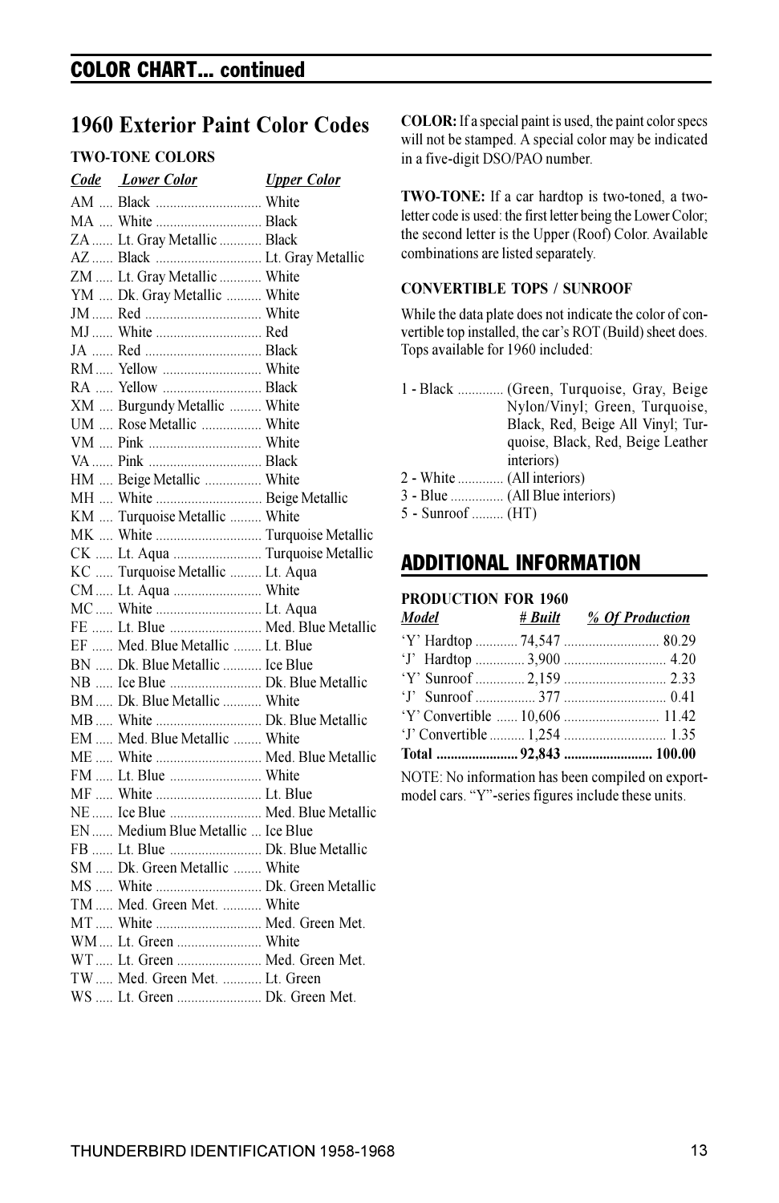## COLOR CHART... continued

# 1960 Exterior Paint Color Codes

### TWO-TONE COLORS

| Code | Lower Color | Upper Color |
|---|---|---|
| AM | Black | White |
| MA | White | Black |
| ZA | Lt. Gray Metallic | Black |
| AZ | Black | Lt. Gray Metallic |
| ZM | Lt. Gray Metallic | White |
| YM | Dk. Gray Metallic | White |
| JM | Red | White |
| MJ | White | Red |
| JA | Red | Black |
| RM | Yellow | White |
| RA | Yellow | Black |
| XM | Burgundy Metallic | White |
| UM | Rose Metallic | White |
| VM | Pink | White |
| VA | Pink | Black |
| HM | Beige Metallic | White |
| MH | White | Beige Metallic |
| KM | Turquoise Metallic | White |
| MK | White | Turquoise Metallic |
| CK | Lt. Aqua | Turquoise Metallic |
| KC | Turquoise Metallic | Lt. Aqua |
| CM | Lt. Aqua | White |
| MC | White | Lt. Aqua |
| FE | Lt. Blue | Med. Blue Metallic |
| EF | Med. Blue Metallic | Lt. Blue |
| BN | Dk. Blue Metallic | Ice Blue |
| NB | Ice Blue | Dk. Blue Metallic |
| BM | Dk. Blue Metallic | White |
| MB | White | Dk. Blue Metallic |
| EM | Med. Blue Metallic | White |
| ME | White | Med. Blue Metallic |
| FM | Lt. Blue | White |
| MF | White | Lt. Blue |
| NE | Ice Blue | Med. Blue Metallic |
| EN | Medium Blue Metallic | Ice Blue |
| FB | Lt. Blue | Dk. Blue Metallic |
| SM | Dk. Green Metallic | White |
| MS | White | Dk. Green Metallic |
| TM | Med. Green Met. | White |
| MT | White | Med. Green Met. |
| WM | Lt. Green | White |
| WT | Lt. Green | Med. Green Met. |
| TW | Med. Green Met. | Lt. Green |
| WS | Lt. Green | Dk. Green Met. |

**COLOR:** If a special paint is used, the paint color specs will not be stamped. A special color may be indicated in a five-digit DSO/PAO number.

**TWO-TONE:** If a car hardtop is two-toned, a two-letter code is used: the first letter being the Lower Color; the second letter is the Upper (Roof) Color. Available combinations are listed separately.

### CONVERTIBLE TOPS / SUNROOF

While the data plate does not indicate the color of convertible top installed, the car's ROT (Build) sheet does. Tops available for 1960 included:

- 1 - Black ............ (Green, Turquoise, Gray, Beige Nylon/Vinyl; Green, Turquoise, Black, Red, Beige All Vinyl; Turquoise, Black, Red, Beige Leather interiors)
- 2 - White ............ (All interiors)
- 3 - Blue ............... (All Blue interiors)
- 5 - Sunroof ......... (HT)

## ADDITIONAL INFORMATION

### PRODUCTION FOR 1960

| Model | # Built | % Of Production |
|---|---|---|
| 'Y' Hardtop | 74,547 | 80.29 |
| 'J' Hardtop | 3,900 | 4.20 |
| 'Y' Sunroof | 2,159 | 2.33 |
| 'J' Sunroof | 377 | 0.41 |
| 'Y' Convertible | 10,606 | 11.42 |
| 'J' Convertible | 1,254 | 1.35 |
| **Total** | **92,843** | **100.00** |

NOTE: No information has been compiled on export-model cars. "Y"-series figures include these units.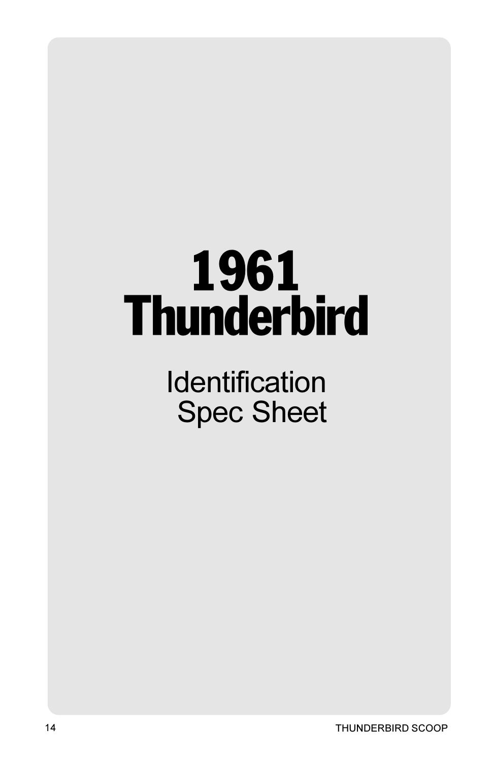# 1961 Thunderbird

## Identification Spec Sheet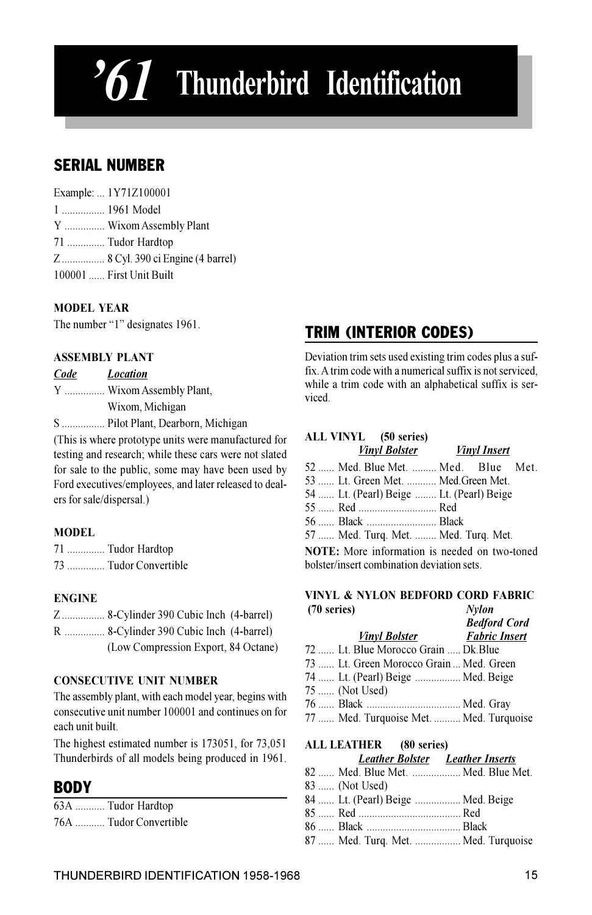# ’61 Thunderbird Identification

## SERIAL NUMBER

Example: ... 1Y71Z100001

1 ................ 1961 Model
Y ............... Wixom Assembly Plant
71 .............. Tudor Hardtop
Z ................ 8 Cyl. 390 ci Engine (4 barrel)
100001 ...... First Unit Built

### MODEL YEAR

The number “1” designates 1961.

### ASSEMBLY PLANT

| *Code* | *Location* |
|---|---|
| Y | Wixom Assembly Plant, Wixom, Michigan |
| S | Pilot Plant, Dearborn, Michigan |

(This is where prototype units were manufactured for testing and research; while these cars were not slated for sale to the public, some may have been used by Ford executives/employees, and later released to dealers for sale/dispersal.)

### MODEL

71 .............. Tudor Hardtop
73 .............. Tudor Convertible

### ENGINE

Z ................ 8-Cylinder 390 Cubic Inch (4-barrel)
R ............... 8-Cylinder 390 Cubic Inch (4-barrel) (Low Compression Export, 84 Octane)

### CONSECUTIVE UNIT NUMBER

The assembly plant, with each model year, begins with consecutive unit number 100001 and continues on for each unit built.

The highest estimated number is 173051, for 73,051 Thunderbirds of all models being produced in 1961.

## BODY

63A ........... Tudor Hardtop
76A ........... Tudor Convertible

## TRIM (INTERIOR CODES)

Deviation trim sets used existing trim codes plus a suffix. A trim code with a numerical suffix is not serviced, while a trim code with an alphabetical suffix is serviced.

### ALL VINYL (50 series)

| Code | *Vinyl Bolster* | *Vinyl Insert* |
|---|---|---|
| 52 | Med. Blue Met. | Med. Blue Met. |
| 53 | Lt. Green Met. | Med.Green Met. |
| 54 | Lt. (Pearl) Beige | Lt. (Pearl) Beige |
| 55 | Red | Red |
| 56 | Black | Black |
| 57 | Med. Turq. Met. | Med. Turq. Met. |

**NOTE:** More information is needed on two-toned bolster/insert combination deviation sets.

### VINYL & NYLON BEDFORD CORD FABRIC (70 series)

| Code | *Vinyl Bolster* | *Nylon Bedford Cord Fabric Insert* |
|---|---|---|
| 72 | Lt. Blue Morocco Grain | Dk.Blue |
| 73 | Lt. Green Morocco Grain | Med. Green |
| 74 | Lt. (Pearl) Beige | Med. Beige |
| 75 | (Not Used) | |
| 76 | Black | Med. Gray |
| 77 | Med. Turquoise Met. | Med. Turquoise |

### ALL LEATHER (80 series)

| Code | *Leather Bolster* | *Leather Inserts* |
|---|---|---|
| 82 | Med. Blue Met. | Med. Blue Met. |
| 83 | (Not Used) | |
| 84 | Lt. (Pearl) Beige | Med. Beige |
| 85 | Red | Red |
| 86 | Black | Black |
| 87 | Med. Turq. Met. | Med. Turquoise |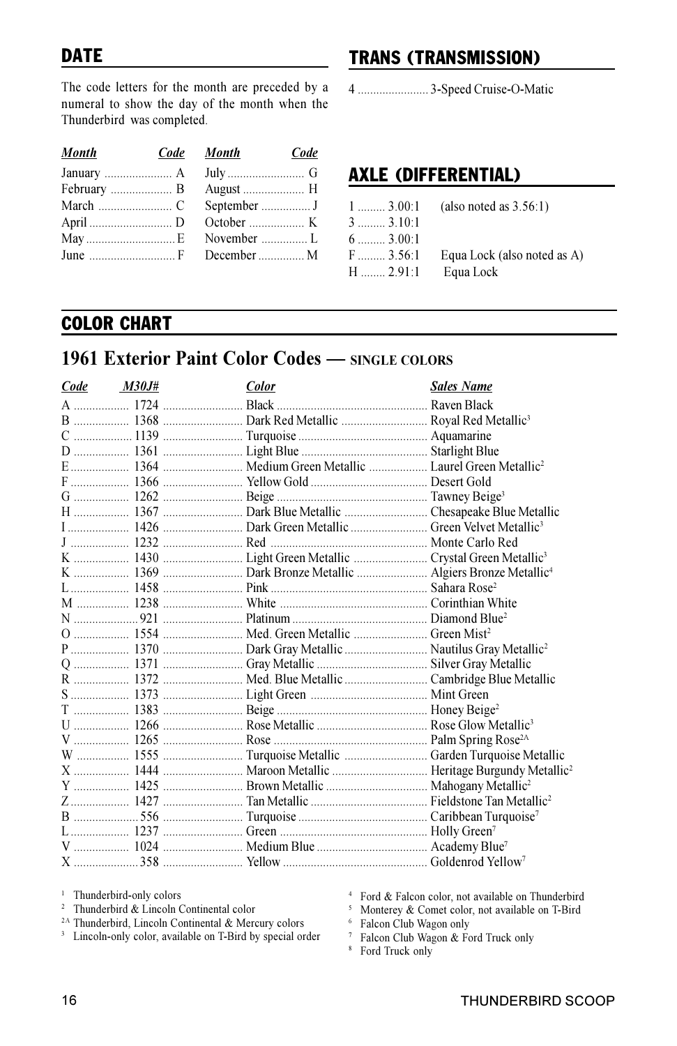## DATE

The code letters for the month are preceded by a numeral to show the day of the month when the Thunderbird was completed.

| *Month* | *Code* | *Month* | *Code* |
|---|---|---|---|
| January | A | July | G |
| February | B | August | H |
| March | C | September | J |
| April | D | October | K |
| May | E | November | L |
| June | F | December | M |

## TRANS (TRANSMISSION)

4 ....................... 3-Speed Cruise-O-Matic

## AXLE (DIFFERENTIAL)

| | | |
|---|---|---|
| 1 | 3.00:1 | (also noted as 3.56:1) |
| 3 | 3.10:1 | |
| 6 | 3.00:1 | |
| F | 3.56:1 | Equa Lock (also noted as A) |
| H | 2.91:1 | Equa Lock |

## COLOR CHART

### 1961 Exterior Paint Color Codes — SINGLE COLORS

| *Code* | *M30J#* | *Color* | *Sales Name* |
|---|---|---|---|
| A | 1724 | Black | Raven Black |
| B | 1368 | Dark Red Metallic | Royal Red Metallic[3] |
| C | 1139 | Turquoise | Aquamarine |
| D | 1361 | Light Blue | Starlight Blue |
| E | 1364 | Medium Green Metallic | Laurel Green Metallic[2] |
| F | 1366 | Yellow Gold | Desert Gold |
| G | 1262 | Beige | Tawney Beige[3] |
| H | 1367 | Dark Blue Metallic | Chesapeake Blue Metallic |
| I | 1426 | Dark Green Metallic | Green Velvet Metallic[3] |
| J | 1232 | Red | Monte Carlo Red |
| K | 1430 | Light Green Metallic | Crystal Green Metallic[3] |
| K | 1369 | Dark Bronze Metallic | Algiers Bronze Metallic[4] |
| L | 1458 | Pink | Sahara Rose[2] |
| M | 1238 | White | Corinthian White |
| N | 921 | Platinum | Diamond Blue[2] |
| O | 1554 | Med. Green Metallic | Green Mist[2] |
| P | 1370 | Dark Gray Metallic | Nautilus Gray Metallic[2] |
| Q | 1371 | Gray Metallic | Silver Gray Metallic |
| R | 1372 | Med. Blue Metallic | Cambridge Blue Metallic |
| S | 1373 | Light Green | Mint Green |
| T | 1383 | Beige | Honey Beige[2] |
| U | 1266 | Rose Metallic | Rose Glow Metallic[3] |
| V | 1265 | Rose | Palm Spring Rose[2A] |
| W | 1555 | Turquoise Metallic | Garden Turquoise Metallic |
| X | 1444 | Maroon Metallic | Heritage Burgundy Metallic[2] |
| Y | 1425 | Brown Metallic | Mahogany Metallic[2] |
| Z | 1427 | Tan Metallic | Fieldstone Tan Metallic[2] |
| B | 556 | Turquoise | Caribbean Turquoise[7] |
| L | 1237 | Green | Holly Green[7] |
| V | 1024 | Medium Blue | Academy Blue[7] |
| X | 358 | Yellow | Goldenrod Yellow[7] |

[1] Thunderbird-only colors
[2] Thunderbird & Lincoln Continental color
[2A] Thunderbird, Lincoln Continental & Mercury colors
[3] Lincoln-only color, available on T-Bird by special order
[4] Ford & Falcon color, not available on Thunderbird
[5] Monterey & Comet color, not available on T-Bird
[6] Falcon Club Wagon only
[7] Falcon Club Wagon & Ford Truck only
[8] Ford Truck only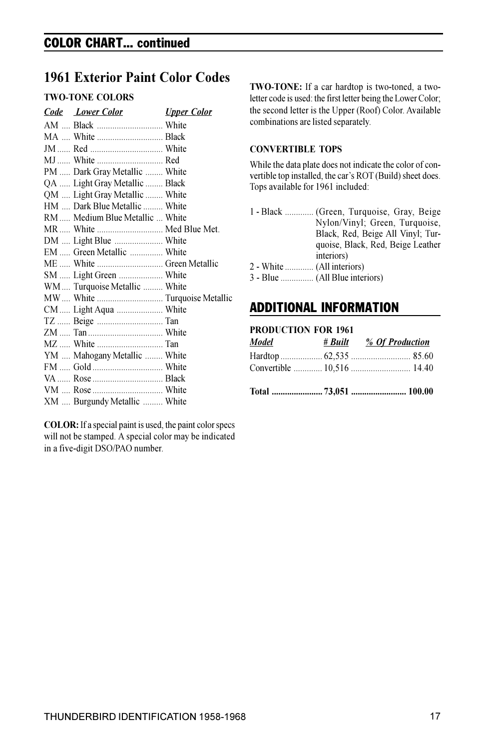## COLOR CHART... continued

# 1961 Exterior Paint Color Codes

**TWO-TONE COLORS**

| Code | Lower Color | Upper Color |
|---|---|---|
| AM | Black | White |
| MA | White | Black |
| JM | Red | White |
| MJ | White | Red |
| PM | Dark Gray Metallic | White |
| QA | Light Gray Metallic | Black |
| QM | Light Gray Metallic | White |
| HM | Dark Blue Metallic | White |
| RM | Medium Blue Metallic | White |
| MR | White | Med Blue Met. |
| DM | Light Blue | White |
| EM | Green Metallic | White |
| ME | White | Green Metallic |
| SM | Light Green | White |
| WM | Turquoise Metallic | White |
| MW | White | Turquoise Metallic |
| CM | Light Aqua | White |
| TZ | Beige | Tan |
| ZM | Tan | White |
| MZ | White | Tan |
| YM | Mahogany Metallic | White |
| FM | Gold | White |
| VA | Rose | Black |
| VM | Rose | White |
| XM | Burgundy Metallic | White |

**COLOR:** If a special paint is used, the paint color specs will not be stamped. A special color may be indicated in a five-digit DSO/PAO number.

**TWO-TONE:** If a car hardtop is two-toned, a two-letter code is used: the first letter being the Lower Color; the second letter is the Upper (Roof) Color. Available combinations are listed separately.

**CONVERTIBLE TOPS**

While the data plate does not indicate the color of convertible top installed, the car's ROT (Build) sheet does. Tops available for 1961 included:

1 - Black ............ (Green, Turquoise, Gray, Beige Nylon/Vinyl; Green, Turquoise, Black, Red, Beige All Vinyl; Turquoise, Black, Red, Beige Leather interiors)
2 - White ............ (All interiors)
3 - Blue .............. (All Blue interiors)

## ADDITIONAL INFORMATION

**PRODUCTION FOR 1961**

| Model | # Built | % Of Production |
|---|---|---|
| Hardtop | 62,535 | 85.60 |
| Convertible | 10,516 | 14.40 |
| **Total** | **73,051** | **100.00** |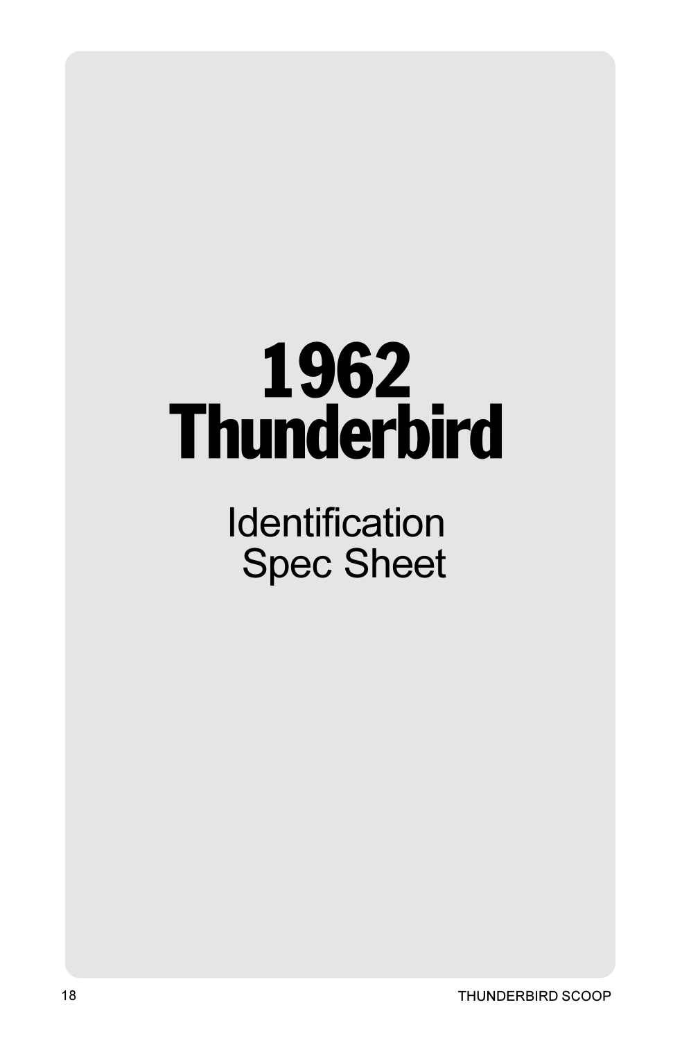# 1962 Thunderbird

Identification
Spec Sheet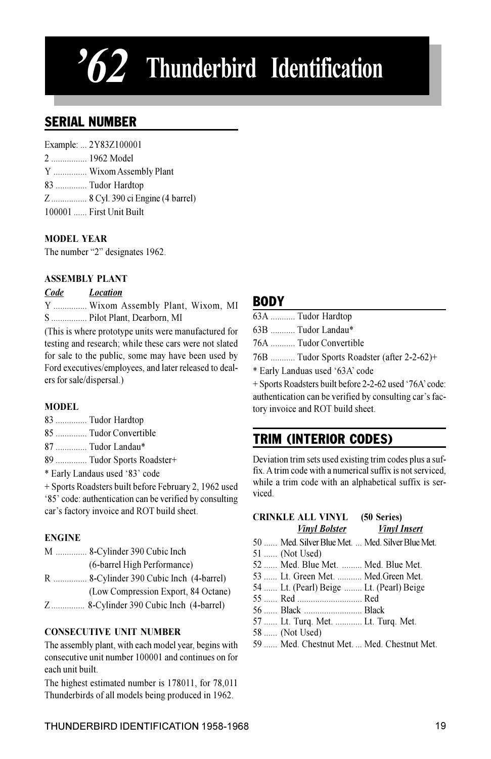# '62 Thunderbird Identification

## SERIAL NUMBER

Example: ... 2Y83Z100001
2 ................ 1962 Model
Y ............... Wixom Assembly Plant
83 .............. Tudor Hardtop
Z ................ 8 Cyl. 390 ci Engine (4 barrel)
100001 ...... First Unit Built

### MODEL YEAR

The number "2" designates 1962.

### ASSEMBLY PLANT

| *Code* | *Location* |
|---|---|
| Y | Wixom Assembly Plant, Wixom, MI |
| S | Pilot Plant, Dearborn, MI |

(This is where prototype units were manufactured for testing and research; while these cars were not slated for sale to the public, some may have been used by Ford executives/employees, and later released to dealers for sale/dispersal.)

### MODEL

83 .............. Tudor Hardtop
85 .............. Tudor Convertible
87 .............. Tudor Landau*
89 .............. Tudor Sports Roadster+

* Early Landaus used '83' code

+ Sports Roadsters built before February 2, 1962 used '85' code: authentication can be verified by consulting car's factory invoice and ROT build sheet.

### ENGINE

M .............. 8-Cylinder 390 Cubic Inch (6-barrel High Performance)
R ............... 8-Cylinder 390 Cubic Inch (4-barrel) (Low Compression Export, 84 Octane)
Z ............... 8-Cylinder 390 Cubic Inch (4-barrel)

### CONSECUTIVE UNIT NUMBER

The assembly plant, with each model year, begins with consecutive unit number 100001 and continues on for each unit built.

The highest estimated number is 178011, for 78,011 Thunderbirds of all models being produced in 1962.

## BODY

63A ........... Tudor Hardtop
63B ........... Tudor Landau*
76A ........... Tudor Convertible
76B ........... Tudor Sports Roadster (after 2-2-62)+

* Early Landuas used '63A' code

+ Sports Roadsters built before 2-2-62 used '76A' code: authentication can be verified by consulting car's factory invoice and ROT build sheet.

## TRIM (INTERIOR CODES)

Deviation trim sets used existing trim codes plus a suffix. A trim code with a numerical suffix is not serviced, while a trim code with an alphabetical suffix is serviced.

### CRINKLE ALL VINYL (50 Series)

| Code | *Vinyl Bolster* | *Vinyl Insert* |
|---|---|---|
| 50 | Med. Silver Blue Met. | Med. Silver Blue Met. |
| 51 | (Not Used) | |
| 52 | Med. Blue Met. | Med. Blue Met. |
| 53 | Lt. Green Met. | Med.Green Met. |
| 54 | Lt. (Pearl) Beige | Lt. (Pearl) Beige |
| 55 | Red | Red |
| 56 | Black | Black |
| 57 | Lt. Turq. Met. | Lt. Turq. Met. |
| 58 | (Not Used) | |
| 59 | Med. Chestnut Met. | Med. Chestnut Met. |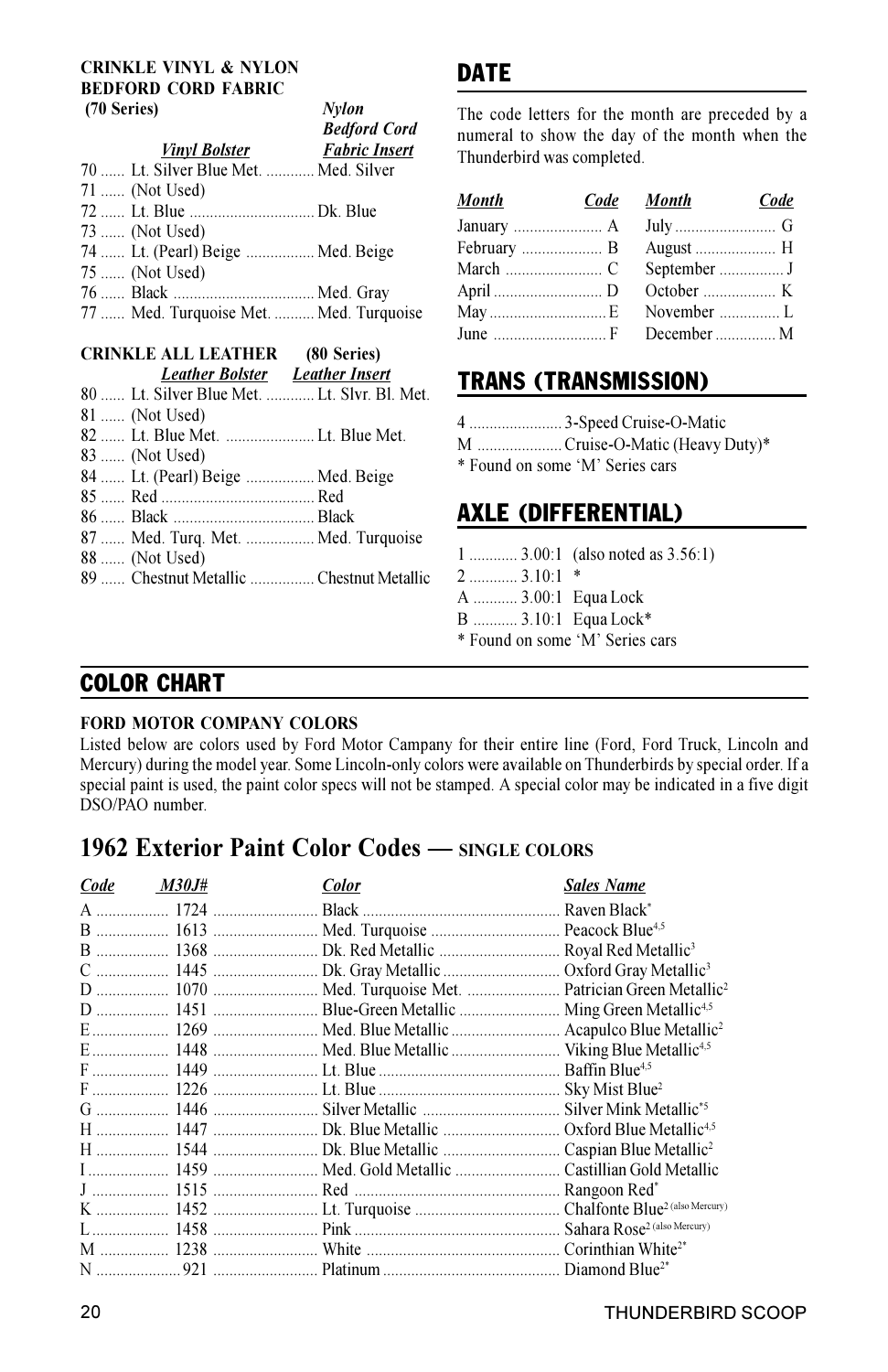**CRINKLE VINYL & NYLON BEDFORD CORD FABRIC (70 Series)**

| | *Vinyl Bolster* | *Nylon Bedford Cord Fabric Insert* |
|---|---|---|
| 70 | Lt. Silver Blue Met. | Med. Silver |
| 71 | (Not Used) | |
| 72 | Lt. Blue | Dk. Blue |
| 73 | (Not Used) | |
| 74 | Lt. (Pearl) Beige | Med. Beige |
| 75 | (Not Used) | |
| 76 | Black | Med. Gray |
| 77 | Med. Turquoise Met. | Med. Turquoise |

**CRINKLE ALL LEATHER (80 Series)**

| | *Leather Bolster* | *Leather Insert* |
|---|---|---|
| 80 | Lt. Silver Blue Met. | Lt. Slvr. Bl. Met. |
| 81 | (Not Used) | |
| 82 | Lt. Blue Met. | Lt. Blue Met. |
| 83 | (Not Used) | |
| 84 | Lt. (Pearl) Beige | Med. Beige |
| 85 | Red | Red |
| 86 | Black | Black |
| 87 | Med. Turq. Met. | Med. Turquoise |
| 88 | (Not Used) | |
| 89 | Chestnut Metallic | Chestnut Metallic |

## DATE

The code letters for the month are preceded by a numeral to show the day of the month when the Thunderbird was completed.

| *Month* | *Code* | *Month* | *Code* |
|---|---|---|---|
| January | A | July | G |
| February | B | August | H |
| March | C | September | J |
| April | D | October | K |
| May | E | November | L |
| June | F | December | M |

## TRANS (TRANSMISSION)

4 ....... 3-Speed Cruise-O-Matic
M ....... Cruise-O-Matic (Heavy Duty)*
* Found on some 'M' Series cars

## AXLE (DIFFERENTIAL)

1 ....... 3.00:1 (also noted as 3.56:1)
2 ....... 3.10:1 *
A ....... 3.00:1 Equa Lock
B ....... 3.10:1 Equa Lock*
* Found on some 'M' Series cars

## COLOR CHART

**FORD MOTOR COMPANY COLORS**

Listed below are colors used by Ford Motor Campany for their entire line (Ford, Ford Truck, Lincoln and Mercury) during the model year. Some Lincoln-only colors were available on Thunderbirds by special order. If a special paint is used, the paint color specs will not be stamped. A special color may be indicated in a five digit DSO/PAO number.

# 1962 Exterior Paint Color Codes — SINGLE COLORS

| *Code* | *M30J#* | *Color* | *Sales Name* |
|---|---|---|---|
| A | 1724 | Black | Raven Black* |
| B | 1613 | Med. Turquoise | Peacock Blue[4,5] |
| B | 1368 | Dk. Red Metallic | Royal Red Metallic[3] |
| C | 1445 | Dk. Gray Metallic | Oxford Gray Metallic[3] |
| D | 1070 | Med. Turquoise Met. | Patrician Green Metallic[2] |
| D | 1451 | Blue-Green Metallic | Ming Green Metallic[4,5] |
| E | 1269 | Med. Blue Metallic | Acapulco Blue Metallic[2] |
| E | 1448 | Med. Blue Metallic | Viking Blue Metallic[4,5] |
| F | 1449 | Lt. Blue | Baffin Blue[4,5] |
| F | 1226 | Lt. Blue | Sky Mist Blue[2] |
| G | 1446 | Silver Metallic | Silver Mink Metallic*[5] |
| H | 1447 | Dk. Blue Metallic | Oxford Blue Metallic[4,5] |
| H | 1544 | Dk. Blue Metallic | Caspian Blue Metallic[2] |
| I | 1459 | Med. Gold Metallic | Castillian Gold Metallic |
| J | 1515 | Red | Rangoon Red* |
| K | 1452 | Lt. Turquoise | Chalfonte Blue[2] (also Mercury) |
| L | 1458 | Pink | Sahara Rose[2] (also Mercury) |
| M | 1238 | White | Corinthian White[2]* |
| N | 921 | Platinum | Diamond Blue[2]* |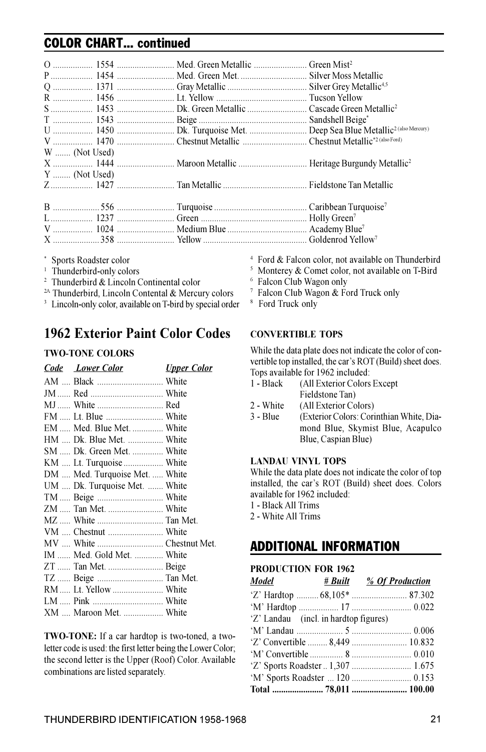## COLOR CHART... continued

| Code | Number | Color | Name |
|---|---|---|---|
| O | 1554 | Med. Green Metallic | Green Mist[2] |
| P | 1454 | Med. Green Met. | Silver Moss Metallic |
| Q | 1371 | Gray Metallic | Silver Grey Metallic[4,5] |
| R | 1456 | Lt. Yellow | Tucson Yellow |
| S | 1453 | Dk. Green Metallic | Cascade Green Metallic[2] |
| T | 1543 | Beige | Sandshell Beige* |
| U | 1450 | Dk. Turquoise Met. | Deep Sea Blue Metallic[2] (also Mercury) |
| V | 1470 | Chestnut Metallic | Chestnut Metallic*[2] (also Ford) |
| W | (Not Used) | | |
| X | 1444 | Maroon Metallic | Heritage Burgundy Metallic[2] |
| Y | (Not Used) | | |
| Z | 1427 | Tan Metallic | Fieldstone Tan Metallic |
| | | | |
| B | 556 | Turquoise | Caribbean Turquoise[7] |
| L | 1237 | Green | Holly Green[7] |
| V | 1024 | Medium Blue | Academy Blue[7] |
| X | 358 | Yellow | Goldenrod Yellow[7] |

\* Sports Roadster color
[1] Thunderbird-only colors
[2] Thunderbird & Lincoln Continental color
[2A] Thunderbird, Lincoln Contental & Mercury colors
[3] Lincoln-only color, available on T-bird by special order
[4] Ford & Falcon color, not available on Thunderbird
[5] Monterey & Comet color, not available on T-Bird
[6] Falcon Club Wagon only
[7] Falcon Club Wagon & Ford Truck only
[8] Ford Truck only

# 1962 Exterior Paint Color Codes

### TWO-TONE COLORS

| *Code* | *Lower Color* | *Upper Color* |
|---|---|---|
| AM | Black | White |
| JM | Red | White |
| MJ | White | Red |
| FM | Lt. Blue | White |
| EM | Med. Blue Met. | White |
| HM | Dk. Blue Met. | White |
| SM | Dk. Green Met. | White |
| KM | Lt. Turquoise | White |
| DM | Med. Turquoise Met. | White |
| UM | Dk. Turquoise Met. | White |
| TM | Beige | White |
| ZM | Tan Met. | White |
| MZ | White | Tan Met. |
| VM | Chestnut | White |
| MV | White | Chestnut Met. |
| IM | Med. Gold Met. | White |
| ZT | Tan Met. | Beige |
| TZ | Beige | Tan Met. |
| RM | Lt. Yellow | White |
| LM | Pink | White |
| XM | Maroon Met. | White |

**TWO-TONE:** If a car hardtop is two-toned, a two-letter code is used: the first letter being the Lower Color; the second letter is the Upper (Roof) Color. Available combinations are listed separately.

### CONVERTIBLE TOPS

While the data plate does not indicate the color of convertible top installed, the car's ROT (Build) sheet does. Tops available for 1962 included:

1 - Black (All Exterior Colors Except Fieldstone Tan)
2 - White (All Exterior Colors)
3 - Blue (Exterior Colors: Corinthian White, Diamond Blue, Skymist Blue, Acapulco Blue, Caspian Blue)

### LANDAU VINYL TOPS

While the data plate does not indicate the color of top installed, the car's ROT (Build) sheet does. Colors available for 1962 included:

1 - Black All Trims
2 - White All Trims

## ADDITIONAL INFORMATION

### PRODUCTION FOR 1962

| *Model* | *# Built* | *% Of Production* |
|---|---|---|
| 'Z' Hardtop | 68,105* | 87.302 |
| 'M' Hardtop | 17 | 0.022 |
| 'Z' Landau | (incl. in hardtop figures) | |
| 'M' Landau | 5 | 0.006 |
| 'Z' Convertible | 8,449 | 10.832 |
| 'M' Convertible | 8 | 0.010 |
| 'Z' Sports Roadster | 1,307 | 1.675 |
| 'M' Sports Roadster | 120 | 0.153 |
| **Total** | **78,011** | **100.00** |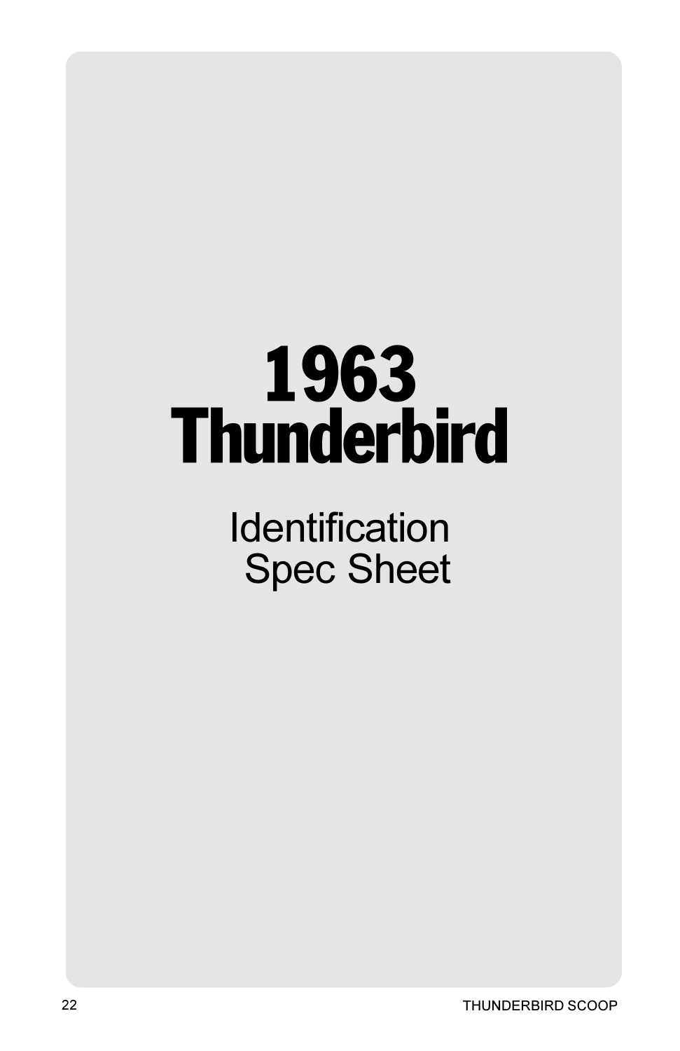# 1963 Thunderbird

Identification
Spec Sheet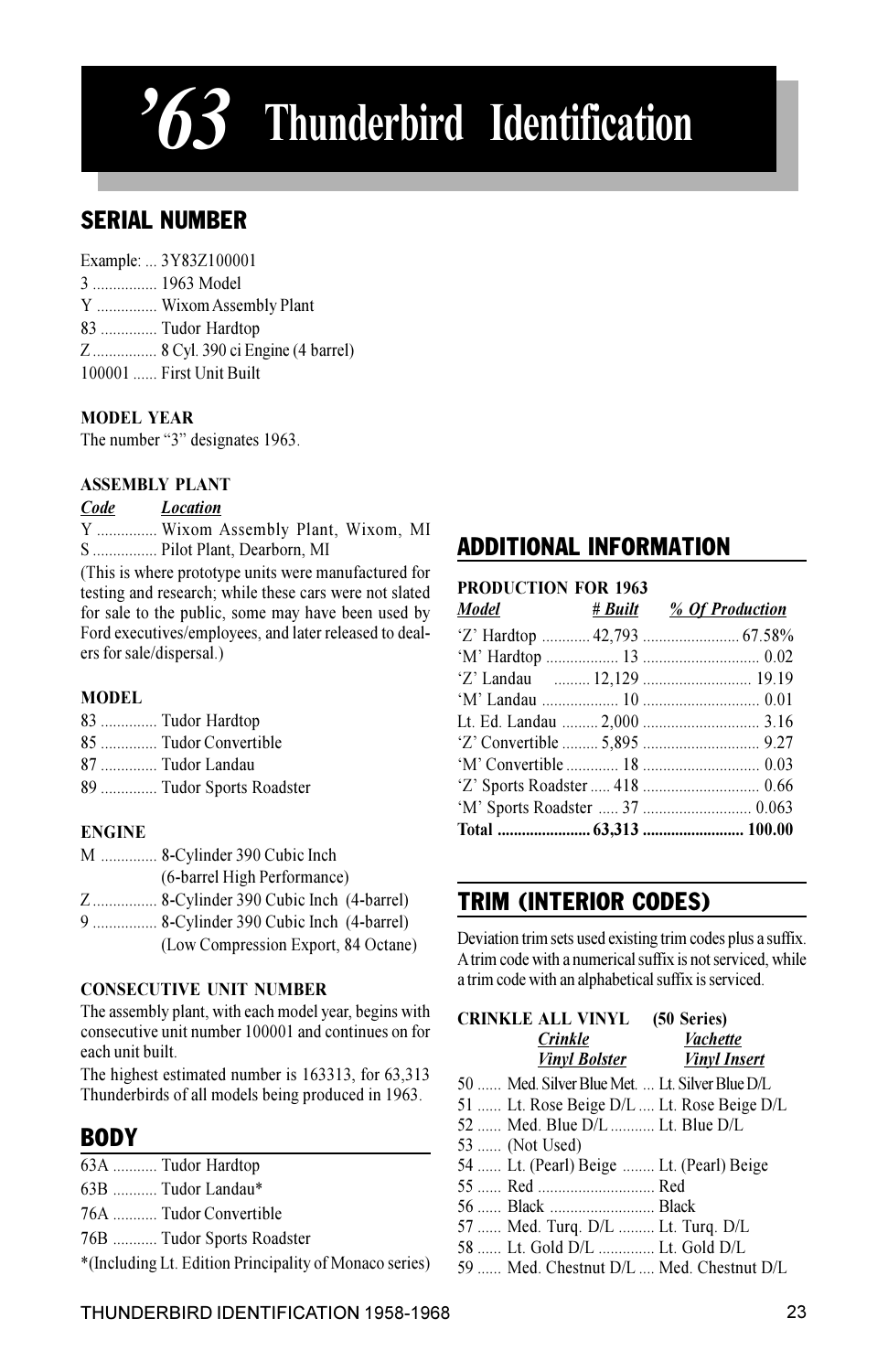# '63 Thunderbird Identification

## SERIAL NUMBER

Example: ... 3Y83Z100001
3 ................ 1963 Model
Y ............... Wixom Assembly Plant
83 .............. Tudor Hardtop
Z ................ 8 Cyl. 390 ci Engine (4 barrel)
100001 ...... First Unit Built

### MODEL YEAR

The number "3" designates 1963.

### ASSEMBLY PLANT

| *Code* | *Location* |
|---|---|
| Y | Wixom Assembly Plant, Wixom, MI |
| S | Pilot Plant, Dearborn, MI |

(This is where prototype units were manufactured for testing and research; while these cars were not slated for sale to the public, some may have been used by Ford executives/employees, and later released to dealers for sale/dispersal.)

### MODEL

83 .............. Tudor Hardtop
85 .............. Tudor Convertible
87 .............. Tudor Landau
89 .............. Tudor Sports Roadster

### ENGINE

M .............. 8-Cylinder 390 Cubic Inch (6-barrel High Performance)
Z ................ 8-Cylinder 390 Cubic Inch (4-barrel)
9 ................ 8-Cylinder 390 Cubic Inch (4-barrel) (Low Compression Export, 84 Octane)

### CONSECUTIVE UNIT NUMBER

The assembly plant, with each model year, begins with consecutive unit number 100001 and continues on for each unit built.

The highest estimated number is 163313, for 63,313 Thunderbirds of all models being produced in 1963.

## BODY

63A ........... Tudor Hardtop
63B ........... Tudor Landau*
76A ........... Tudor Convertible
76B ........... Tudor Sports Roadster

*(Including Lt. Edition Principality of Monaco series)

## ADDITIONAL INFORMATION

### PRODUCTION FOR 1963

| *Model* | *# Built* | *% Of Production* |
|---|---|---|
| 'Z' Hardtop | 42,793 | 67.58% |
| 'M' Hardtop | 13 | 0.02 |
| 'Z' Landau | 12,129 | 19.19 |
| 'M' Landau | 10 | 0.01 |
| Lt. Ed. Landau | 2,000 | 3.16 |
| 'Z' Convertible | 5,895 | 9.27 |
| 'M' Convertible | 18 | 0.03 |
| 'Z' Sports Roadster | 418 | 0.66 |
| 'M' Sports Roadster | 37 | 0.063 |
| **Total** | **63,313** | **100.00** |

## TRIM (INTERIOR CODES)

Deviation trim sets used existing trim codes plus a suffix. A trim code with a numerical suffix is not serviced, while a trim code with an alphabetical suffix is serviced.

### CRINKLE ALL VINYL (50 Series)

| Code | *Crinkle Vinyl Bolster* | *Vachette Vinyl Insert* |
|---|---|---|
| 50 | Med. Silver Blue Met. | Lt. Silver Blue D/L |
| 51 | Lt. Rose Beige D/L | Lt. Rose Beige D/L |
| 52 | Med. Blue D/L | Lt. Blue D/L |
| 53 | (Not Used) | |
| 54 | Lt. (Pearl) Beige | Lt. (Pearl) Beige |
| 55 | Red | Red |
| 56 | Black | Black |
| 57 | Med. Turq. D/L | Lt. Turq. D/L |
| 58 | Lt. Gold D/L | Lt. Gold D/L |
| 59 | Med. Chestnut D/L | Med. Chestnut D/L |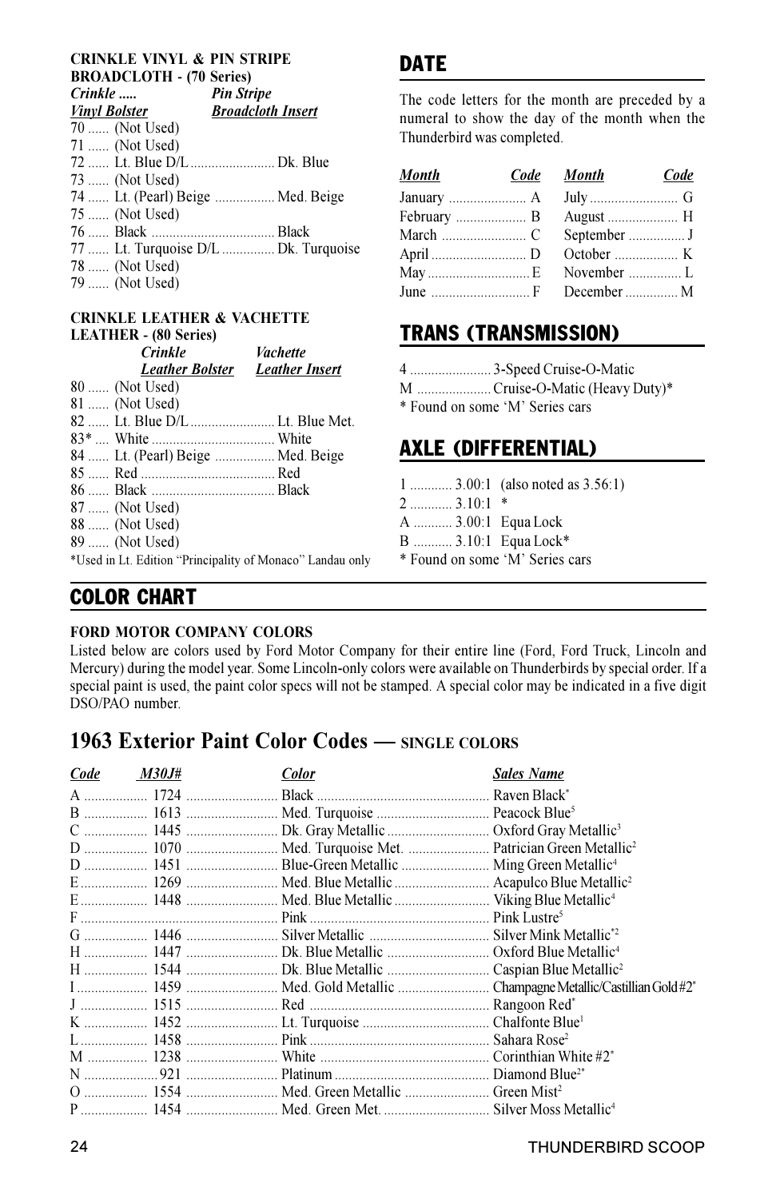**CRINKLE VINYL & PIN STRIPE BROADCLOTH - (70 Series)**

| | *Crinkle .....* *__Vinyl Bolster__* | *__Pin Stripe__* *__Broadcloth Insert__* |
|---|---|---|
| 70 | (Not Used) | |
| 71 | (Not Used) | |
| 72 | Lt. Blue D/L | Dk. Blue |
| 73 | (Not Used) | |
| 74 | Lt. (Pearl) Beige | Med. Beige |
| 75 | (Not Used) | |
| 76 | Black | Black |
| 77 | Lt. Turquoise D/L | Dk. Turquoise |
| 78 | (Not Used) | |
| 79 | (Not Used) | |

**CRINKLE LEATHER & VACHETTE LEATHER - (80 Series)**

| | *Crinkle* *__Leather Bolster__* | *Vachette* *__Leather Insert__* |
|---|---|---|
| 80 | (Not Used) | |
| 81 | (Not Used) | |
| 82 | Lt. Blue D/L | Lt. Blue Met. |
| 83* | White | White |
| 84 | Lt. (Pearl) Beige | Med. Beige |
| 85 | Red | Red |
| 86 | Black | Black |
| 87 | (Not Used) | |
| 88 | (Not Used) | |
| 89 | (Not Used) | |

*Used in Lt. Edition "Principality of Monaco" Landau only

## DATE

The code letters for the month are preceded by a numeral to show the day of the month when the Thunderbird was completed.

| *__Month__* | *__Code__* | *__Month__* | *__Code__* |
|---|---|---|---|
| January | A | July | G |
| February | B | August | H |
| March | C | September | J |
| April | D | October | K |
| May | E | November | L |
| June | F | December | M |

## TRANS (TRANSMISSION)

4 ....................... 3-Speed Cruise-O-Matic
M ..................... Cruise-O-Matic (Heavy Duty)*
* Found on some 'M' Series cars

## AXLE (DIFFERENTIAL)

1 ........... 3.00:1 (also noted as 3.56:1)
2 ........... 3.10:1 *
A ........... 3.00:1 Equa Lock
B ........... 3.10:1 Equa Lock*
* Found on some 'M' Series cars

## COLOR CHART

**FORD MOTOR COMPANY COLORS**

Listed below are colors used by Ford Motor Company for their entire line (Ford, Ford Truck, Lincoln and Mercury) during the model year. Some Lincoln-only colors were available on Thunderbirds by special order. If a special paint is used, the paint color specs will not be stamped. A special color may be indicated in a five digit DSO/PAO number.

# 1963 Exterior Paint Color Codes — SINGLE COLORS

| *__Code__* | *__M30J#__* | *__Color__* | *__Sales Name__* |
|---|---|---|---|
| A | 1724 | Black | Raven Black* |
| B | 1613 | Med. Turquoise | Peacock Blue[5] |
| C | 1445 | Dk. Gray Metallic | Oxford Gray Metallic[3] |
| D | 1070 | Med. Turquoise Met. | Patrician Green Metallic[2] |
| D | 1451 | Blue-Green Metallic | Ming Green Metallic[4] |
| E | 1269 | Med. Blue Metallic | Acapulco Blue Metallic[2] |
| E | 1448 | Med. Blue Metallic | Viking Blue Metallic[4] |
| F | | Pink | Pink Lustre[5] |
| G | 1446 | Silver Metallic | Silver Mink Metallic*[2] |
| H | 1447 | Dk. Blue Metallic | Oxford Blue Metallic[4] |
| H | 1544 | Dk. Blue Metallic | Caspian Blue Metallic[2] |
| I | 1459 | Med. Gold Metallic | Champagne Metallic/Castillian Gold #2* |
| J | 1515 | Red | Rangoon Red* |
| K | 1452 | Lt. Turquoise | Chalfonte Blue[1] |
| L | 1458 | Pink | Sahara Rose[2] |
| M | 1238 | White | Corinthian White #2* |
| N | 921 | Platinum | Diamond Blue[2]* |
| O | 1554 | Med. Green Metallic | Green Mist[2] |
| P | 1454 | Med. Green Met. | Silver Moss Metallic[4] |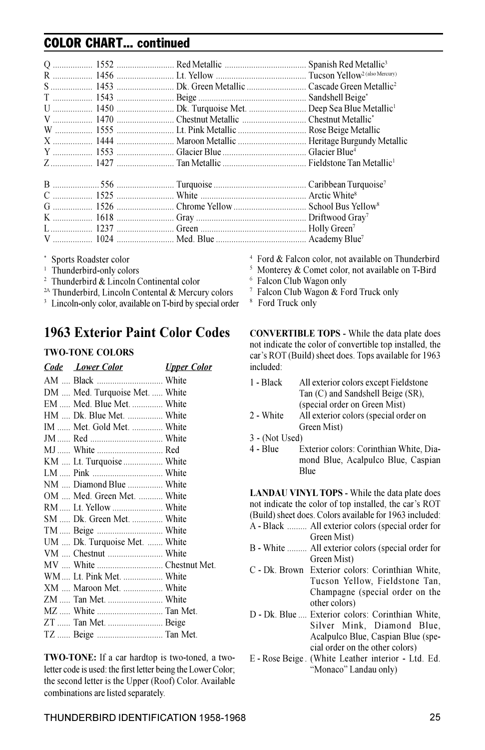## COLOR CHART... continued

| | | | |
|---|---|---|---|
| Q | 1552 | Red Metallic | Spanish Red Metallic[3] |
| R | 1456 | Lt. Yellow | Tucson Yellow[2 (also Mercury)] |
| S | 1453 | Dk. Green Metallic | Cascade Green Metallic[2] |
| T | 1543 | Beige | Sandshell Beige[*] |
| U | 1450 | Dk. Turquoise Met. | Deep Sea Blue Metallic[1] |
| V | 1470 | Chestnut Metallic | Chestnut Metallic[*] |
| W | 1555 | Lt. Pink Metallic | Rose Beige Metallic |
| X | 1444 | Maroon Metallic | Heritage Burgundy Metallic |
| Y | 1553 | Glacier Blue | Glacier Blue[4] |
| Z | 1427 | Tan Metallic | Fieldstone Tan Metallic[1] |

| | | | |
|---|---|---|---|
| B | 556 | Turquoise | Caribbean Turquoise[7] |
| C | 1525 | White | Arctic White[8] |
| G | 1526 | Chrome Yellow | School Bus Yellow[8] |
| K | 1618 | Gray | Driftwood Gray[7] |
| L | 1237 | Green | Holly Green[7] |
| V | 1024 | Med. Blue | Academy Blue[7] |

[*] Sports Roadster color
[1] Thunderbird-only colors
[2] Thunderbird & Lincoln Continental color
[2A] Thunderbird, Lincoln Contental & Mercury colors
[3] Lincoln-only color, available on T-bird by special order
[4] Ford & Falcon color, not available on Thunderbird
[5] Monterey & Comet color, not available on T-Bird
[6] Falcon Club Wagon only
[7] Falcon Club Wagon & Ford Truck only
[8] Ford Truck only

# 1963 Exterior Paint Color Codes

**TWO-TONE COLORS**

| *Code* | *Lower Color* | *Upper Color* |
|---|---|---|
| AM | Black | White |
| DM | Med. Turquoise Met. | White |
| EM | Med. Blue Met. | White |
| HM | Dk. Blue Met. | White |
| IM | Met. Gold Met. | White |
| JM | Red | White |
| MJ | White | Red |
| KM | Lt. Turquoise | White |
| LM | Pink | White |
| NM | Diamond Blue | White |
| OM | Med. Green Met. | White |
| RM | Lt. Yellow | White |
| SM | Dk. Green Met. | White |
| TM | Beige | White |
| UM | Dk. Turquoise Met. | White |
| VM | Chestnut | White |
| MV | White | Chestnut Met. |
| WM | Lt. Pink Met. | White |
| XM | Maroon Met. | White |
| ZM | Tan Met. | White |
| MZ | White | Tan Met. |
| ZT | Tan Met. | Beige |
| TZ | Beige | Tan Met. |

**TWO-TONE:** If a car hardtop is two-toned, a two-letter code is used: the first letter being the Lower Color; the second letter is the Upper (Roof) Color. Available combinations are listed separately.

**CONVERTIBLE TOPS -** While the data plate does not indicate the color of convertible top installed, the car's ROT (Build) sheet does. Tops available for 1963 included:

| | |
|---|---|
| 1 - Black | All exterior colors except Fieldstone Tan (C) and Sandshell Beige (SR), (special order on Green Mist) |
| 2 - White | All exterior colors (special order on Green Mist) |
| 3 - (Not Used) | |
| 4 - Blue | Exterior colors: Corinthian White, Diamond Blue, Acalpulco Blue, Caspian Blue |

**LANDAU VINYL TOPS -** While the data plate does not indicate the color of top installed, the car's ROT (Build) sheet does. Colors available for 1963 included:

| | |
|---|---|
| A - Black | All exterior colors (special order for Green Mist) |
| B - White | All exterior colors (special order for Green Mist) |
| C - Dk. Brown | Exterior colors: Corinthian White, Tucson Yellow, Fieldstone Tan, Champagne (special order on the other colors) |
| D - Dk. Blue | Exterior colors: Corinthian White, Silver Mink, Diamond Blue, Acalpulco Blue, Caspian Blue (special order on the other colors) |
| E - Rose Beige | (White Leather interior - Ltd. Ed. "Monaco" Landau only) |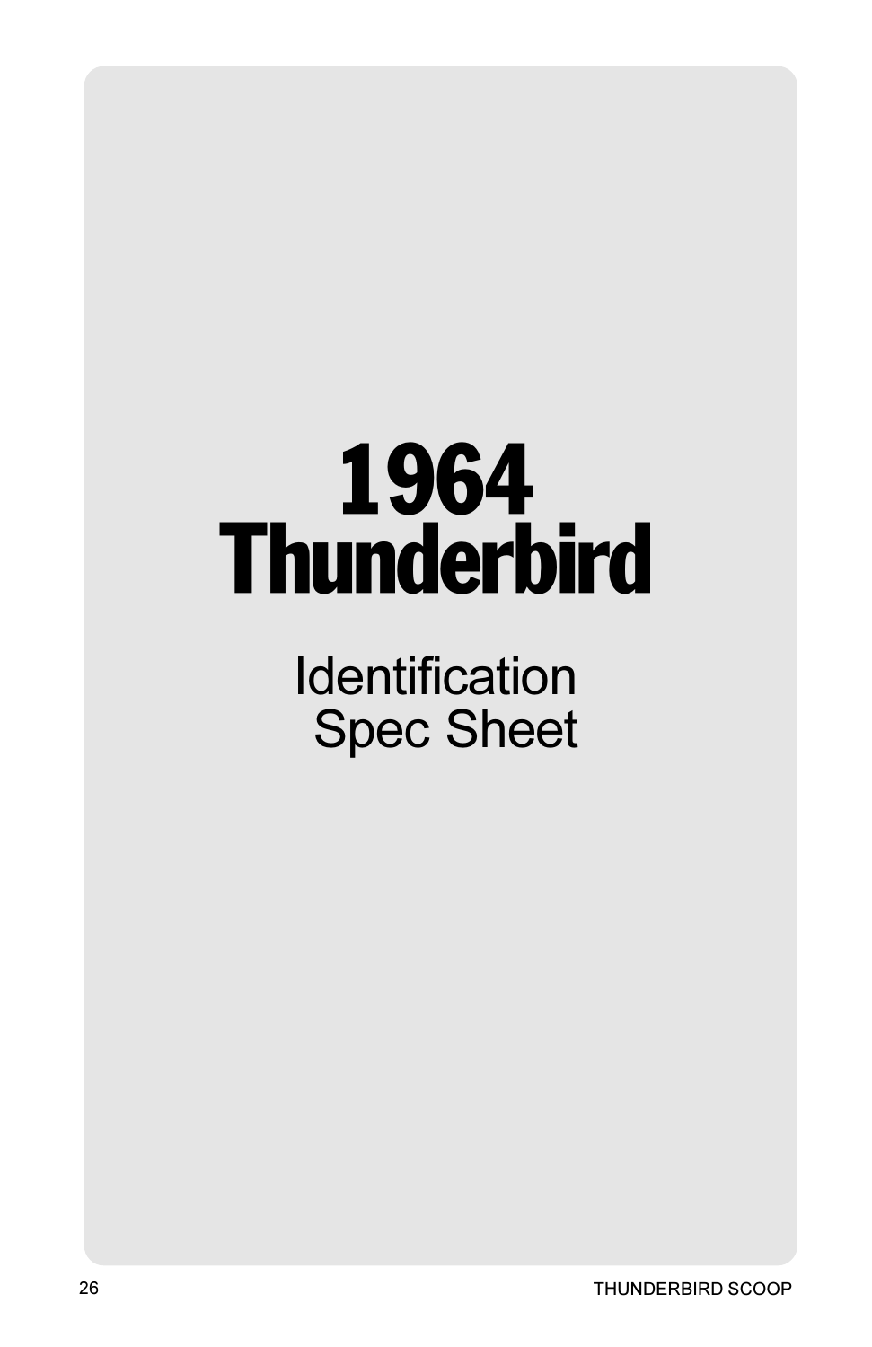# 1964 Thunderbird

Identification
Spec Sheet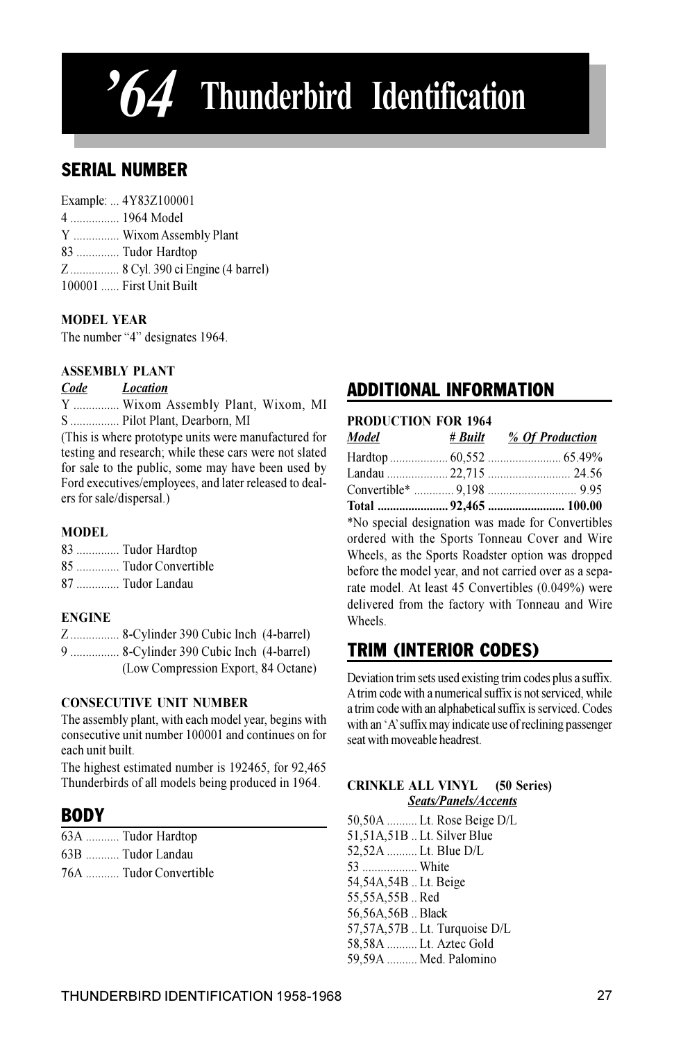# '64 Thunderbird Identification

## SERIAL NUMBER

Example: ... 4Y83Z100001
4 ................ 1964 Model
Y ............... Wixom Assembly Plant
83 ............. Tudor Hardtop
Z ................ 8 Cyl. 390 ci Engine (4 barrel)
100001 ...... First Unit Built

### MODEL YEAR

The number "4" designates 1964.

### ASSEMBLY PLANT

| *Code* | *Location* |
|---|---|
| Y | Wixom Assembly Plant, Wixom, MI |
| S | Pilot Plant, Dearborn, MI |

(This is where prototype units were manufactured for testing and research; while these cars were not slated for sale to the public, some may have been used by Ford executives/employees, and later released to dealers for sale/dispersal.)

### MODEL

83 .............. Tudor Hardtop
85 .............. Tudor Convertible
87 .............. Tudor Landau

### ENGINE

Z ................ 8-Cylinder 390 Cubic Inch (4-barrel)
9 ................ 8-Cylinder 390 Cubic Inch (4-barrel) (Low Compression Export, 84 Octane)

### CONSECUTIVE UNIT NUMBER

The assembly plant, with each model year, begins with consecutive unit number 100001 and continues on for each unit built.

The highest estimated number is 192465, for 92,465 Thunderbirds of all models being produced in 1964.

## BODY

63A ........... Tudor Hardtop
63B ........... Tudor Landau
76A ........... Tudor Convertible

## ADDITIONAL INFORMATION

### PRODUCTION FOR 1964

| *Model* | *# Built* | *% Of Production* |
|---|---|---|
| Hardtop | 60,552 | 65.49% |
| Landau | 22,715 | 24.56 |
| Convertible* | 9,198 | 9.95 |
| **Total** | **92,465** | **100.00** |

*No special designation was made for Convertibles ordered with the Sports Tonneau Cover and Wire Wheels, as the Sports Roadster option was dropped before the model year, and not carried over as a separate model. At least 45 Convertibles (0.049%) were delivered from the factory with Tonneau and Wire Wheels.

## TRIM (INTERIOR CODES)

Deviation trim sets used existing trim codes plus a suffix. A trim code with a numerical suffix is not serviced, while a trim code with an alphabetical suffix is serviced. Codes with an 'A' suffix may indicate use of reclining passenger seat with moveable headrest.

**CRINKLE ALL VINYL (50 Series)**
*Seats/Panels/Accents*

50,50A .......... Lt. Rose Beige D/L
51,51A,51B .. Lt. Silver Blue
52,52A .......... Lt. Blue D/L
53 .................. White
54,54A,54B .. Lt. Beige
55,55A,55B .. Red
56,56A,56B .. Black
57,57A,57B .. Lt. Turquoise D/L
58,58A .......... Lt. Aztec Gold
59,59A .......... Med. Palomino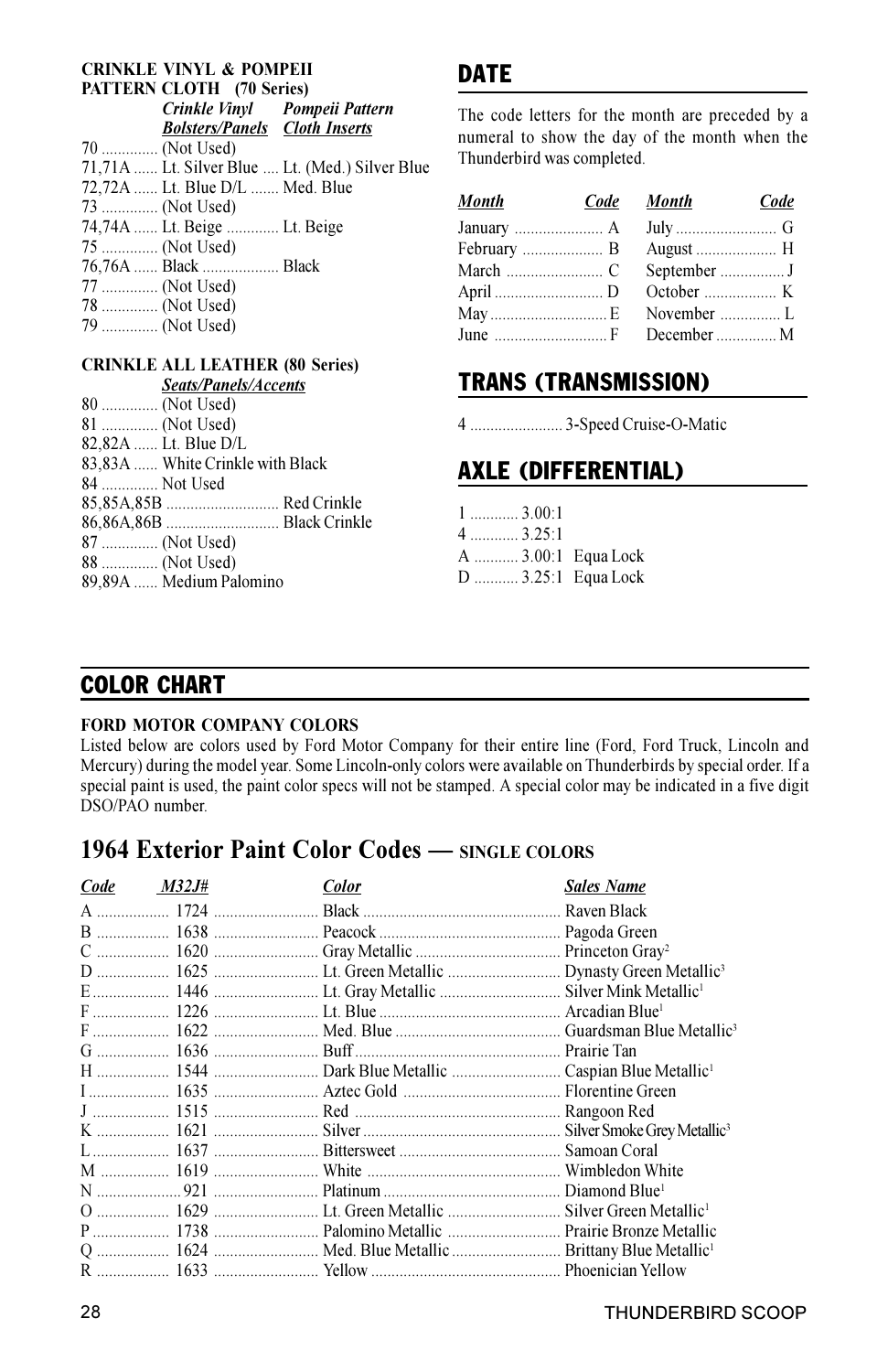**CRINKLE VINYL & POMPEII PATTERN CLOTH (70 Series)**

| Code | *Crinkle Vinyl* ***Bolsters/Panels*** | *Pompeii Pattern* ***Cloth Inserts*** |
|---|---|---|
| 70 | (Not Used) | |
| 71,71A | Lt. Silver Blue | Lt. (Med.) Silver Blue |
| 72,72A | Lt. Blue D/L | Med. Blue |
| 73 | (Not Used) | |
| 74,74A | Lt. Beige | Lt. Beige |
| 75 | (Not Used) | |
| 76,76A | Black | Black |
| 77 | (Not Used) | |
| 78 | (Not Used) | |
| 79 | (Not Used) | |

**CRINKLE ALL LEATHER (80 Series)**

| Code | ***Seats/Panels/Accents*** |
|---|---|
| 80 | (Not Used) |
| 81 | (Not Used) |
| 82,82A | Lt. Blue D/L |
| 83,83A | White Crinkle with Black |
| 84 | Not Used |
| 85,85A,85B | Red Crinkle |
| 86,86A,86B | Black Crinkle |
| 87 | (Not Used) |
| 88 | (Not Used) |
| 89,89A | Medium Palomino |

## DATE

The code letters for the month are preceded by a numeral to show the day of the month when the Thunderbird was completed.

| *Month* | *Code* | *Month* | *Code* |
|---|---|---|---|
| January | A | July | G |
| February | B | August | H |
| March | C | September | J |
| April | D | October | K |
| May | E | November | L |
| June | F | December | M |

## TRANS (TRANSMISSION)

4 ....................... 3-Speed Cruise-O-Matic

## AXLE (DIFFERENTIAL)

| Code | Ratio |
|---|---|
| 1 | 3.00:1 |
| 4 | 3.25:1 |
| A | 3.00:1 Equa Lock |
| D | 3.25:1 Equa Lock |

## COLOR CHART

**FORD MOTOR COMPANY COLORS**

Listed below are colors used by Ford Motor Company for their entire line (Ford, Ford Truck, Lincoln and Mercury) during the model year. Some Lincoln-only colors were available on Thunderbirds by special order. If a special paint is used, the paint color specs will not be stamped. A special color may be indicated in a five digit DSO/PAO number.

## 1964 Exterior Paint Color Codes — SINGLE COLORS

| *Code* | *M32J#* | *Color* | *Sales Name* |
|---|---|---|---|
| A | 1724 | Black | Raven Black |
| B | 1638 | Peacock | Pagoda Green |
| C | 1620 | Gray Metallic | Princeton Gray[2] |
| D | 1625 | Lt. Green Metallic | Dynasty Green Metallic[3] |
| E | 1446 | Lt. Gray Metallic | Silver Mink Metallic[1] |
| F | 1226 | Lt. Blue | Arcadian Blue[1] |
| F | 1622 | Med. Blue | Guardsman Blue Metallic[3] |
| G | 1636 | Buff | Prairie Tan |
| H | 1544 | Dark Blue Metallic | Caspian Blue Metallic[1] |
| I | 1635 | Aztec Gold | Florentine Green |
| J | 1515 | Red | Rangoon Red |
| K | 1621 | Silver | Silver Smoke Grey Metallic[3] |
| L | 1637 | Bittersweet | Samoan Coral |
| M | 1619 | White | Wimbledon White |
| N | 921 | Platinum | Diamond Blue[1] |
| O | 1629 | Lt. Green Metallic | Silver Green Metallic[1] |
| P | 1738 | Palomino Metallic | Prairie Bronze Metallic |
| Q | 1624 | Med. Blue Metallic | Brittany Blue Metallic[1] |
| R | 1633 | Yellow | Phoenician Yellow |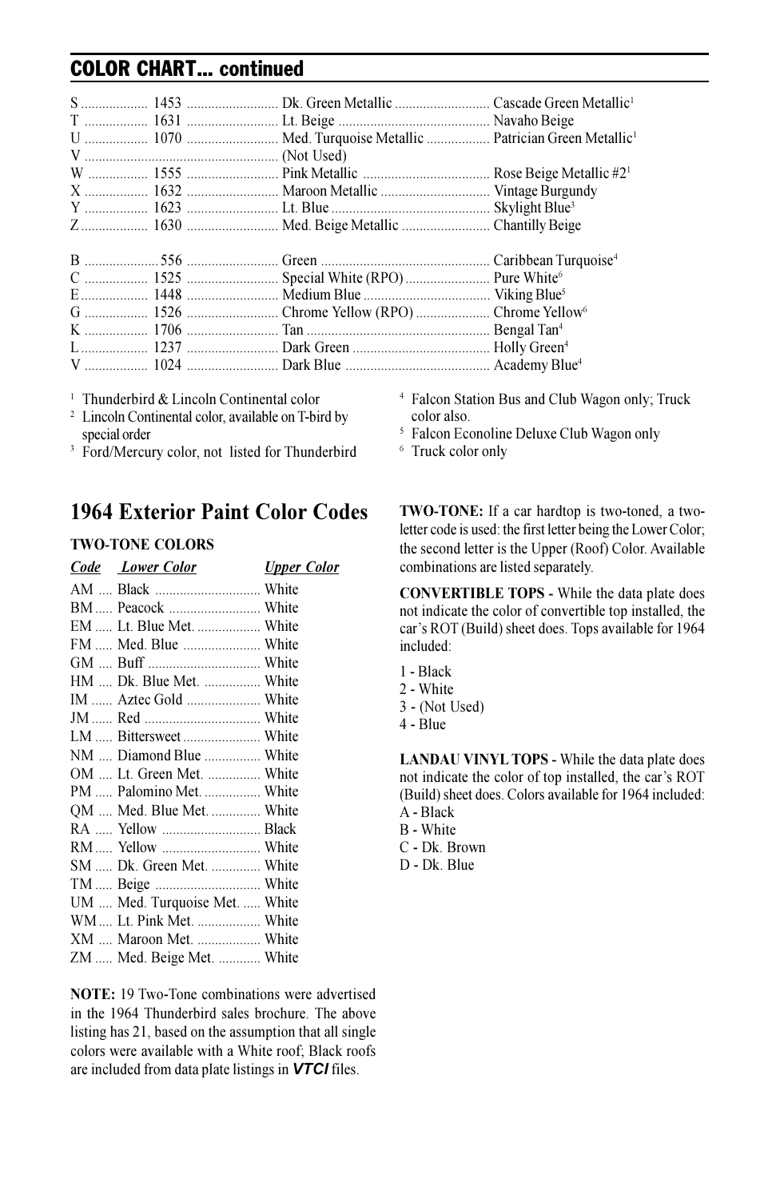## COLOR CHART... continued

| Code | Number | Color | Name |
|---|---|---|---|
| S | 1453 | Dk. Green Metallic | Cascade Green Metallic[1] |
| T | 1631 | Lt. Beige | Navaho Beige |
| U | 1070 | Med. Turquoise Metallic | Patrician Green Metallic[1] |
| V | | (Not Used) | |
| W | 1555 | Pink Metallic | Rose Beige Metallic #2[1] |
| X | 1632 | Maroon Metallic | Vintage Burgundy |
| Y | 1623 | Lt. Blue | Skylight Blue[3] |
| Z | 1630 | Med. Beige Metallic | Chantilly Beige |

| Code | Number | Color | Name |
|---|---|---|---|
| B | 556 | Green | Caribbean Turquoise[4] |
| C | 1525 | Special White (RPO) | Pure White[6] |
| E | 1448 | Medium Blue | Viking Blue[5] |
| G | 1526 | Chrome Yellow (RPO) | Chrome Yellow[6] |
| K | 1706 | Tan | Bengal Tan[4] |
| L | 1237 | Dark Green | Holly Green[4] |
| V | 1024 | Dark Blue | Academy Blue[4] |

1 Thunderbird & Lincoln Continental color
2 Lincoln Continental color, available on T-bird by special order
3 Ford/Mercury color, not listed for Thunderbird
4 Falcon Station Bus and Club Wagon only; Truck color also.
5 Falcon Econoline Deluxe Club Wagon only
6 Truck color only

# 1964 Exterior Paint Color Codes

### TWO-TONE COLORS

| *Code* | *Lower Color* | *Upper Color* |
|---|---|---|
| AM | Black | White |
| BM | Peacock | White |
| EM | Lt. Blue Met. | White |
| FM | Med. Blue | White |
| GM | Buff | White |
| HM | Dk. Blue Met. | White |
| IM | Aztec Gold | White |
| JM | Red | White |
| LM | Bittersweet | White |
| NM | Diamond Blue | White |
| OM | Lt. Green Met. | White |
| PM | Palomino Met. | White |
| QM | Med. Blue Met. | White |
| RA | Yellow | Black |
| RM | Yellow | White |
| SM | Dk. Green Met. | White |
| TM | Beige | White |
| UM | Med. Turquoise Met. | White |
| WM | Lt. Pink Met. | White |
| XM | Maroon Met. | White |
| ZM | Med. Beige Met. | White |

**NOTE:** 19 Two-Tone combinations were advertised in the 1964 Thunderbird sales brochure. The above listing has 21, based on the assumption that all single colors were available with a White roof; Black roofs are included from data plate listings in ***VTCI*** files.

**TWO-TONE:** If a car hardtop is two-toned, a two-letter code is used: the first letter being the Lower Color; the second letter is the Upper (Roof) Color. Available combinations are listed separately.

**CONVERTIBLE TOPS -** While the data plate does not indicate the color of convertible top installed, the car's ROT (Build) sheet does. Tops available for 1964 included:

1 - Black
2 - White
3 - (Not Used)
4 - Blue

**LANDAU VINYL TOPS -** While the data plate does not indicate the color of top installed, the car's ROT (Build) sheet does. Colors available for 1964 included:
A - Black
B - White
C - Dk. Brown
D - Dk. Blue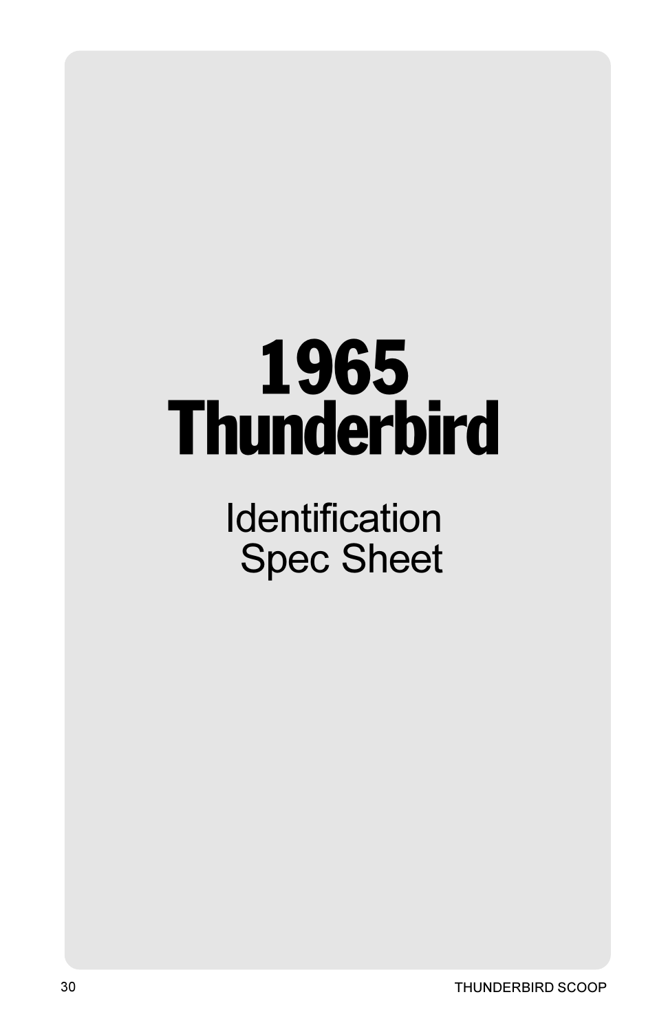# 1965 Thunderbird

## Identification Spec Sheet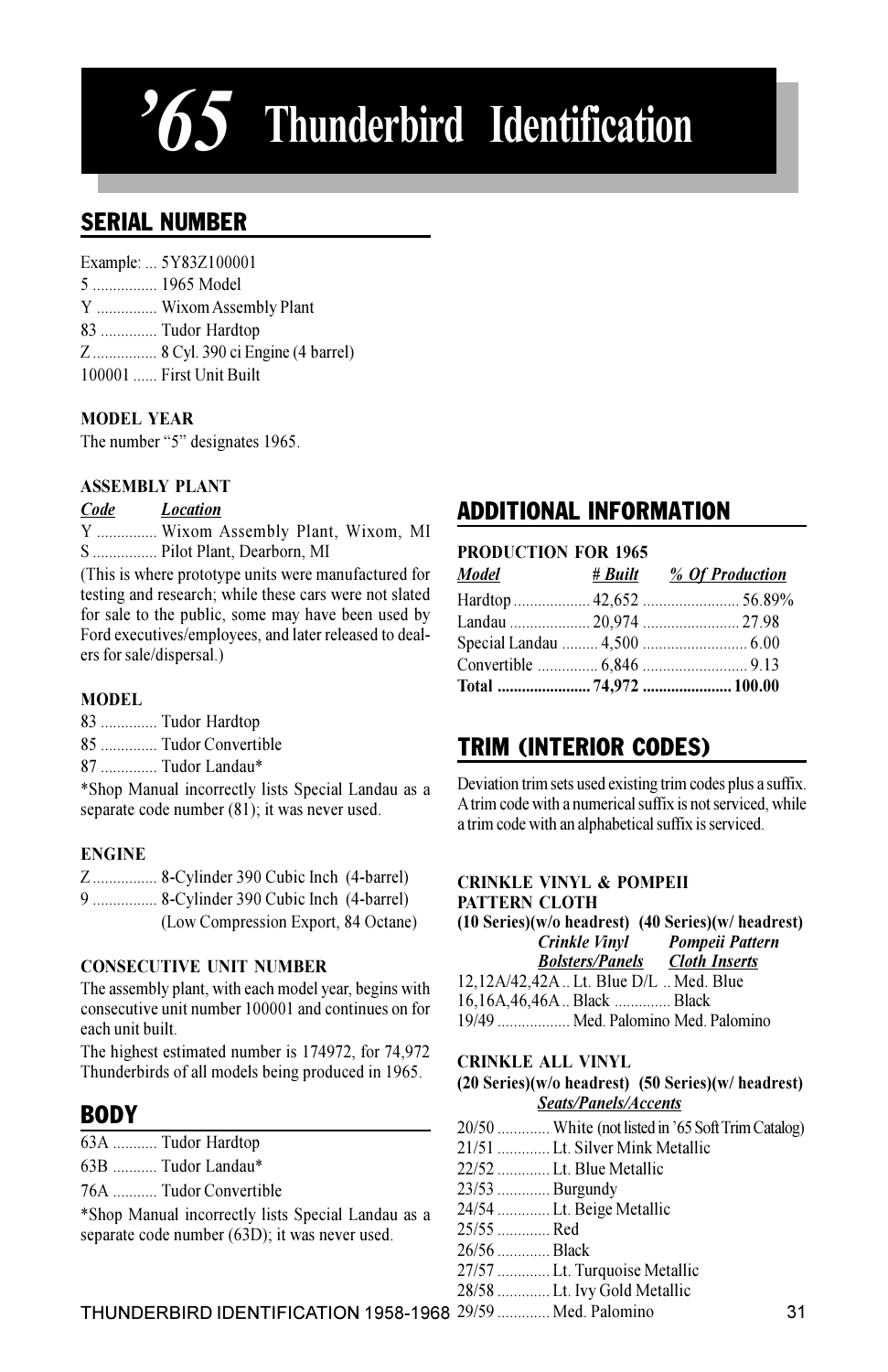# ’65 Thunderbird Identification

## SERIAL NUMBER

Example: ... 5Y83Z100001
5 ................ 1965 Model
Y ............... Wixom Assembly Plant
83 .............. Tudor Hardtop
Z ................ 8 Cyl. 390 ci Engine (4 barrel)
100001 ...... First Unit Built

### MODEL YEAR

The number “5” designates 1965.

### ASSEMBLY PLANT

| *Code* | *Location* |
|---|---|
| Y | Wixom Assembly Plant, Wixom, MI |
| S | Pilot Plant, Dearborn, MI |

(This is where prototype units were manufactured for testing and research; while these cars were not slated for sale to the public, some may have been used by Ford executives/employees, and later released to dealers for sale/dispersal.)

### MODEL

83 .............. Tudor Hardtop
85 .............. Tudor Convertible
87 .............. Tudor Landau*

*Shop Manual incorrectly lists Special Landau as a separate code number (81); it was never used.

### ENGINE

Z ................ 8-Cylinder 390 Cubic Inch (4-barrel)
9 ................ 8-Cylinder 390 Cubic Inch (4-barrel) (Low Compression Export, 84 Octane)

### CONSECUTIVE UNIT NUMBER

The assembly plant, with each model year, begins with consecutive unit number 100001 and continues on for each unit built.

The highest estimated number is 174972, for 74,972 Thunderbirds of all models being produced in 1965.

## BODY

63A ........... Tudor Hardtop
63B ........... Tudor Landau*
76A ........... Tudor Convertible

*Shop Manual incorrectly lists Special Landau as a separate code number (63D); it was never used.

## ADDITIONAL INFORMATION

### PRODUCTION FOR 1965

| *Model* | *# Built* | *% Of Production* |
|---|---|---|
| Hardtop | 42,652 | 56.89% |
| Landau | 20,974 | 27.98 |
| Special Landau | 4,500 | 6.00 |
| Convertible | 6,846 | 9.13 |
| **Total** | **74,972** | **100.00** |

## TRIM (INTERIOR CODES)

Deviation trim sets used existing trim codes plus a suffix. A trim code with a numerical suffix is not serviced, while a trim code with an alphabetical suffix is serviced.

### CRINKLE VINYL & POMPEII PATTERN CLOTH

| (10 Series)(w/o headrest) (40 Series)(w/ headrest) | *Crinkle Vinyl Bolsters/Panels* | *Pompeii Pattern Cloth Inserts* |
|---|---|---|
| 12,12A/42,42A | Lt. Blue D/L | Med. Blue |
| 16,16A,46,46A | Black | Black |
| 19/49 | Med. Palomino | Med. Palomino |

### CRINKLE ALL VINYL

| (20 Series)(w/o headrest) (50 Series)(w/ headrest) | *Seats/Panels/Accents* |
|---|---|
| 20/50 | White (not listed in ’65 Soft Trim Catalog) |
| 21/51 | Lt. Silver Mink Metallic |
| 22/52 | Lt. Blue Metallic |
| 23/53 | Burgundy |
| 24/54 | Lt. Beige Metallic |
| 25/55 | Red |
| 26/56 | Black |
| 27/57 | Lt. Turquoise Metallic |
| 28/58 | Lt. Ivy Gold Metallic |
| 29/59 | Med. Palomino |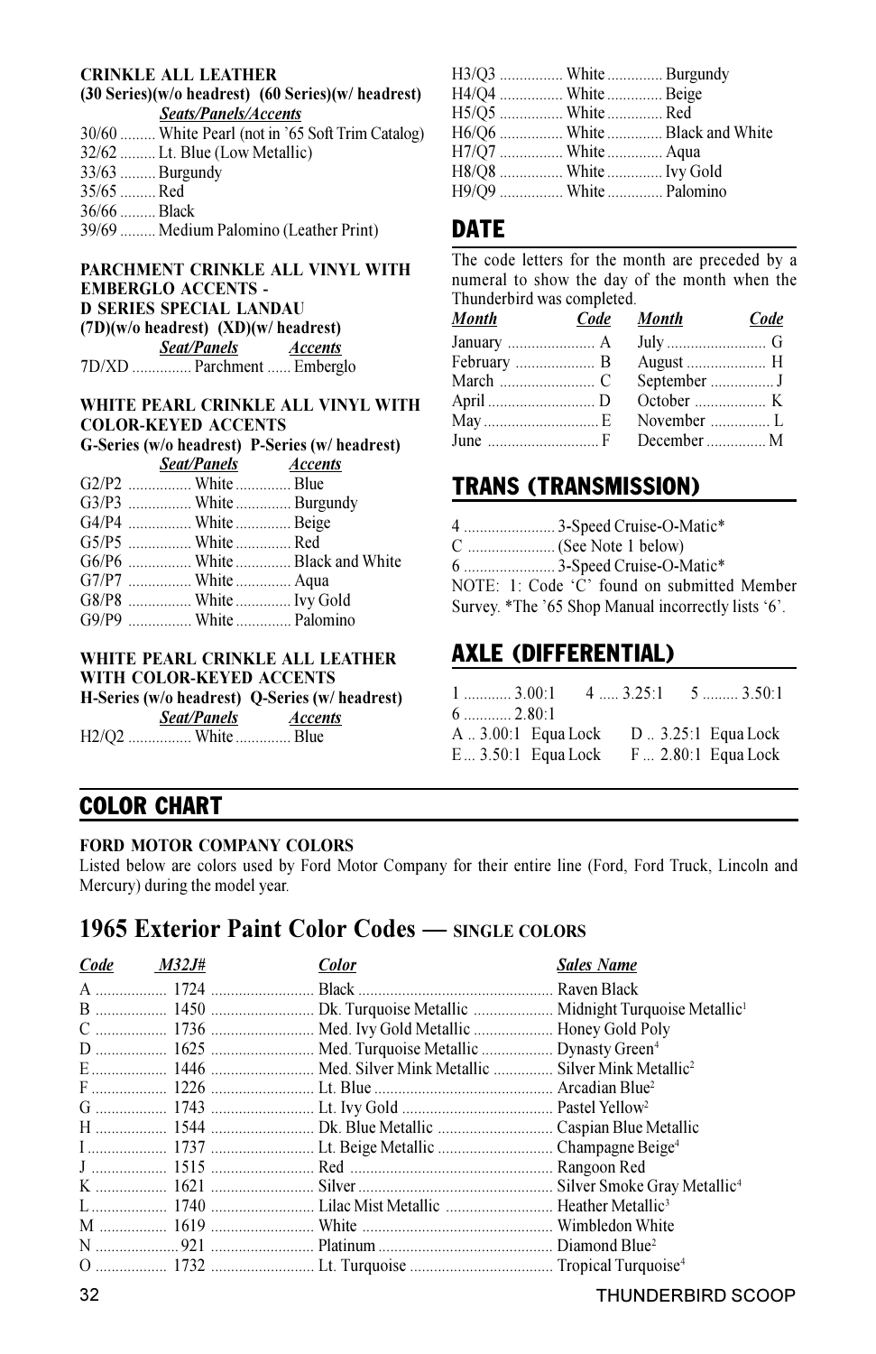**CRINKLE ALL LEATHER**
**(30 Series)(w/o headrest) (60 Series)(w/ headrest)**

| | *Seats/Panels/Accents* |
|---|---|
| 30/60 | White Pearl (not in '65 Soft Trim Catalog) |
| 32/62 | Lt. Blue (Low Metallic) |
| 33/63 | Burgundy |
| 35/65 | Red |
| 36/66 | Black |
| 39/69 | Medium Palomino (Leather Print) |

**PARCHMENT CRINKLE ALL VINYL WITH EMBERGLO ACCENTS - D SERIES SPECIAL LANDAU**
**(7D)(w/o headrest) (XD)(w/ headrest)**

| | *Seat/Panels* | *Accents* |
|---|---|---|
| 7D/XD | Parchment | Emberglo |

**WHITE PEARL CRINKLE ALL VINYL WITH COLOR-KEYED ACCENTS**
**G-Series (w/o headrest) P-Series (w/ headrest)**

| | *Seat/Panels* | *Accents* |
|---|---|---|
| G2/P2 | White | Blue |
| G3/P3 | White | Burgundy |
| G4/P4 | White | Beige |
| G5/P5 | White | Red |
| G6/P6 | White | Black and White |
| G7/P7 | White | Aqua |
| G8/P8 | White | Ivy Gold |
| G9/P9 | White | Palomino |

**WHITE PEARL CRINKLE ALL LEATHER WITH COLOR-KEYED ACCENTS**
**H-Series (w/o headrest) Q-Series (w/ headrest)**

| | *Seat/Panels* | *Accents* |
|---|---|---|
| H2/Q2 | White | Blue |
| H3/Q3 | White | Burgundy |
| H4/Q4 | White | Beige |
| H5/Q5 | White | Red |
| H6/Q6 | White | Black and White |
| H7/Q7 | White | Aqua |
| H8/Q8 | White | Ivy Gold |
| H9/Q9 | White | Palomino |

## DATE

The code letters for the month are preceded by a numeral to show the day of the month when the Thunderbird was completed.

| *Month* | *Code* | *Month* | *Code* |
|---|---|---|---|
| January | A | July | G |
| February | B | August | H |
| March | C | September | J |
| April | D | October | K |
| May | E | November | L |
| June | F | December | M |

## TRANS (TRANSMISSION)

| | |
|---|---|
| 4 | 3-Speed Cruise-O-Matic* |
| C | (See Note 1 below) |
| 6 | 3-Speed Cruise-O-Matic* |

NOTE: 1: Code 'C' found on submitted Member Survey. *The '65 Shop Manual incorrectly lists '6'.

## AXLE (DIFFERENTIAL)

1 ........... 3.00:1 4 ..... 3.25:1 5 ......... 3.50:1
6 ........... 2.80:1
A .. 3.00:1 Equa Lock D .. 3.25:1 Equa Lock
E ... 3.50:1 Equa Lock F ... 2.80:1 Equa Lock

## COLOR CHART

**FORD MOTOR COMPANY COLORS**

Listed below are colors used by Ford Motor Company for their entire line (Ford, Ford Truck, Lincoln and Mercury) during the model year.

## 1965 Exterior Paint Color Codes — SINGLE COLORS

| *Code* | *M32J#* | *Color* | *Sales Name* |
|---|---|---|---|
| A | 1724 | Black | Raven Black |
| B | 1450 | Dk. Turquoise Metallic | Midnight Turquoise Metallic[1] |
| C | 1736 | Med. Ivy Gold Metallic | Honey Gold Poly |
| D | 1625 | Med. Turquoise Metallic | Dynasty Green[4] |
| E | 1446 | Med. Silver Mink Metallic | Silver Mink Metallic[2] |
| F | 1226 | Lt. Blue | Arcadian Blue[2] |
| G | 1743 | Lt. Ivy Gold | Pastel Yellow[2] |
| H | 1544 | Dk. Blue Metallic | Caspian Blue Metallic |
| I | 1737 | Lt. Beige Metallic | Champagne Beige[4] |
| J | 1515 | Red | Rangoon Red |
| K | 1621 | Silver | Silver Smoke Gray Metallic[4] |
| L | 1740 | Lilac Mist Metallic | Heather Metallic[3] |
| M | 1619 | White | Wimbledon White |
| N | 921 | Platinum | Diamond Blue[2] |
| O | 1732 | Lt. Turquoise | Tropical Turquoise[4] |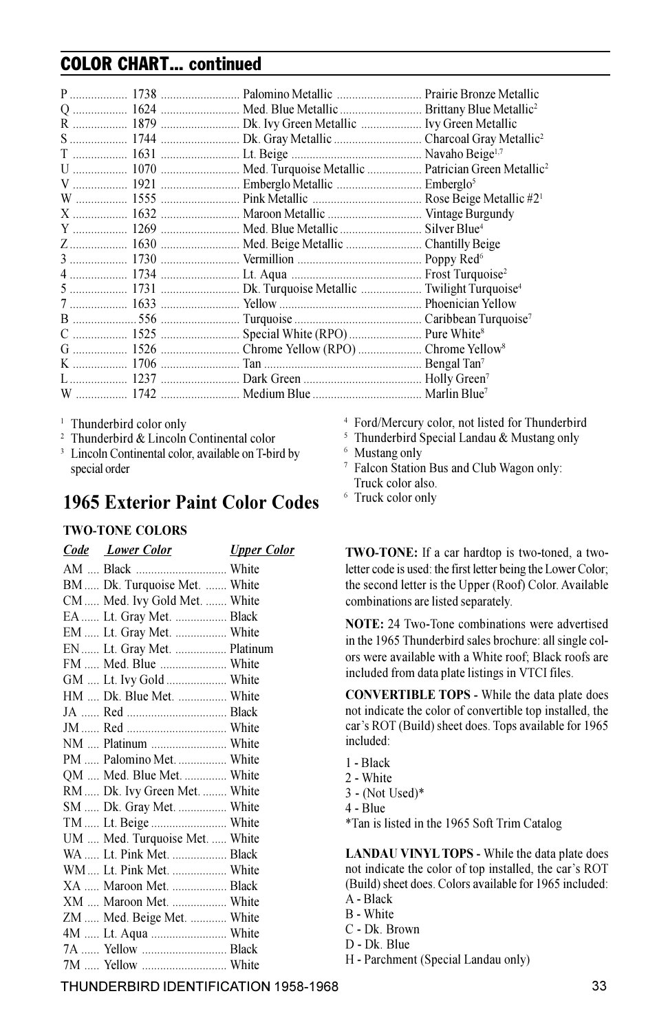## COLOR CHART... continued

| | | | |
|---|---|---|---|
| P | 1738 | Palomino Metallic | Prairie Bronze Metallic |
| Q | 1624 | Med. Blue Metallic | Brittany Blue Metallic[2] |
| R | 1879 | Dk. Ivy Green Metallic | Ivy Green Metallic |
| S | 1744 | Dk. Gray Metallic | Charcoal Gray Metallic[2] |
| T | 1631 | Lt. Beige | Navaho Beige[1,7] |
| U | 1070 | Med. Turquoise Metallic | Patrician Green Metallic[2] |
| V | 1921 | Emberglo Metallic | Emberglo[5] |
| W | 1555 | Pink Metallic | Rose Beige Metallic #2[1] |
| X | 1632 | Maroon Metallic | Vintage Burgundy |
| Y | 1269 | Med. Blue Metallic | Silver Blue[4] |
| Z | 1630 | Med. Beige Metallic | Chantilly Beige |
| 3 | 1730 | Vermillion | Poppy Red[6] |
| 4 | 1734 | Lt. Aqua | Frost Turquoise[2] |
| 5 | 1731 | Dk. Turquoise Metallic | Twilight Turquoise[4] |
| 7 | 1633 | Yellow | Phoenician Yellow |
| B | 556 | Turquoise | Caribbean Turquoise[7] |
| C | 1525 | Special White (RPO) | Pure White[8] |
| G | 1526 | Chrome Yellow (RPO) | Chrome Yellow[8] |
| K | 1706 | Tan | Bengal Tan[7] |
| L | 1237 | Dark Green | Holly Green[7] |
| W | 1742 | Medium Blue | Marlin Blue[7] |

[1] Thunderbird color only
[2] Thunderbird & Lincoln Continental color
[3] Lincoln Continental color, available on T-bird by special order
[4] Ford/Mercury color, not listed for Thunderbird
[5] Thunderbird Special Landau & Mustang only
[6] Mustang only
[7] Falcon Station Bus and Club Wagon only: Truck color also.
[6] Truck color only

# 1965 Exterior Paint Color Codes

**TWO-TONE COLORS**

| *Code* | *Lower Color* | *Upper Color* |
|---|---|---|
| AM | Black | White |
| BM | Dk. Turquoise Met. | White |
| CM | Med. Ivy Gold Met. | White |
| EA | Lt. Gray Met. | Black |
| EM | Lt. Gray Met. | White |
| EN | Lt. Gray Met. | Platinum |
| FM | Med. Blue | White |
| GM | Lt. Ivy Gold | White |
| HM | Dk. Blue Met. | White |
| JA | Red | Black |
| JM | Red | White |
| NM | Platinum | White |
| PM | Palomino Met. | White |
| QM | Med. Blue Met. | White |
| RM | Dk. Ivy Green Met. | White |
| SM | Dk. Gray Met. | White |
| TM | Lt. Beige | White |
| UM | Med. Turquoise Met. | White |
| WA | Lt. Pink Met. | Black |
| WM | Lt. Pink Met. | White |
| XA | Maroon Met. | Black |
| XM | Maroon Met. | White |
| ZM | Med. Beige Met. | White |
| 4M | Lt. Aqua | White |
| 7A | Yellow | Black |
| 7M | Yellow | White |

**TWO-TONE:** If a car hardtop is two-toned, a two-letter code is used: the first letter being the Lower Color; the second letter is the Upper (Roof) Color. Available combinations are listed separately.

**NOTE:** 24 Two-Tone combinations were advertised in the 1965 Thunderbird sales brochure: all single colors were available with a White roof; Black roofs are included from data plate listings in VTCI files.

**CONVERTIBLE TOPS -** While the data plate does not indicate the color of convertible top installed, the car's ROT (Build) sheet does. Tops available for 1965 included:

1 - Black
2 - White
3 - (Not Used)*
4 - Blue
*Tan is listed in the 1965 Soft Trim Catalog

**LANDAU VINYL TOPS -** While the data plate does not indicate the color of top installed, the car's ROT (Build) sheet does. Colors available for 1965 included:
A - Black
B - White
C - Dk. Brown
D - Dk. Blue
H - Parchment (Special Landau only)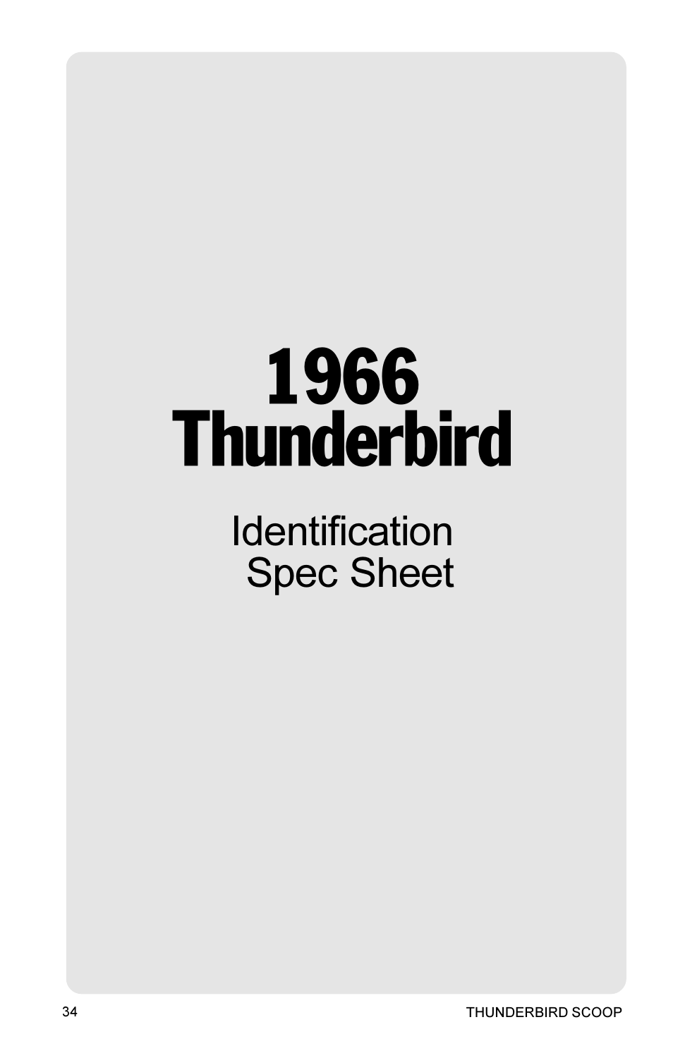# 1966 Thunderbird

Identification
Spec Sheet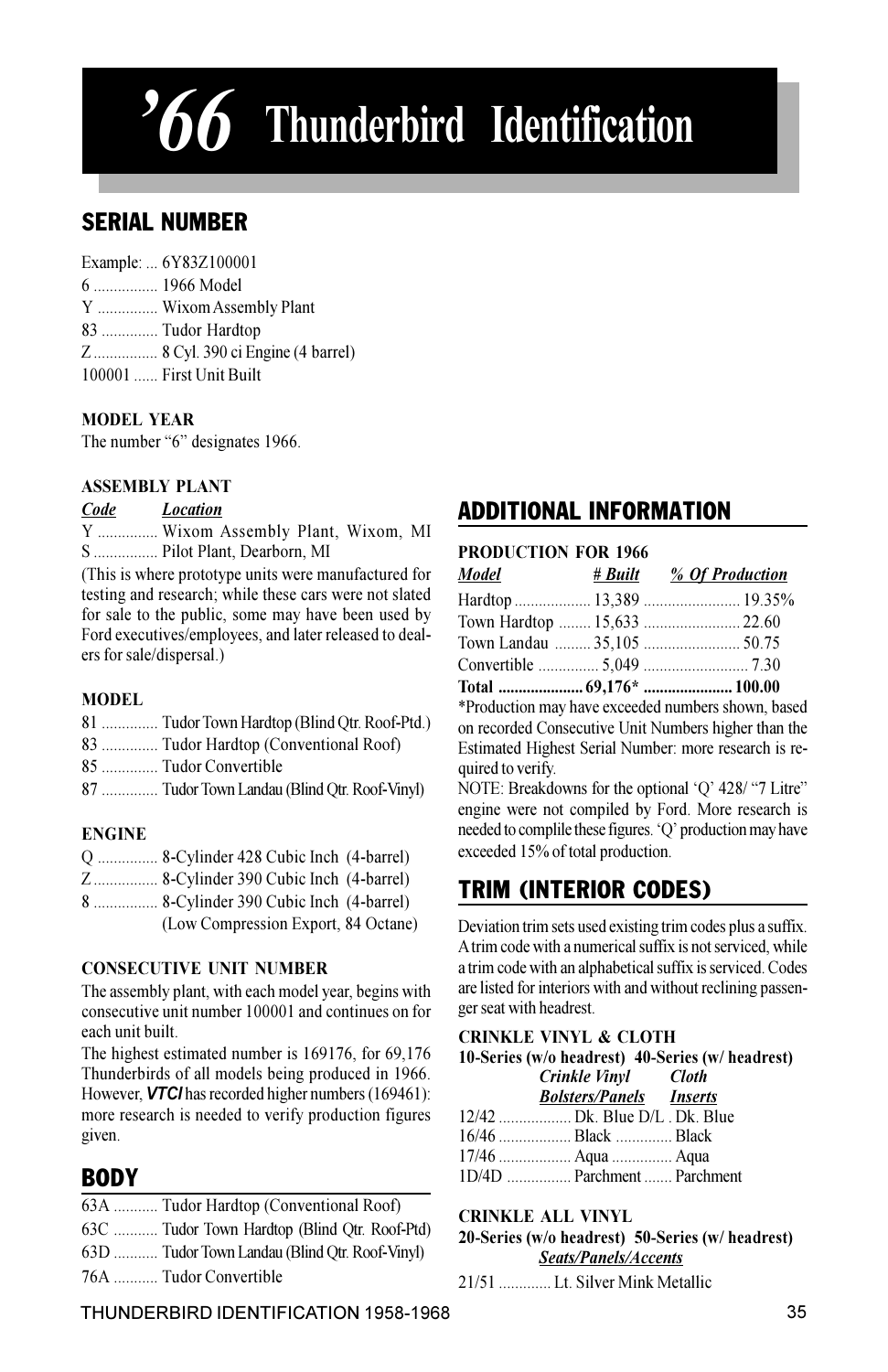# '66 Thunderbird Identification

## SERIAL NUMBER

Example: ... 6Y83Z100001

6 ................ 1966 Model
Y ............... Wixom Assembly Plant
83 .............. Tudor Hardtop
Z ................ 8 Cyl. 390 ci Engine (4 barrel)
100001 ...... First Unit Built

### MODEL YEAR

The number "6" designates 1966.

### ASSEMBLY PLANT

| ***Code*** | ***Location*** |
|---|---|
| Y | Wixom Assembly Plant, Wixom, MI |
| S | Pilot Plant, Dearborn, MI |

(This is where prototype units were manufactured for testing and research; while these cars were not slated for sale to the public, some may have been used by Ford executives/employees, and later released to dealers for sale/dispersal.)

### MODEL

81 .............. Tudor Town Hardtop (Blind Qtr. Roof-Ptd.)
83 .............. Tudor Hardtop (Conventional Roof)
85 .............. Tudor Convertible
87 .............. Tudor Town Landau (Blind Qtr. Roof-Vinyl)

### ENGINE

Q ............... 8-Cylinder 428 Cubic Inch (4-barrel)
Z ................ 8-Cylinder 390 Cubic Inch (4-barrel)
8 ................ 8-Cylinder 390 Cubic Inch (4-barrel)
(Low Compression Export, 84 Octane)

### CONSECUTIVE UNIT NUMBER

The assembly plant, with each model year, begins with consecutive unit number 100001 and continues on for each unit built.

The highest estimated number is 169176, for 69,176 Thunderbirds of all models being produced in 1966. However, ***VTCI*** has recorded higher numbers (169461): more research is needed to verify production figures given.

## BODY

63A ........... Tudor Hardtop (Conventional Roof)
63C ........... Tudor Town Hardtop (Blind Qtr. Roof-Ptd)
63D ........... Tudor Town Landau (Blind Qtr. Roof-Vinyl)
76A ........... Tudor Convertible

## ADDITIONAL INFORMATION

### PRODUCTION FOR 1966

| ***Model*** | ***# Built*** | ***% Of Production*** |
|---|---|---|
| Hardtop | 13,389 | 19.35% |
| Town Hardtop | 15,633 | 22.60 |
| Town Landau | 35,105 | 50.75 |
| Convertible | 5,049 | 7.30 |
| **Total** | **69,176*** | **100.00** |

*Production may have exceeded numbers shown, based on recorded Consecutive Unit Numbers higher than the Estimated Highest Serial Number: more research is required to verify.

NOTE: Breakdowns for the optional 'Q' 428/ "7 Litre" engine were not compiled by Ford. More research is needed to complile these figures. 'Q' production may have exceeded 15% of total production.

## TRIM (INTERIOR CODES)

Deviation trim sets used existing trim codes plus a suffix. A trim code with a numerical suffix is not serviced, while a trim code with an alphabetical suffix is serviced. Codes are listed for interiors with and without reclining passenger seat with headrest.

### CRINKLE VINYL & CLOTH

**10-Series (w/o headrest) 40-Series (w/ headrest)**

| | ***Crinkle Vinyl Bolsters/Panels*** | ***Cloth Inserts*** |
|---|---|---|
| 12/42 | Dk. Blue D/L | Dk. Blue |
| 16/46 | Black | Black |
| 17/46 | Aqua | Aqua |
| 1D/4D | Parchment | Parchment |

### CRINKLE ALL VINYL

**20-Series (w/o headrest) 50-Series (w/ headrest)**

| | ***Seats/Panels/Accents*** |
|---|---|
| 21/51 | Lt. Silver Mink Metallic |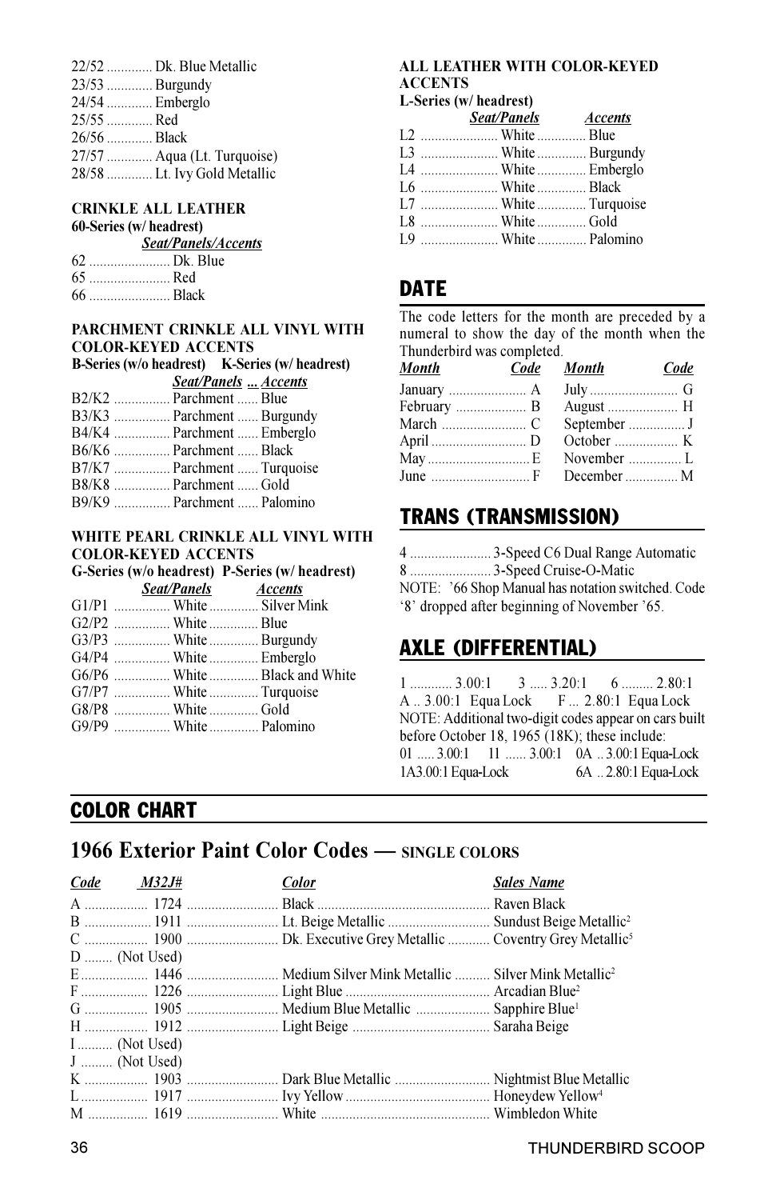22/52 ............. Dk. Blue Metallic
23/53 ............. Burgundy
24/54 ............. Emberglo
25/55 ............. Red
26/56 ............. Black
27/57 ............. Aqua (Lt. Turquoise)
28/58 ............. Lt. Ivy Gold Metallic

**CRINKLE ALL LEATHER**
**60-Series (w/ headrest)**

| | *Seat/Panels/Accents* |
|---|---|
| 62 | Dk. Blue |
| 65 | Red |
| 66 | Black |

**PARCHMENT CRINKLE ALL VINYL WITH COLOR-KEYED ACCENTS**
**B-Series (w/o headrest) K-Series (w/ headrest)**

| | *Seat/Panels* | *Accents* |
|---|---|---|
| B2/K2 | Parchment | Blue |
| B3/K3 | Parchment | Burgundy |
| B4/K4 | Parchment | Emberglo |
| B6/K6 | Parchment | Black |
| B7/K7 | Parchment | Turquoise |
| B8/K8 | Parchment | Gold |
| B9/K9 | Parchment | Palomino |

**WHITE PEARL CRINKLE ALL VINYL WITH COLOR-KEYED ACCENTS**
**G-Series (w/o headrest) P-Series (w/ headrest)**

| | *Seat/Panels* | *Accents* |
|---|---|---|
| G1/P1 | White | Silver Mink |
| G2/P2 | White | Blue |
| G3/P3 | White | Burgundy |
| G4/P4 | White | Emberglo |
| G6/P6 | White | Black and White |
| G7/P7 | White | Turquoise |
| G8/P8 | White | Gold |
| G9/P9 | White | Palomino |

**ALL LEATHER WITH COLOR-KEYED ACCENTS**
**L-Series (w/ headrest)**

| | *Seat/Panels* | *Accents* |
|---|---|---|
| L2 | White | Blue |
| L3 | White | Burgundy |
| L4 | White | Emberglo |
| L6 | White | Black |
| L7 | White | Turquoise |
| L8 | White | Gold |
| L9 | White | Palomino |

## DATE

The code letters for the month are preceded by a numeral to show the day of the month when the Thunderbird was completed.

| *Month* | *Code* | *Month* | *Code* |
|---|---|---|---|
| January | A | July | G |
| February | B | August | H |
| March | C | September | J |
| April | D | October | K |
| May | E | November | L |
| June | F | December | M |

## TRANS (TRANSMISSION)

4 ....................... 3-Speed C6 Dual Range Automatic
8 ....................... 3-Speed Cruise-O-Matic
NOTE: '66 Shop Manual has notation switched. Code '8' dropped after beginning of November '65.

## AXLE (DIFFERENTIAL)

1 ........... 3.00:1  3 ..... 3.20:1  6 ......... 2.80:1
A .. 3.00:1 Equa Lock  F ... 2.80:1 Equa Lock
NOTE: Additional two-digit codes appear on cars built before October 18, 1965 (18K); these include:
01 ..... 3.00:1  11 ...... 3.00:1  0A .. 3.00:1 Equa-Lock
1A 3.00:1 Equa-Lock  6A .. 2.80:1 Equa-Lock

## COLOR CHART

# 1966 Exterior Paint Color Codes — SINGLE COLORS

| *Code* | *M32J#* | *Color* | *Sales Name* |
|---|---|---|---|
| A | 1724 | Black | Raven Black |
| B | 1911 | Lt. Beige Metallic | Sundust Beige Metallic[2] |
| C | 1900 | Dk. Executive Grey Metallic | Coventry Grey Metallic[5] |
| D | (Not Used) | | |
| E | 1446 | Medium Silver Mink Metallic | Silver Mink Metallic[2] |
| F | 1226 | Light Blue | Arcadian Blue[2] |
| G | 1905 | Medium Blue Metallic | Sapphire Blue[1] |
| H | 1912 | Light Beige | Saraha Beige |
| I | (Not Used) | | |
| J | (Not Used) | | |
| K | 1903 | Dark Blue Metallic | Nightmist Blue Metallic |
| L | 1917 | Ivy Yellow | Honeydew Yellow[4] |
| M | 1619 | White | Wimbledon White |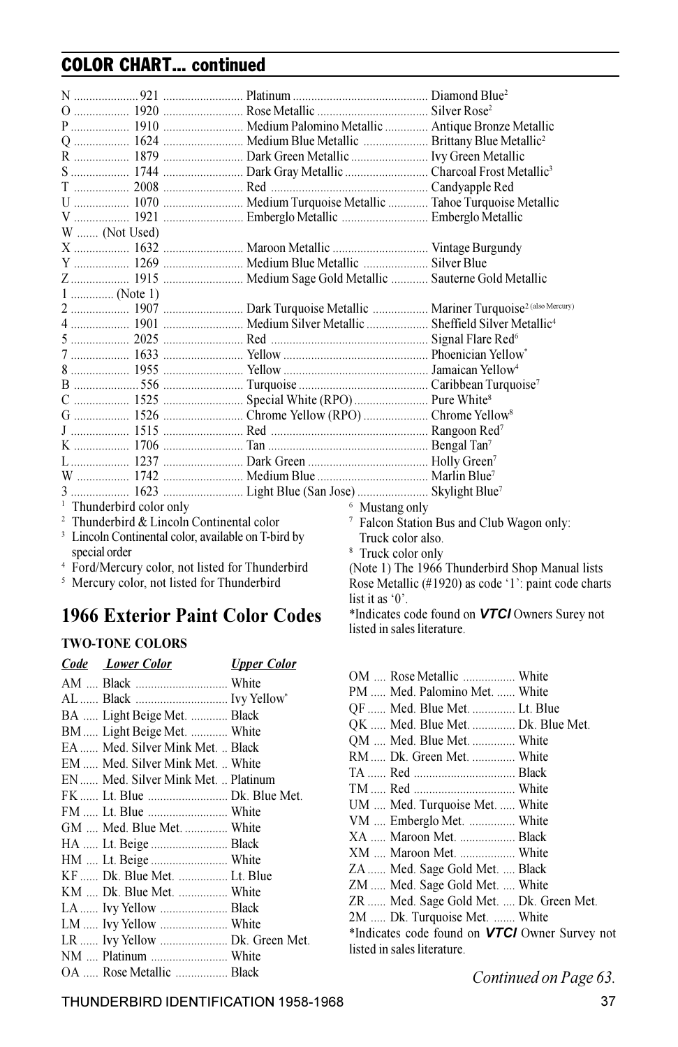## COLOR CHART... continued

| Code | Number | Color | Name |
|---|---|---|---|
| N | 921 | Platinum | Diamond Blue[2] |
| O | 1920 | Rose Metallic | Silver Rose[2] |
| P | 1910 | Medium Palomino Metallic | Antique Bronze Metallic |
| Q | 1624 | Medium Blue Metallic | Brittany Blue Metallic[2] |
| R | 1879 | Dark Green Metallic | Ivy Green Metallic |
| S | 1744 | Dark Gray Metallic | Charcoal Frost Metallic[3] |
| T | 2008 | Red | Candyapple Red |
| U | 1070 | Medium Turquoise Metallic | Tahoe Turquoise Metallic |
| V | 1921 | Emberglo Metallic | Emberglo Metallic |
| W | (Not Used) | | |
| X | 1632 | Maroon Metallic | Vintage Burgundy |
| Y | 1269 | Medium Blue Metallic | Silver Blue |
| Z | 1915 | Medium Sage Gold Metallic | Sauterne Gold Metallic |
| 1 | (Note 1) | | |
| 2 | 1907 | Dark Turquoise Metallic | Mariner Turquoise[2 (also Mercury)] |
| 4 | 1901 | Medium Silver Metallic | Sheffield Silver Metallic[4] |
| 5 | 2025 | Red | Signal Flare Red[6] |
| 7 | 1633 | Yellow | Phoenician Yellow* |
| 8 | 1955 | Yellow | Jamaican Yellow[4] |
| B | 556 | Turquoise | Caribbean Turquoise[7] |
| C | 1525 | Special White (RPO) | Pure White[8] |
| G | 1526 | Chrome Yellow (RPO) | Chrome Yellow[8] |
| J | 1515 | Red | Rangoon Red[7] |
| K | 1706 | Tan | Bengal Tan[7] |
| L | 1237 | Dark Green | Holly Green[7] |
| W | 1742 | Medium Blue | Marlin Blue[7] |
| 3 | 1623 | Light Blue (San Jose) | Skylight Blue[7] |

[1] Thunderbird color only
[2] Thunderbird & Lincoln Continental color
[3] Lincoln Continental color, available on T-bird by special order
[4] Ford/Mercury color, not listed for Thunderbird
[5] Mercury color, not listed for Thunderbird
[6] Mustang only
[7] Falcon Station Bus and Club Wagon only: Truck color also.
[8] Truck color only

(Note 1) The 1966 Thunderbird Shop Manual lists Rose Metallic (#1920) as code '1': paint code charts list it as '0'.

*Indicates code found on ***VTCI*** Owners Surey not listed in sales literature.

# 1966 Exterior Paint Color Codes

**TWO-TONE COLORS**

| Code | Lower Color | Upper Color |
|---|---|---|
| AM | Black | White |
| AL | Black | Ivy Yellow* |
| BA | Light Beige Met. | Black |
| BM | Light Beige Met. | White |
| EA | Med. Silver Mink Met. | Black |
| EM | Med. Silver Mink Met. | White |
| EN | Med. Silver Mink Met. | Platinum |
| FK | Lt. Blue | Dk. Blue Met. |
| FM | Lt. Blue | White |
| GM | Med. Blue Met. | White |
| HA | Lt. Beige | Black |
| HM | Lt. Beige | White |
| KF | Dk. Blue Met. | Lt. Blue |
| KM | Dk. Blue Met. | White |
| LA | Ivy Yellow | Black |
| LM | Ivy Yellow | White |
| LR | Ivy Yellow | Dk. Green Met. |
| NM | Platinum | White |
| OA | Rose Metallic | Black |
| OM | Rose Metallic | White |
| PM | Med. Palomino Met. | White |
| QF | Med. Blue Met. | Lt. Blue |
| QK | Med. Blue Met. | Dk. Blue Met. |
| QM | Med. Blue Met. | White |
| RM | Dk. Green Met. | White |
| TA | Red | Black |
| TM | Red | White |
| UM | Med. Turquoise Met. | White |
| VM | Emberglo Met. | White |
| XA | Maroon Met. | Black |
| XM | Maroon Met. | White |
| ZA | Med. Sage Gold Met. | Black |
| ZM | Med. Sage Gold Met. | White |
| ZR | Med. Sage Gold Met. | Dk. Green Met. |
| 2M | Dk. Turquoise Met. | White |

*Indicates code found on ***VTCI*** Owner Survey not listed in sales literature.

*Continued on Page 63.*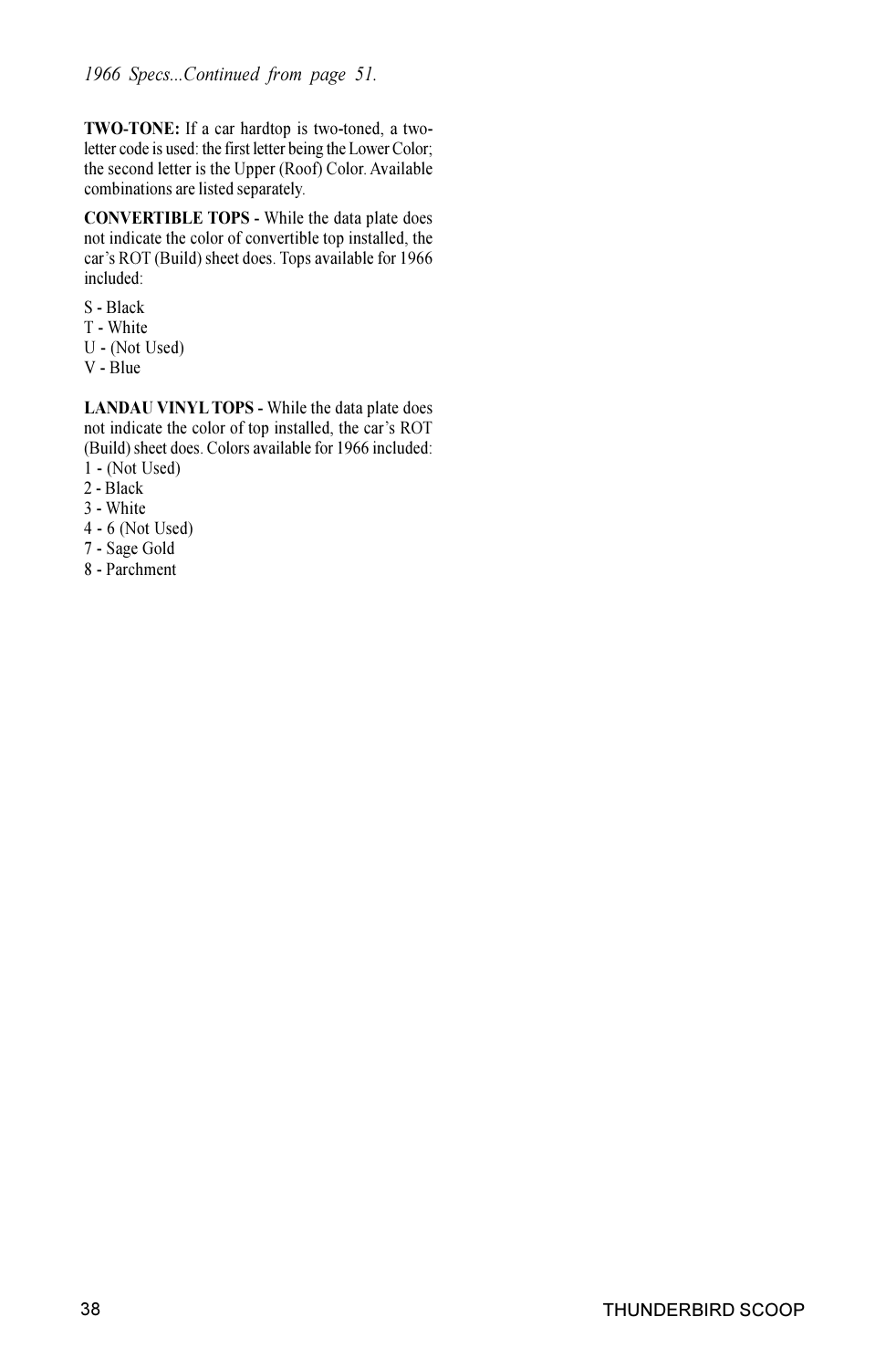*1966 Specs...Continued from page 51.*

**TWO-TONE:** If a car hardtop is two-toned, a two-letter code is used: the first letter being the Lower Color; the second letter is the Upper (Roof) Color. Available combinations are listed separately.

**CONVERTIBLE TOPS -** While the data plate does not indicate the color of convertible top installed, the car's ROT (Build) sheet does. Tops available for 1966 included:

S - Black
T - White
U - (Not Used)
V - Blue

**LANDAU VINYL TOPS -** While the data plate does not indicate the color of top installed, the car's ROT (Build) sheet does. Colors available for 1966 included:
1 - (Not Used)
2 - Black
3 - White
4 - 6 (Not Used)
7 - Sage Gold
8 - Parchment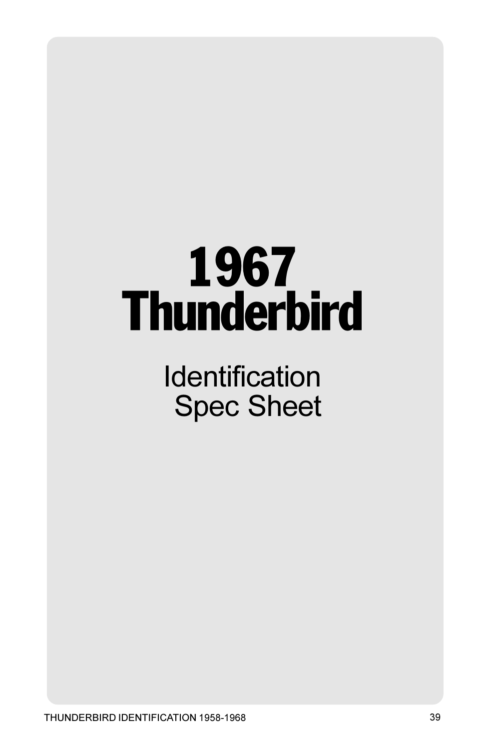# 1967 Thunderbird

Identification
Spec Sheet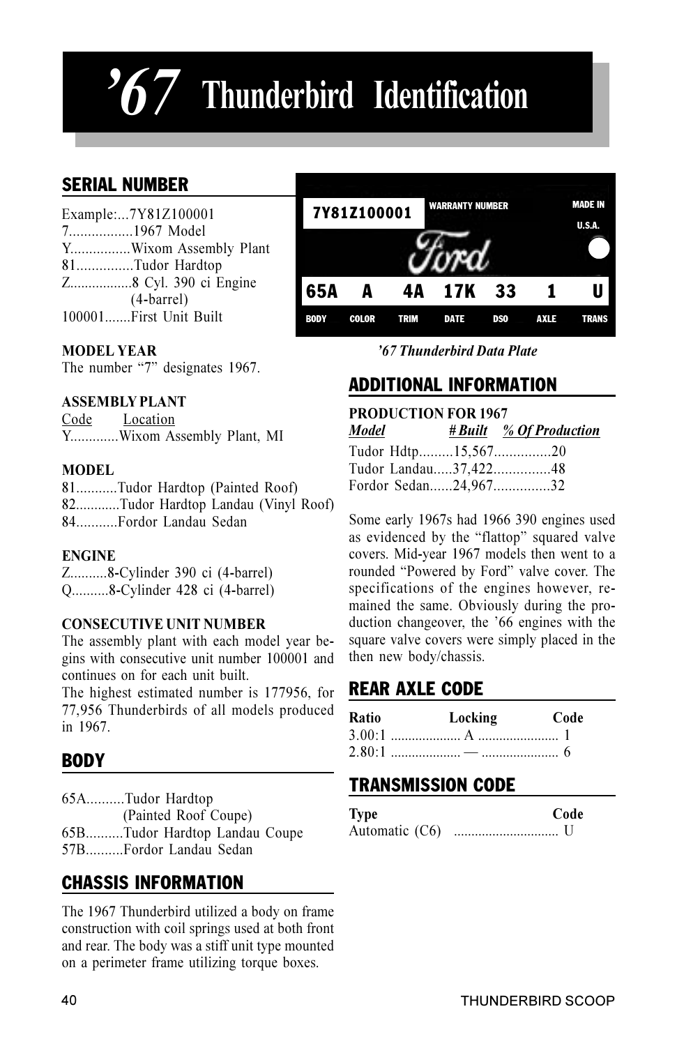# '67 Thunderbird Identification

## SERIAL NUMBER

Example:...7Y81Z100001
7.................1967 Model
Y................Wixom Assembly Plant
81...............Tudor Hardtop
Z.................8 Cyl. 390 ci Engine (4-barrel)
100001.......First Unit Built

**MODEL YEAR**
The number "7" designates 1967.

**ASSEMBLY PLANT**
Code Location
Y.............Wixom Assembly Plant, MI

**MODEL**
81...........Tudor Hardtop (Painted Roof)
82............Tudor Hardtop Landau (Vinyl Roof)
84...........Fordor Landau Sedan

**ENGINE**
Z..........8-Cylinder 390 ci (4-barrel)
Q..........8-Cylinder 428 ci (4-barrel)

**CONSECUTIVE UNIT NUMBER**
The assembly plant with each model year begins with consecutive unit number 100001 and continues on for each unit built.
The highest estimated number is 177956, for 77,956 Thunderbirds of all models produced in 1967.

## BODY

65A..........Tudor Hardtop (Painted Roof Coupe)
65B..........Tudor Hardtop Landau Coupe
57B..........Fordor Landau Sedan

## CHASSIS INFORMATION

The 1967 Thunderbird utilized a body on frame construction with coil springs used at both front and rear. The body was a stiff unit type mounted on a perimeter frame utilizing torque boxes.

7Y81Z100001 WARRANTY NUMBER MADE IN U.S.A.

Ford

| 65A | A | 4A | 17K | 33 | 1 | U |
|---|---|---|---|---|---|---|
| BODY | COLOR | TRIM | DATE | DSO | AXLE | TRANS |

*'67 Thunderbird Data Plate*

## ADDITIONAL INFORMATION

**PRODUCTION FOR 1967**

| *Model* | *# Built* | *% Of Production* |
|---|---|---|
| Tudor Hdtp | 15,567 | 20 |
| Tudor Landau | 37,422 | 48 |
| Fordor Sedan | 24,967 | 32 |

Some early 1967s had 1966 390 engines used as evidenced by the "flattop" squared valve covers. Mid-year 1967 models then went to a rounded "Powered by Ford" valve cover. The specifications of the engines however, remained the same. Obviously during the production changeover, the '66 engines with the square valve covers were simply placed in the then new body/chassis.

## REAR AXLE CODE

| Ratio | Locking | Code |
|---|---|---|
| 3.00:1 | A | 1 |
| 2.80:1 | — | 6 |

## TRANSMISSION CODE

| Type | Code |
|---|---|
| Automatic (C6) | U |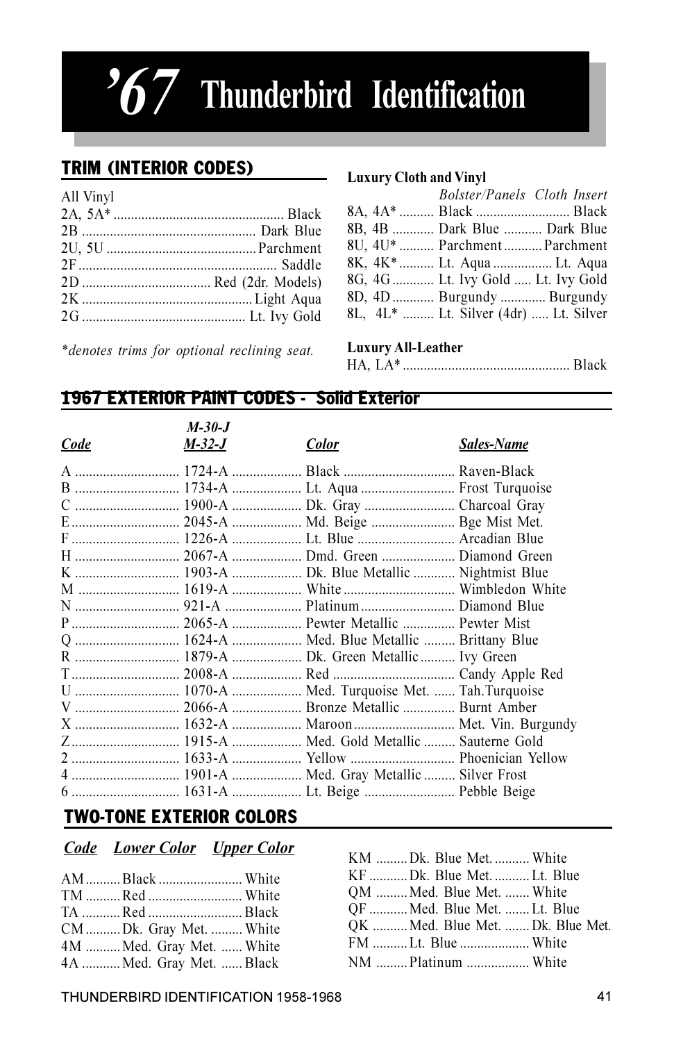# ’67 Thunderbird Identification

## TRIM (INTERIOR CODES)

All Vinyl

| Code | Color |
|---|---|
| 2A, 5A* | Black |
| 2B | Dark Blue |
| 2U, 5U | Parchment |
| 2F | Saddle |
| 2D | Red (2dr. Models) |
| 2K | Light Aqua |
| 2G | Lt. Ivy Gold |

*\*denotes trims for optional reclining seat.*

**Luxury Cloth and Vinyl**

| Code | *Bolster/Panels* | *Cloth Insert* |
|---|---|---|
| 8A, 4A* | Black | Black |
| 8B, 4B | Dark Blue | Dark Blue |
| 8U, 4U* | Parchment | Parchment |
| 8K, 4K* | Lt. Aqua | Lt. Aqua |
| 8G, 4G | Lt. Ivy Gold | Lt. Ivy Gold |
| 8D, 4D | Burgundy | Burgundy |
| 8L, 4L* | Lt. Silver (4dr) | Lt. Silver |

**Luxury All-Leather**

| Code | Color |
|---|---|
| HA, LA* | Black |

## 1967 EXTERIOR PAINT CODES - Solid Exterior

| *Code* | *M-30-J M-32-J* | *Color* | *Sales-Name* |
|---|---|---|---|
| A | 1724-A | Black | Raven-Black |
| B | 1734-A | Lt. Aqua | Frost Turquoise |
| C | 1900-A | Dk. Gray | Charcoal Gray |
| E | 2045-A | Md. Beige | Bge Mist Met. |
| F | 1226-A | Lt. Blue | Arcadian Blue |
| H | 2067-A | Dmd. Green | Diamond Green |
| K | 1903-A | Dk. Blue Metallic | Nightmist Blue |
| M | 1619-A | White | Wimbledon White |
| N | 921-A | Platinum | Diamond Blue |
| P | 2065-A | Pewter Metallic | Pewter Mist |
| Q | 1624-A | Med. Blue Metallic | Brittany Blue |
| R | 1879-A | Dk. Green Metallic | Ivy Green |
| T | 2008-A | Red | Candy Apple Red |
| U | 1070-A | Med. Turquoise Met. | Tah.Turquoise |
| V | 2066-A | Bronze Metallic | Burnt Amber |
| X | 1632-A | Maroon | Met. Vin. Burgundy |
| Z | 1915-A | Med. Gold Metallic | Sauterne Gold |
| 2 | 1633-A | Yellow | Phoenician Yellow |
| 4 | 1901-A | Med. Gray Metallic | Silver Frost |
| 6 | 1631-A | Lt. Beige | Pebble Beige |

## TWO-TONE EXTERIOR COLORS

| *Code* | *Lower Color* | *Upper Color* |
|---|---|---|
| AM | Black | White |
| TM | Red | White |
| TA | Red | Black |
| CM | Dk. Gray Met. | White |
| 4M | Med. Gray Met. | White |
| 4A | Med. Gray Met. | Black |
| KM | Dk. Blue Met. | White |
| KF | Dk. Blue Met. | Lt. Blue |
| QM | Med. Blue Met. | White |
| QF | Med. Blue Met. | Lt. Blue |
| QK | Med. Blue Met. | Dk. Blue Met. |
| FM | Lt. Blue | White |
| NM | Platinum | White |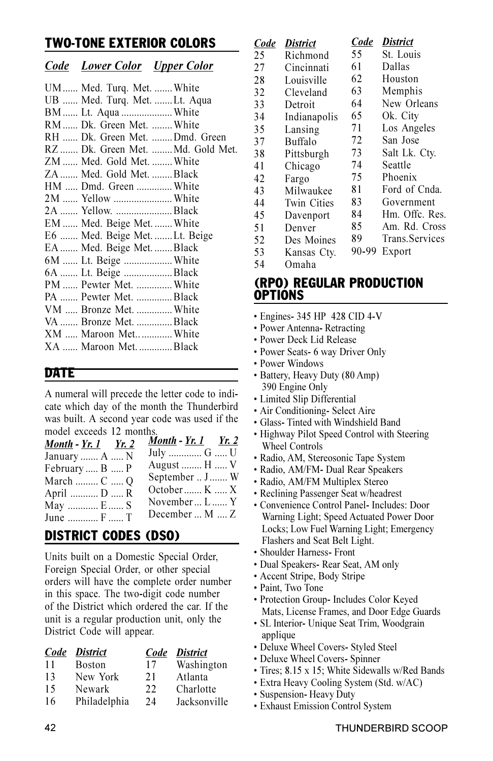## TWO-TONE EXTERIOR COLORS

| *Code* | *Lower Color* | *Upper Color* |
|---|---|---|
| UM | Med. Turq. Met. | White |
| UB | Med. Turq. Met. | Lt. Aqua |
| BM | Lt. Aqua | White |
| RM | Dk. Green Met. | White |
| RH | Dk. Green Met. | Dmd. Green |
| RZ | Dk. Green Met. | Md. Gold Met. |
| ZM | Med. Gold Met. | White |
| ZA | Med. Gold Met. | Black |
| HM | Dmd. Green | White |
| 2M | Yellow | White |
| 2A | Yellow. | Black |
| EM | Med. Beige Met. | White |
| E6 | Med. Beige Met. | Lt. Beige |
| EA | Med. Beige Met. | Black |
| 6M | Lt. Beige | White |
| 6A | Lt. Beige | Black |
| PM | Pewter Met. | White |
| PA | Pewter Met. | Black |
| VM | Bronze Met. | White |
| VA | Bronze Met. | Black |
| XM | Maroon Met.. | White |
| XA | Maroon Met. | Black |

## DATE

A numeral will precede the letter code to indicate which day of the month the Thunderbird was built. A second year code was used if the model exceeds 12 months.

| *Month* - *Yr. 1* | *Yr. 2* |
|---|---|
| January ....... A | N |
| February ..... B | P |
| March ......... C | Q |
| April ........... D | R |
| May ............ E | S |
| June ............ F | T |
| July ............. G | U |
| August ........ H | V |
| September .. J | W |
| October ....... K | X |
| November ... L | Y |
| December ... M | Z |

## DISTRICT CODES (DSO)

Units built on a Domestic Special Order, Foreign Special Order, or other special orders will have the complete order number in this space. The two-digit code number of the District which ordered the car. If the unit is a regular production unit, only the District Code will appear.

| *Code* | *District* |
|---|---|
| 11 | Boston |
| 13 | New York |
| 15 | Newark |
| 16 | Philadelphia |
| 17 | Washington |
| 21 | Atlanta |
| 22 | Charlotte |
| 24 | Jacksonville |
| 25 | Richmond |
| 27 | Cincinnati |
| 28 | Louisville |
| 32 | Cleveland |
| 33 | Detroit |
| 34 | Indianapolis |
| 35 | Lansing |
| 37 | Buffalo |
| 38 | Pittsburgh |
| 41 | Chicago |
| 42 | Fargo |
| 43 | Milwaukee |
| 44 | Twin Cities |
| 45 | Davenport |
| 51 | Denver |
| 52 | Des Moines |
| 53 | Kansas Cty. |
| 54 | Omaha |
| 55 | St. Louis |
| 61 | Dallas |
| 62 | Houston |
| 63 | Memphis |
| 64 | New Orleans |
| 65 | Ok. City |
| 71 | Los Angeles |
| 72 | San Jose |
| 73 | Salt Lk. Cty. |
| 74 | Seattle |
| 75 | Phoenix |
| 81 | Ford of Cnda. |
| 83 | Government |
| 84 | Hm. Offc. Res. |
| 85 | Am. Rd. Cross |
| 89 | Trans.Services |
| 90-99 | Export |

## (RPO) REGULAR PRODUCTION OPTIONS

- Engines- 345 HP 428 CID 4-V
- Power Antenna- Retracting
- Power Deck Lid Release
- Power Seats- 6 way Driver Only
- Power Windows
- Battery, Heavy Duty (80 Amp) 390 Engine Only
- Limited Slip Differential
- Air Conditioning- Select Aire
- Glass- Tinted with Windshield Band
- Highway Pilot Speed Control with Steering Wheel Controls
- Radio, AM, Stereosonic Tape System
- Radio, AM/FM- Dual Rear Speakers
- Radio, AM/FM Multiplex Stereo
- Reclining Passenger Seat w/headrest
- Convenience Control Panel- Includes: Door Warning Light; Speed Actuated Power Door Locks; Low Fuel Warning Light; Emergency Flashers and Seat Belt Light.
- Shoulder Harness- Front
- Dual Speakers- Rear Seat, AM only
- Accent Stripe, Body Stripe
- Paint, Two Tone
- Protection Group- Includes Color Keyed Mats, License Frames, and Door Edge Guards
- SL Interior- Unique Seat Trim, Woodgrain applique
- Deluxe Wheel Covers- Styled Steel
- Deluxe Wheel Covers- Spinner
- Tires; 8.15 x 15; White Sidewalls w/Red Bands
- Extra Heavy Cooling System (Std. w/AC)
- Suspension- Heavy Duty
- Exhaust Emission Control System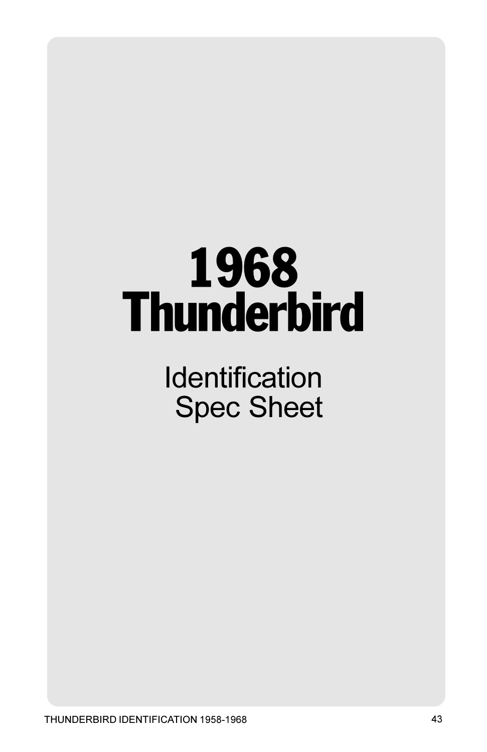# 1968 Thunderbird

Identification
Spec Sheet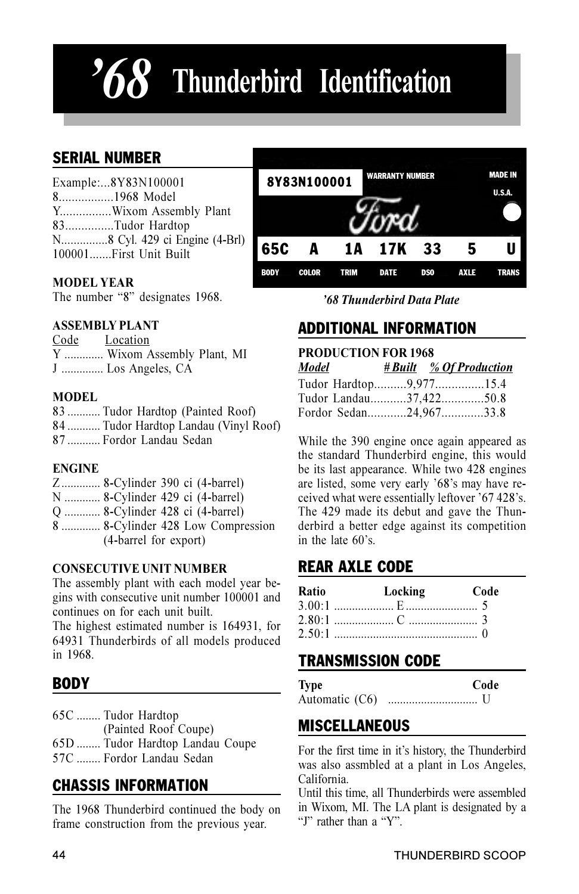# '68 Thunderbird Identification

## SERIAL NUMBER

Example:...8Y83N100001
8.................1968 Model
Y................Wixom Assembly Plant
83...............Tudor Hardtop
N...............8 Cyl. 429 ci Engine (4-Brl)
100001.......First Unit Built

**MODEL YEAR**
The number "8" designates 1968.

**ASSEMBLY PLANT**

| Code | Location |
|---|---|
| Y | Wixom Assembly Plant, MI |
| J | Los Angeles, CA |

**MODEL**

83 ........... Tudor Hardtop (Painted Roof)
84 ........... Tudor Hardtop Landau (Vinyl Roof)
87 ........... Fordor Landau Sedan

**ENGINE**

Z ............. 8-Cylinder 390 ci (4-barrel)
N ............ 8-Cylinder 429 ci (4-barrel)
Q ............ 8-Cylinder 428 ci (4-barrel)
8 ............. 8-Cylinder 428 Low Compression (4-barrel for export)

**CONSECUTIVE UNIT NUMBER**
The assembly plant with each model year begins with consecutive unit number 100001 and continues on for each unit built.
The highest estimated number is 164931, for 64931 Thunderbirds of all models produced in 1968.

## BODY

65C ........ Tudor Hardtop (Painted Roof Coupe)
65D ........ Tudor Hardtop Landau Coupe
57C ........ Fordor Landau Sedan

## CHASSIS INFORMATION

The 1968 Thunderbird continued the body on frame construction from the previous year.

8Y83N100001 WARRANTY NUMBER MADE IN U.S.A.

Ford

| 65C | A | 1A | 17K | 33 | 5 | U |
|---|---|---|---|---|---|---|
| BODY | COLOR | TRIM | DATE | DSO | AXLE | TRANS |

*'68 Thunderbird Data Plate*

## ADDITIONAL INFORMATION

**PRODUCTION FOR 1968**

| Model | # Built | % Of Production |
|---|---|---|
| Tudor Hardtop | 9,977 | 15.4 |
| Tudor Landau | 37,422 | 50.8 |
| Fordor Sedan | 24,967 | 33.8 |

While the 390 engine once again appeared as the standard Thunderbird engine, this would be its last appearance. While two 428 engines are listed, some very early '68's may have received what were essentially leftover '67 428's. The 429 made its debut and gave the Thunderbird a better edge against its competition in the late 60's.

## REAR AXLE CODE

| Ratio | Locking | Code |
|---|---|---|
| 3.00:1 | E | 5 |
| 2.80:1 | C | 3 |
| 2.50:1 | | 0 |

## TRANSMISSION CODE

| Type | Code |
|---|---|
| Automatic (C6) | U |

## MISCELLANEOUS

For the first time in it's history, the Thunderbird was also assmbled at a plant in Los Angeles, California.
Until this time, all Thunderbirds were assembled in Wixom, MI. The LA plant is designated by a "J" rather than a "Y".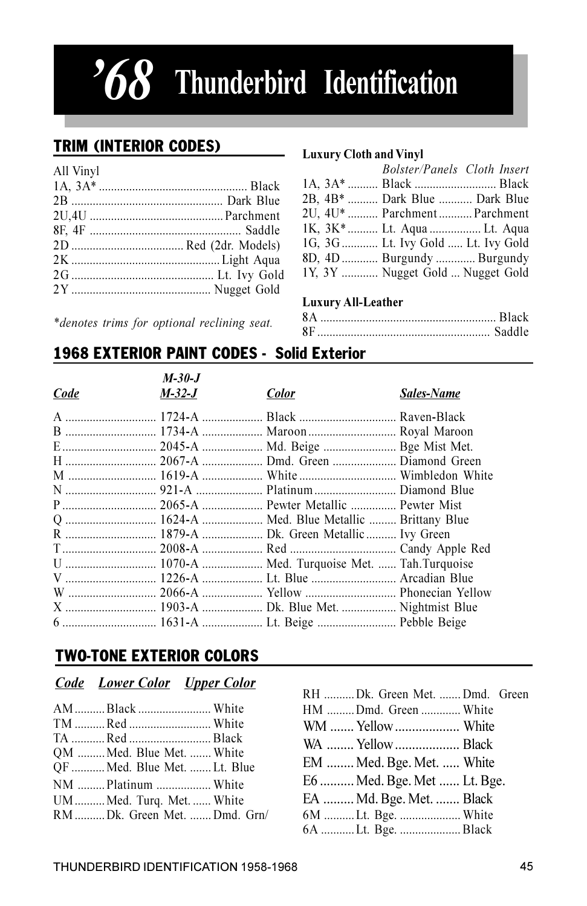# ’68 Thunderbird Identification

## TRIM (INTERIOR CODES)

All Vinyl

| Code | Color |
|---|---|
| 1A, 3A* | Black |
| 2B | Dark Blue |
| 2U,4U | Parchment |
| 8F, 4F | Saddle |
| 2D | Red (2dr. Models) |
| 2K | Light Aqua |
| 2G | Lt. Ivy Gold |
| 2Y | Nugget Gold |

*\*denotes trims for optional reclining seat.*

**Luxury Cloth and Vinyl**

| Code | *Bolster/Panels* | *Cloth Insert* |
|---|---|---|
| 1A, 3A* | Black | Black |
| 2B, 4B* | Dark Blue | Dark Blue |
| 2U, 4U* | Parchment | Parchment |
| 1K, 3K* | Lt. Aqua | Lt. Aqua |
| 1G, 3G | Lt. Ivy Gold | Lt. Ivy Gold |
| 8D, 4D | Burgundy | Burgundy |
| 1Y, 3Y | Nugget Gold | Nugget Gold |

**Luxury All-Leather**

| Code | Color |
|---|---|
| 8A | Black |
| 8F | Saddle |

## 1968 EXTERIOR PAINT CODES - Solid Exterior

| *Code* | *M-30-J M-32-J* | *Color* | *Sales-Name* |
|---|---|---|---|
| A | 1724-A | Black | Raven-Black |
| B | 1734-A | Maroon | Royal Maroon |
| E | 2045-A | Md. Beige | Bge Mist Met. |
| H | 2067-A | Dmd. Green | Diamond Green |
| M | 1619-A | White | Wimbledon White |
| N | 921-A | Platinum | Diamond Blue |
| P | 2065-A | Pewter Metallic | Pewter Mist |
| Q | 1624-A | Med. Blue Metallic | Brittany Blue |
| R | 1879-A | Dk. Green Metallic | Ivy Green |
| T | 2008-A | Red | Candy Apple Red |
| U | 1070-A | Med. Turquoise Met. | Tah.Turquoise |
| V | 1226-A | Lt. Blue | Arcadian Blue |
| W | 2066-A | Yellow | Phonecian Yellow |
| X | 1903-A | Dk. Blue Met. | Nightmist Blue |
| 6 | 1631-A | Lt. Beige | Pebble Beige |

## TWO-TONE EXTERIOR COLORS

| *Code* | *Lower Color* | *Upper Color* |
|---|---|---|
| AM | Black | White |
| TM | Red | White |
| TA | Red | Black |
| QM | Med. Blue Met. | White |
| QF | Med. Blue Met. | Lt. Blue |
| NM | Platinum | White |
| UM | Med. Turq. Met. | White |
| RM | Dk. Green Met. | Dmd. Grn/ |
| RH | Dk. Green Met. | Dmd. Green |
| HM | Dmd. Green | White |
| WM | Yellow | White |
| WA | Yellow | Black |
| EM | Med. Bge. Met. | White |
| E6 | Med. Bge. Met | Lt. Bge. |
| EA | Md. Bge. Met. | Black |
| 6M | Lt. Bge. | White |
| 6A | Lt. Bge. | Black |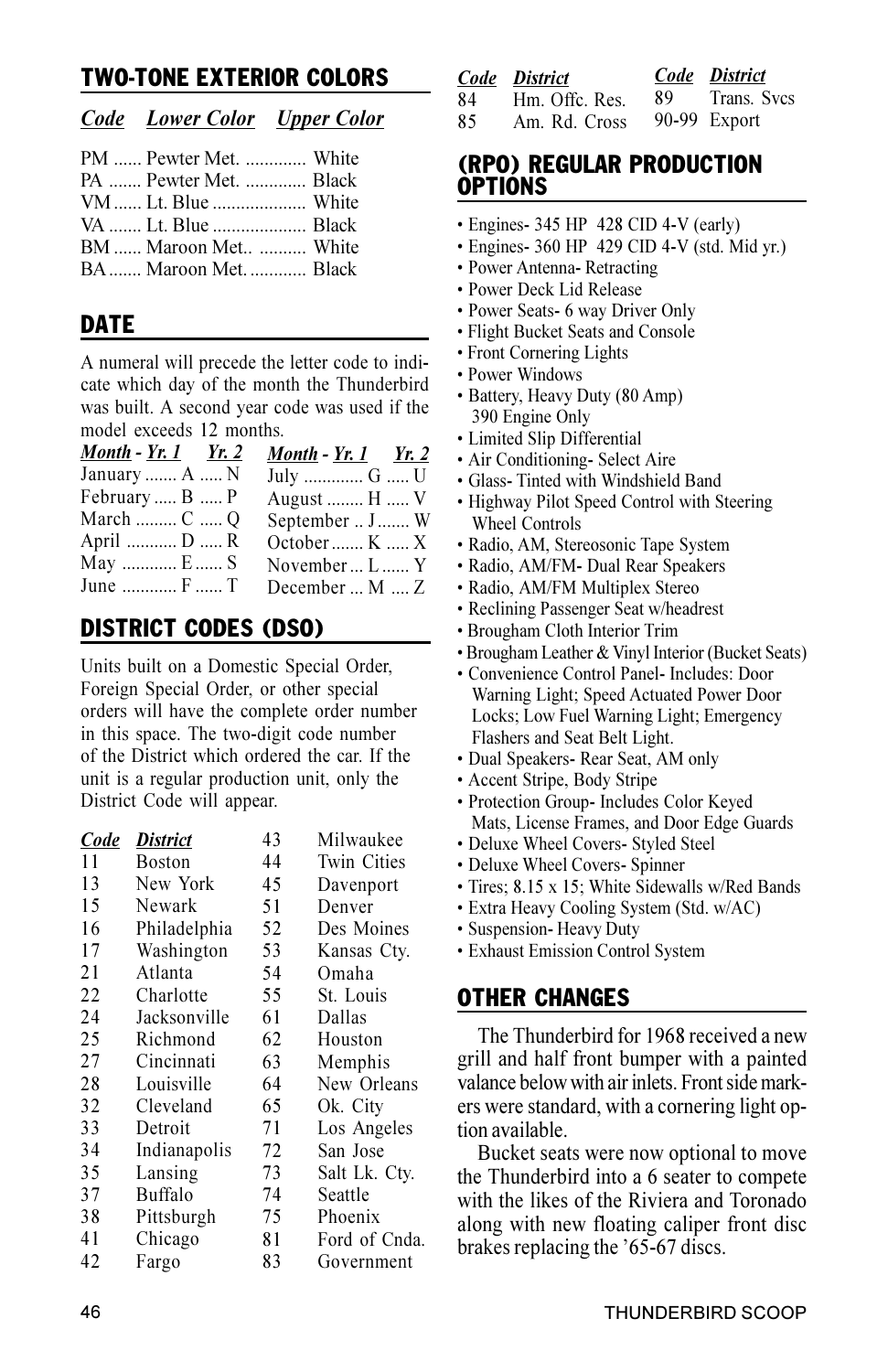## TWO-TONE EXTERIOR COLORS

| Code | Lower Color | Upper Color |
|---|---|---|
| PM | Pewter Met. | White |
| PA | Pewter Met. | Black |
| VM | Lt. Blue | White |
| VA | Lt. Blue | Black |
| BM | Maroon Met.. | White |
| BA | Maroon Met. | Black |

## DATE

A numeral will precede the letter code to indicate which day of the month the Thunderbird was built. A second year code was used if the model exceeds 12 months.

| Month | Yr. 1 | Yr. 2 |
|---|---|---|
| January | A | N |
| February | B | P |
| March | C | Q |
| April | D | R |
| May | E | S |
| June | F | T |
| July | G | U |
| August | H | V |
| September | J | W |
| October | K | X |
| November | L | Y |
| December | M | Z |

## DISTRICT CODES (DSO)

Units built on a Domestic Special Order, Foreign Special Order, or other special orders will have the complete order number in this space. The two-digit code number of the District which ordered the car. If the unit is a regular production unit, only the District Code will appear.

| Code | District |
|---|---|
| 11 | Boston |
| 13 | New York |
| 15 | Newark |
| 16 | Philadelphia |
| 17 | Washington |
| 21 | Atlanta |
| 22 | Charlotte |
| 24 | Jacksonville |
| 25 | Richmond |
| 27 | Cincinnati |
| 28 | Louisville |
| 32 | Cleveland |
| 33 | Detroit |
| 34 | Indianapolis |
| 35 | Lansing |
| 37 | Buffalo |
| 38 | Pittsburgh |
| 41 | Chicago |
| 42 | Fargo |
| 43 | Milwaukee |
| 44 | Twin Cities |
| 45 | Davenport |
| 51 | Denver |
| 52 | Des Moines |
| 53 | Kansas Cty. |
| 54 | Omaha |
| 55 | St. Louis |
| 61 | Dallas |
| 62 | Houston |
| 63 | Memphis |
| 64 | New Orleans |
| 65 | Ok. City |
| 71 | Los Angeles |
| 72 | San Jose |
| 73 | Salt Lk. Cty. |
| 74 | Seattle |
| 75 | Phoenix |
| 81 | Ford of Cnda. |
| 83 | Government |
| 84 | Hm. Offc. Res. |
| 85 | Am. Rd. Cross |
| 89 | Trans. Svcs |
| 90-99 | Export |

## (RPO) REGULAR PRODUCTION OPTIONS

- Engines- 345 HP 428 CID 4-V (early)
- Engines- 360 HP 429 CID 4-V (std. Mid yr.)
- Power Antenna- Retracting
- Power Deck Lid Release
- Power Seats- 6 way Driver Only
- Flight Bucket Seats and Console
- Front Cornering Lights
- Power Windows
- Battery, Heavy Duty (80 Amp) 390 Engine Only
- Limited Slip Differential
- Air Conditioning- Select Aire
- Glass- Tinted with Windshield Band
- Highway Pilot Speed Control with Steering Wheel Controls
- Radio, AM, Stereosonic Tape System
- Radio, AM/FM- Dual Rear Speakers
- Radio, AM/FM Multiplex Stereo
- Reclining Passenger Seat w/headrest
- Brougham Cloth Interior Trim
- Brougham Leather & Vinyl Interior (Bucket Seats)
- Convenience Control Panel- Includes: Door Warning Light; Speed Actuated Power Door Locks; Low Fuel Warning Light; Emergency Flashers and Seat Belt Light.
- Dual Speakers- Rear Seat, AM only
- Accent Stripe, Body Stripe
- Protection Group- Includes Color Keyed Mats, License Frames, and Door Edge Guards
- Deluxe Wheel Covers- Styled Steel
- Deluxe Wheel Covers- Spinner
- Tires; 8.15 x 15; White Sidewalls w/Red Bands
- Extra Heavy Cooling System (Std. w/AC)
- Suspension- Heavy Duty
- Exhaust Emission Control System

## OTHER CHANGES

The Thunderbird for 1968 received a new grill and half front bumper with a painted valance below with air inlets. Front side markers were standard, with a cornering light option available.

Bucket seats were now optional to move the Thunderbird into a 6 seater to compete with the likes of the Riviera and Toronado along with new floating caliper front disc brakes replacing the '65-67 discs.